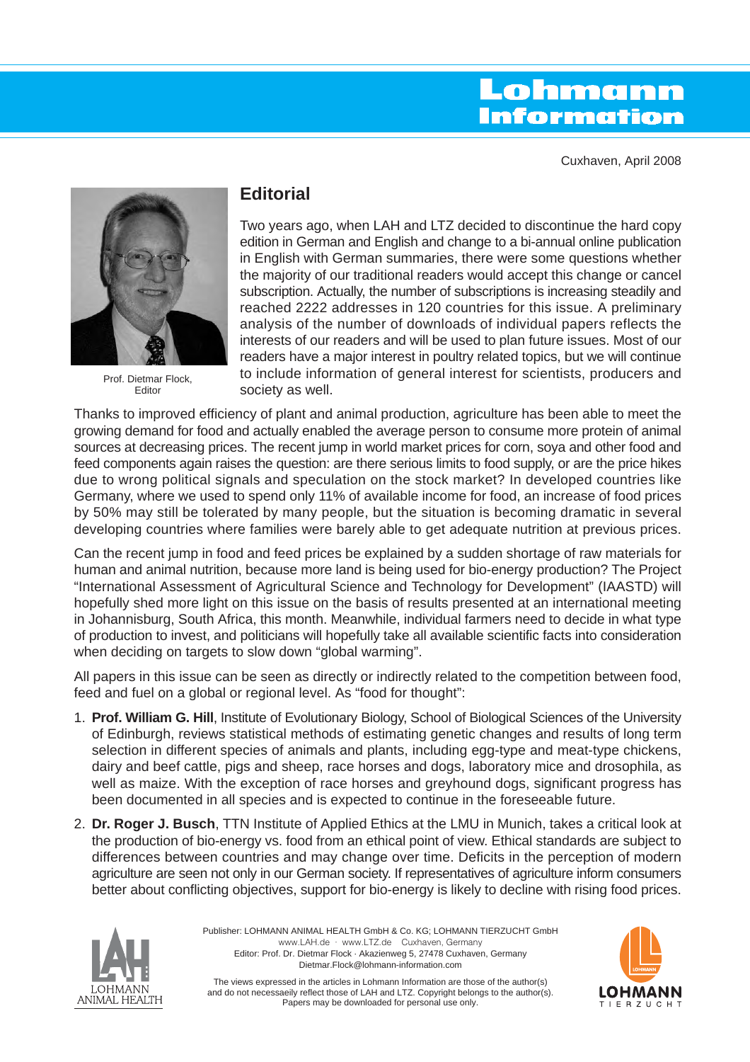# Lohmann Information

Cuxhaven, April 2008

Prof. Dietmar Flock, Editor

## Editorial

Two years ago, when LAH and LTZ decided to discontinue the hard copy edition in German and English and change to a bi-annual online publication in English with German summaries, there were some questions whether the majority of our traditional readers would accept this change or cancel subscription. Actually, the number of subscriptions is increasing steadily and reached 2222 addresses in 120 countries for this issue. A preliminary analysis of the number of downloads of individual papers reflects the interests of our readers and will be used to plan future issues. Most of our readers have a major interest in poultry related topics, but we will continue to include information of general interest for scientists, producers and society as well.

Thanks to improved efficiency of plant and animal production, agriculture has been able to meet the growing demand for food and actually enabled the average person to consume more protein of animal sources at decreasing prices. The recent jump in world market prices for corn, soya and other food and feed components again raises the question: are there serious limits to food supply, or are the price hikes due to wrong political signals and speculation on the stock market? In developed countries like Germany, where we used to spend only 11% of available income for food, an increase of food prices by 50% may still be tolerated by many people, but the situation is becoming dramatic in several developing countries where families were barely able to get adequate nutrition at previous prices.

Can the recent jump in food and feed prices be explained by a sudden shortage of raw materials for human and animal nutrition, because more land is being used for bio-energy production? The Project "International Assessment of Agricultural Science and Technology for Development" (IAASTD) will hopefully shed more light on this issue on the basis of results presented at an international meeting in Johannisburg, South Africa, this month. Meanwhile, individual farmers need to decide in what type of production to invest, and politicians will hopefully take all available scientific facts into consideration when deciding on targets to slow down "global warming".

All papers in this issue can be seen as directly or indirectly related to the competition between food, feed and fuel on a global or regional level. As "food for thought":

1. **Prof. William G. Hill**, Institute of Evolutionary Biology, School of Biological Sciences of the University of Edinburgh, reviews statistical methods of estimating genetic changes and results of long term selection in different species of animals and plants, including egg-type and meat-type chickens, dairy and beef cattle, pigs and sheep, race horses and dogs, laboratory mice and drosophila, as well as maize. With the exception of race horses and greyhound dogs, significant progress has been documented in all species and is expected to continue in the foreseeable future.
2. **Dr. Roger J. Busch**, TTN Institute of Applied Ethics at the LMU in Munich, takes a critical look at the production of bio-energy vs. food from an ethical point of view. Ethical standards are subject to differences between countries and may change over time. Deficits in the perception of modern agriculture are seen not only in our German society. If representatives of agriculture inform consumers better about conflicting objectives, support for bio-energy is likely to decline with rising food prices.

LOHMANN ANIMAL HEALTH

Publisher: LOHMANN ANIMAL HEALTH GmbH & Co. KG; LOHMANN TIERZUCHT GmbH
www.LAH.de · www.LTZ.de Cuxhaven, Germany
Editor: Prof. Dr. Dietmar Flock · Akazienweg 5, 27478 Cuxhaven, Germany
Dietmar.Flock@lohmann-information.com

The views expressed in the articles in Lohmann Information are those of the author(s) and do not necessaeily reflect those of LAH and LTZ. Copyright belongs to the author(s). Papers may be downloaded for personal use only.

LOHMANN TIERZUCHT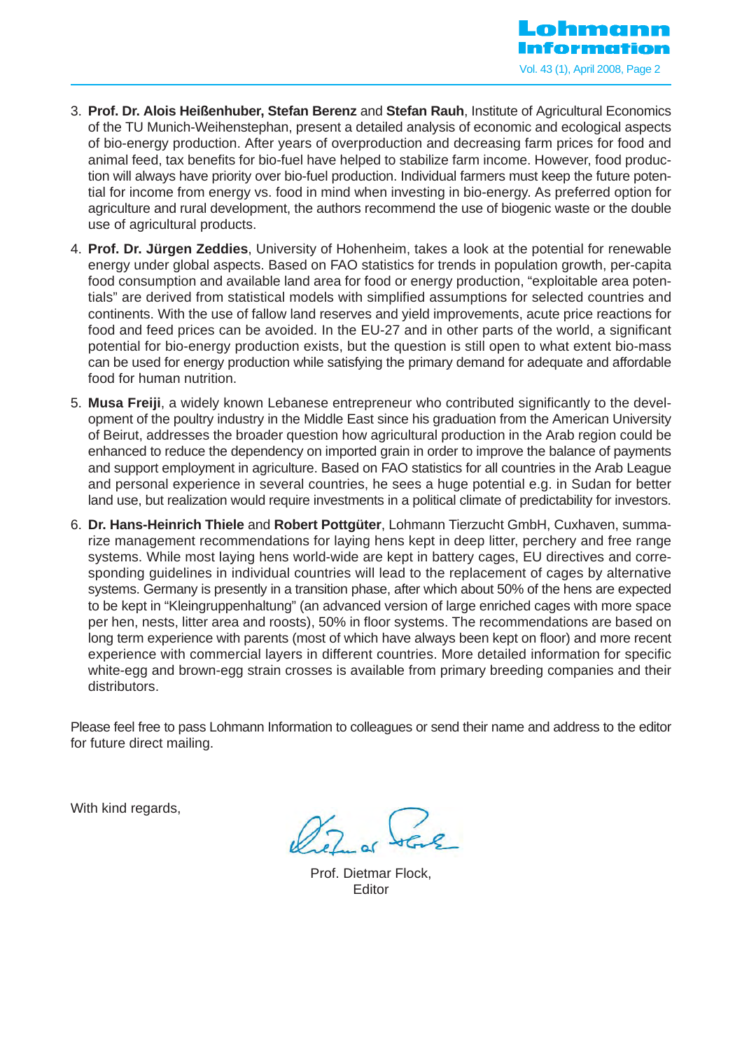3. **Prof. Dr. Alois Heißenhuber, Stefan Berenz** and **Stefan Rauh**, Institute of Agricultural Economics of the TU Munich-Weihenstephan, present a detailed analysis of economic and ecological aspects of bio-energy production. After years of overproduction and decreasing farm prices for food and animal feed, tax benefits for bio-fuel have helped to stabilize farm income. However, food production will always have priority over bio-fuel production. Individual farmers must keep the future potential for income from energy vs. food in mind when investing in bio-energy. As preferred option for agriculture and rural development, the authors recommend the use of biogenic waste or the double use of agricultural products.

4. **Prof. Dr. Jürgen Zeddies**, University of Hohenheim, takes a look at the potential for renewable energy under global aspects. Based on FAO statistics for trends in population growth, per-capita food consumption and available land area for food or energy production, "exploitable area potentials" are derived from statistical models with simplified assumptions for selected countries and continents. With the use of fallow land reserves and yield improvements, acute price reactions for food and feed prices can be avoided. In the EU-27 and in other parts of the world, a significant potential for bio-energy production exists, but the question is still open to what extent bio-mass can be used for energy production while satisfying the primary demand for adequate and affordable food for human nutrition.

5. **Musa Freiji**, a widely known Lebanese entrepreneur who contributed significantly to the development of the poultry industry in the Middle East since his graduation from the American University of Beirut, addresses the broader question how agricultural production in the Arab region could be enhanced to reduce the dependency on imported grain in order to improve the balance of payments and support employment in agriculture. Based on FAO statistics for all countries in the Arab League and personal experience in several countries, he sees a huge potential e.g. in Sudan for better land use, but realization would require investments in a political climate of predictability for investors.

6. **Dr. Hans-Heinrich Thiele** and **Robert Pottgüter**, Lohmann Tierzucht GmbH, Cuxhaven, summarize management recommendations for laying hens kept in deep litter, perchery and free range systems. While most laying hens world-wide are kept in battery cages, EU directives and corresponding guidelines in individual countries will lead to the replacement of cages by alternative systems. Germany is presently in a transition phase, after which about 50% of the hens are expected to be kept in "Kleingruppenhaltung" (an advanced version of large enriched cages with more space per hen, nests, litter area and roosts), 50% in floor systems. The recommendations are based on long term experience with parents (most of which have always been kept on floor) and more recent experience with commercial layers in different countries. More detailed information for specific white-egg and brown-egg strain crosses is available from primary breeding companies and their distributors.

Please feel free to pass Lohmann Information to colleagues or send their name and address to the editor for future direct mailing.

With kind regards,

Prof. Dietmar Flock,
Editor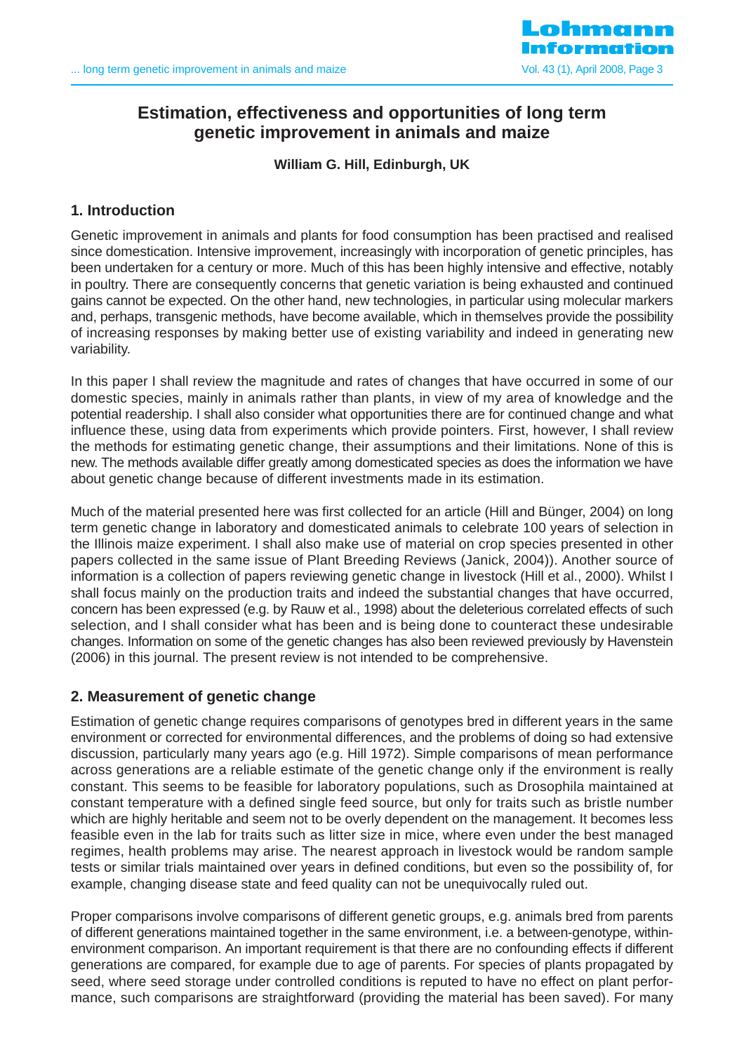# Estimation, effectiveness and opportunities of long term genetic improvement in animals and maize

**William G. Hill, Edinburgh, UK**

## 1. Introduction

Genetic improvement in animals and plants for food consumption has been practised and realised since domestication. Intensive improvement, increasingly with incorporation of genetic principles, has been undertaken for a century or more. Much of this has been highly intensive and effective, notably in poultry. There are consequently concerns that genetic variation is being exhausted and continued gains cannot be expected. On the other hand, new technologies, in particular using molecular markers and, perhaps, transgenic methods, have become available, which in themselves provide the possibility of increasing responses by making better use of existing variability and indeed in generating new variability.

In this paper I shall review the magnitude and rates of changes that have occurred in some of our domestic species, mainly in animals rather than plants, in view of my area of knowledge and the potential readership. I shall also consider what opportunities there are for continued change and what influence these, using data from experiments which provide pointers. First, however, I shall review the methods for estimating genetic change, their assumptions and their limitations. None of this is new. The methods available differ greatly among domesticated species as does the information we have about genetic change because of different investments made in its estimation.

Much of the material presented here was first collected for an article (Hill and Bünger, 2004) on long term genetic change in laboratory and domesticated animals to celebrate 100 years of selection in the Illinois maize experiment. I shall also make use of material on crop species presented in other papers collected in the same issue of Plant Breeding Reviews (Janick, 2004)). Another source of information is a collection of papers reviewing genetic change in livestock (Hill et al., 2000). Whilst I shall focus mainly on the production traits and indeed the substantial changes that have occurred, concern has been expressed (e.g. by Rauw et al., 1998) about the deleterious correlated effects of such selection, and I shall consider what has been and is being done to counteract these undesirable changes. Information on some of the genetic changes has also been reviewed previously by Havenstein (2006) in this journal. The present review is not intended to be comprehensive.

## 2. Measurement of genetic change

Estimation of genetic change requires comparisons of genotypes bred in different years in the same environment or corrected for environmental differences, and the problems of doing so had extensive discussion, particularly many years ago (e.g. Hill 1972). Simple comparisons of mean performance across generations are a reliable estimate of the genetic change only if the environment is really constant. This seems to be feasible for laboratory populations, such as Drosophila maintained at constant temperature with a defined single feed source, but only for traits such as bristle number which are highly heritable and seem not to be overly dependent on the management. It becomes less feasible even in the lab for traits such as litter size in mice, where even under the best managed regimes, health problems may arise. The nearest approach in livestock would be random sample tests or similar trials maintained over years in defined conditions, but even so the possibility of, for example, changing disease state and feed quality can not be unequivocally ruled out.

Proper comparisons involve comparisons of different genetic groups, e.g. animals bred from parents of different generations maintained together in the same environment, i.e. a between-genotype, within-environment comparison. An important requirement is that there are no confounding effects if different generations are compared, for example due to age of parents. For species of plants propagated by seed, where seed storage under controlled conditions is reputed to have no effect on plant performance, such comparisons are straightforward (providing the material has been saved). For many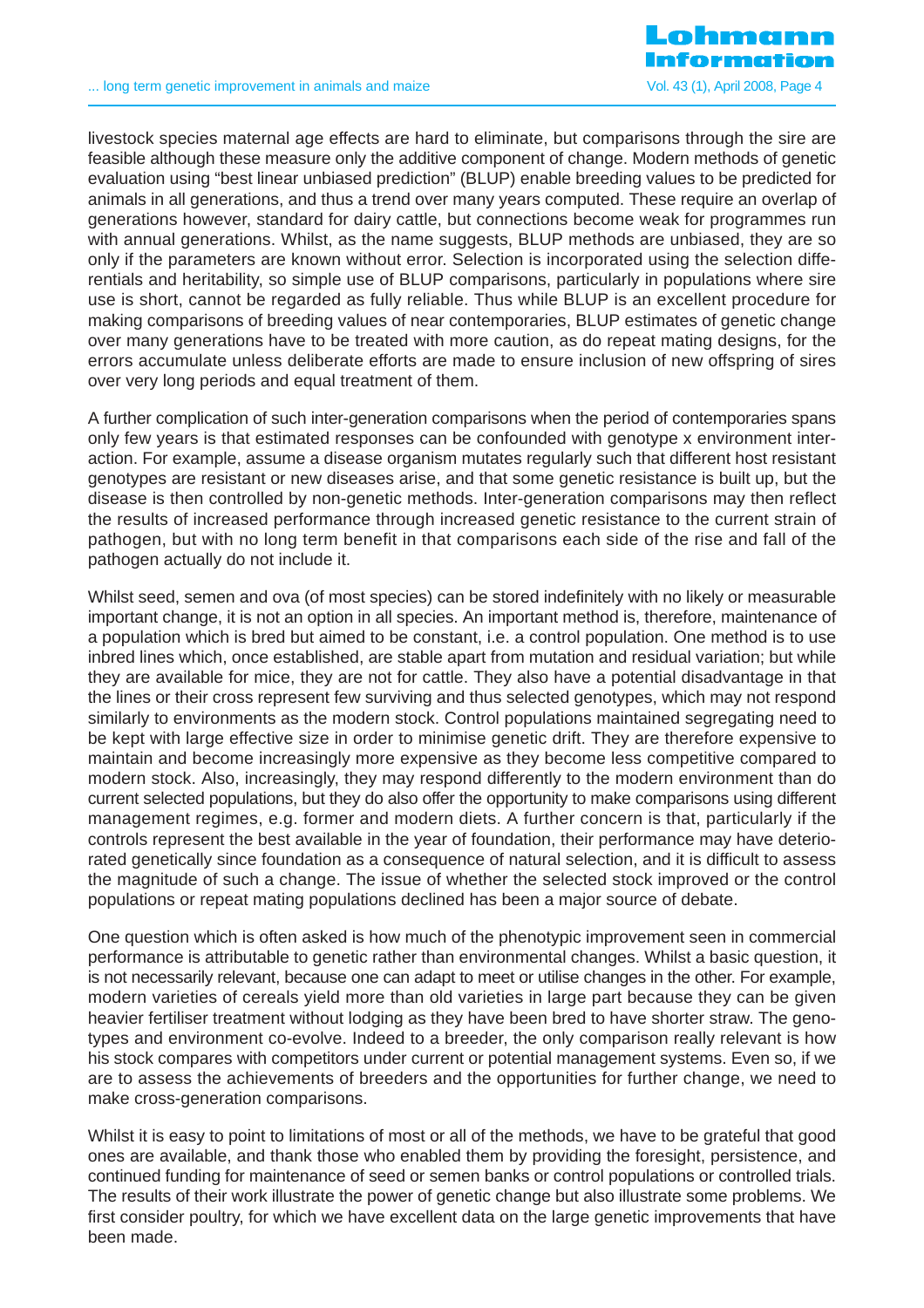livestock species maternal age effects are hard to eliminate, but comparisons through the sire are feasible although these measure only the additive component of change. Modern methods of genetic evaluation using “best linear unbiased prediction” (BLUP) enable breeding values to be predicted for animals in all generations, and thus a trend over many years computed. These require an overlap of generations however, standard for dairy cattle, but connections become weak for programmes run with annual generations. Whilst, as the name suggests, BLUP methods are unbiased, they are so only if the parameters are known without error. Selection is incorporated using the selection differentials and heritability, so simple use of BLUP comparisons, particularly in populations where sire use is short, cannot be regarded as fully reliable. Thus while BLUP is an excellent procedure for making comparisons of breeding values of near contemporaries, BLUP estimates of genetic change over many generations have to be treated with more caution, as do repeat mating designs, for the errors accumulate unless deliberate efforts are made to ensure inclusion of new offspring of sires over very long periods and equal treatment of them.

A further complication of such inter-generation comparisons when the period of contemporaries spans only few years is that estimated responses can be confounded with genotype x environment interaction. For example, assume a disease organism mutates regularly such that different host resistant genotypes are resistant or new diseases arise, and that some genetic resistance is built up, but the disease is then controlled by non-genetic methods. Inter-generation comparisons may then reflect the results of increased performance through increased genetic resistance to the current strain of pathogen, but with no long term benefit in that comparisons each side of the rise and fall of the pathogen actually do not include it.

Whilst seed, semen and ova (of most species) can be stored indefinitely with no likely or measurable important change, it is not an option in all species. An important method is, therefore, maintenance of a population which is bred but aimed to be constant, i.e. a control population. One method is to use inbred lines which, once established, are stable apart from mutation and residual variation; but while they are available for mice, they are not for cattle. They also have a potential disadvantage in that the lines or their cross represent few surviving and thus selected genotypes, which may not respond similarly to environments as the modern stock. Control populations maintained segregating need to be kept with large effective size in order to minimise genetic drift. They are therefore expensive to maintain and become increasingly more expensive as they become less competitive compared to modern stock. Also, increasingly, they may respond differently to the modern environment than do current selected populations, but they do also offer the opportunity to make comparisons using different management regimes, e.g. former and modern diets. A further concern is that, particularly if the controls represent the best available in the year of foundation, their performance may have deteriorated genetically since foundation as a consequence of natural selection, and it is difficult to assess the magnitude of such a change. The issue of whether the selected stock improved or the control populations or repeat mating populations declined has been a major source of debate.

One question which is often asked is how much of the phenotypic improvement seen in commercial performance is attributable to genetic rather than environmental changes. Whilst a basic question, it is not necessarily relevant, because one can adapt to meet or utilise changes in the other. For example, modern varieties of cereals yield more than old varieties in large part because they can be given heavier fertiliser treatment without lodging as they have been bred to have shorter straw. The genotypes and environment co-evolve. Indeed to a breeder, the only comparison really relevant is how his stock compares with competitors under current or potential management systems. Even so, if we are to assess the achievements of breeders and the opportunities for further change, we need to make cross-generation comparisons.

Whilst it is easy to point to limitations of most or all of the methods, we have to be grateful that good ones are available, and thank those who enabled them by providing the foresight, persistence, and continued funding for maintenance of seed or semen banks or control populations or controlled trials. The results of their work illustrate the power of genetic change but also illustrate some problems. We first consider poultry, for which we have excellent data on the large genetic improvements that have been made.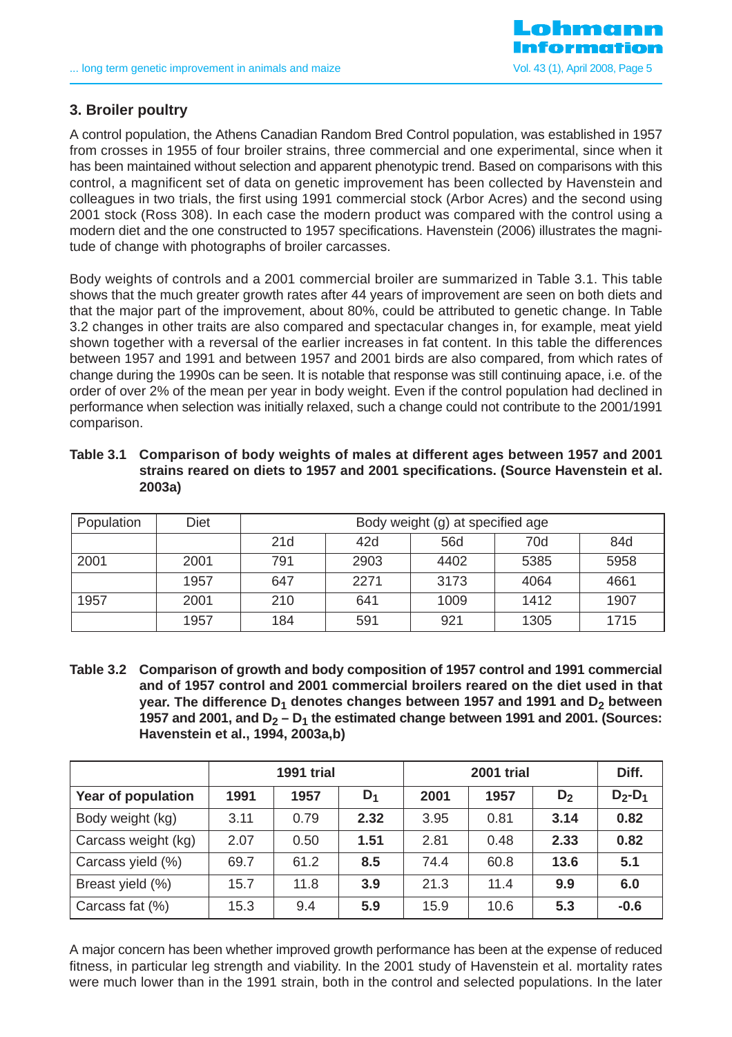## 3. Broiler poultry

A control population, the Athens Canadian Random Bred Control population, was established in 1957 from crosses in 1955 of four broiler strains, three commercial and one experimental, since when it has been maintained without selection and apparent phenotypic trend. Based on comparisons with this control, a magnificent set of data on genetic improvement has been collected by Havenstein and colleagues in two trials, the first using 1991 commercial stock (Arbor Acres) and the second using 2001 stock (Ross 308). In each case the modern product was compared with the control using a modern diet and the one constructed to 1957 specifications. Havenstein (2006) illustrates the magnitude of change with photographs of broiler carcasses.

Body weights of controls and a 2001 commercial broiler are summarized in Table 3.1. This table shows that the much greater growth rates after 44 years of improvement are seen on both diets and that the major part of the improvement, about 80%, could be attributed to genetic change. In Table 3.2 changes in other traits are also compared and spectacular changes in, for example, meat yield shown together with a reversal of the earlier increases in fat content. In this table the differences between 1957 and 1991 and between 1957 and 2001 birds are also compared, from which rates of change during the 1990s can be seen. It is notable that response was still continuing apace, i.e. of the order of over 2% of the mean per year in body weight. Even if the control population had declined in performance when selection was initially relaxed, such a change could not contribute to the 2001/1991 comparison.

**Table 3.1 Comparison of body weights of males at different ages between 1957 and 2001 strains reared on diets to 1957 and 2001 specifications. (Source Havenstein et al. 2003a)**

| Population | Diet | Body weight (g) at specified age | | | | |
|---|---|---|---|---|---|---|
| | | 21d | 42d | 56d | 70d | 84d |
| 2001 | 2001 | 791 | 2903 | 4402 | 5385 | 5958 |
| | 1957 | 647 | 2271 | 3173 | 4064 | 4661 |
| 1957 | 2001 | 210 | 641 | 1009 | 1412 | 1907 |
| | 1957 | 184 | 591 | 921 | 1305 | 1715 |

**Table 3.2 Comparison of growth and body composition of 1957 control and 1991 commercial and of 1957 control and 2001 commercial broilers reared on the diet used in that year. The difference $D_1$ denotes changes between 1957 and 1991 and $D_2$ between 1957 and 2001, and $D_2 - D_1$ the estimated change between 1991 and 2001. (Sources: Havenstein et al., 1994, 2003a,b)**

| | 1991 trial | | | 2001 trial | | | Diff. |
|---|---|---|---|---|---|---|---|
| **Year of population** | **1991** | **1957** | **$D_1$** | **2001** | **1957** | **$D_2$** | **$D_2$-$D_1$** |
| Body weight (kg) | 3.11 | 0.79 | **2.32** | 3.95 | 0.81 | **3.14** | **0.82** |
| Carcass weight (kg) | 2.07 | 0.50 | **1.51** | 2.81 | 0.48 | **2.33** | **0.82** |
| Carcass yield (%) | 69.7 | 61.2 | **8.5** | 74.4 | 60.8 | **13.6** | **5.1** |
| Breast yield (%) | 15.7 | 11.8 | **3.9** | 21.3 | 11.4 | **9.9** | **6.0** |
| Carcass fat (%) | 15.3 | 9.4 | **5.9** | 15.9 | 10.6 | **5.3** | **-0.6** |

A major concern has been whether improved growth performance has been at the expense of reduced fitness, in particular leg strength and viability. In the 2001 study of Havenstein et al. mortality rates were much lower than in the 1991 strain, both in the control and selected populations. In the later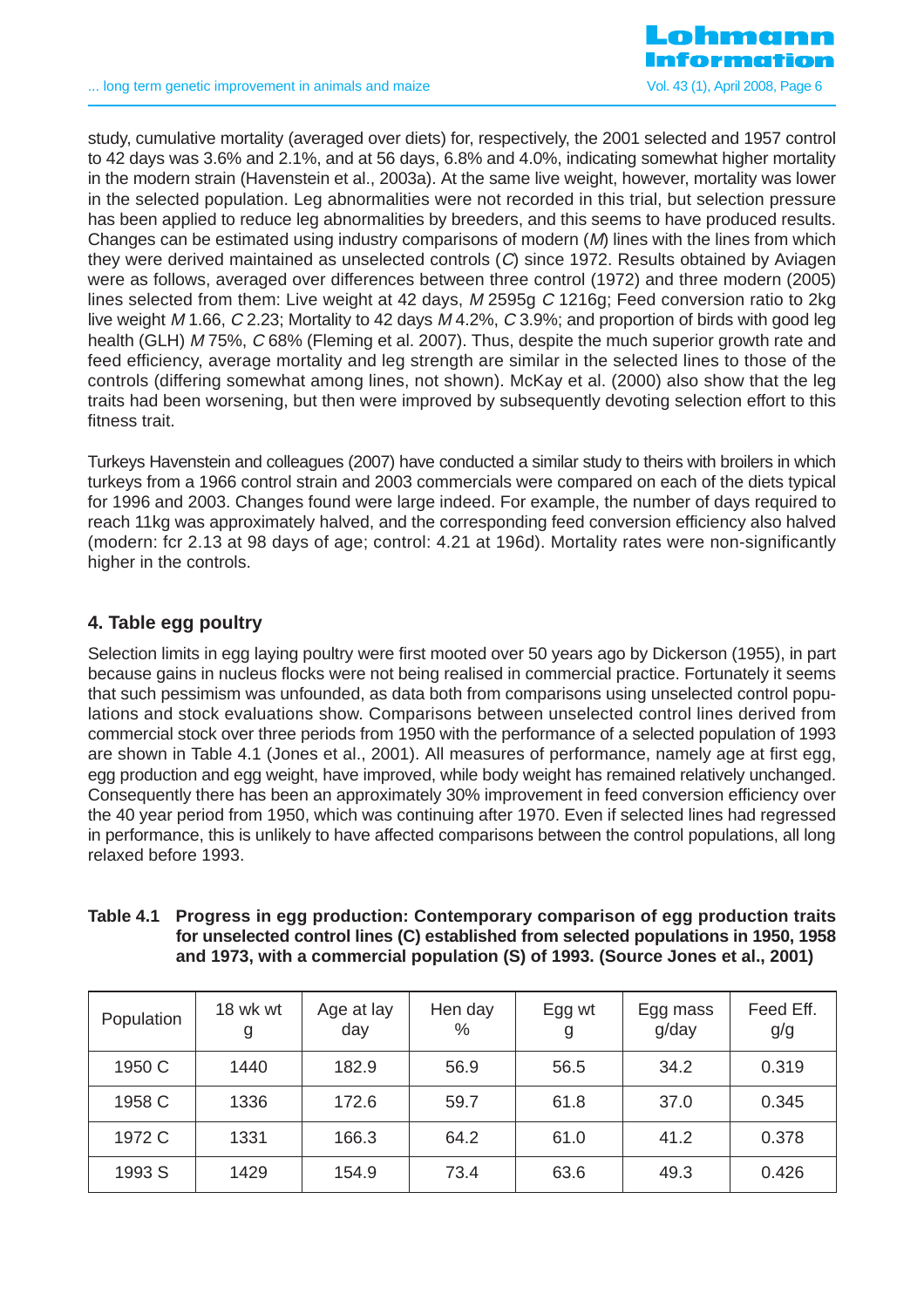study, cumulative mortality (averaged over diets) for, respectively, the 2001 selected and 1957 control to 42 days was 3.6% and 2.1%, and at 56 days, 6.8% and 4.0%, indicating somewhat higher mortality in the modern strain (Havenstein et al., 2003a). At the same live weight, however, mortality was lower in the selected population. Leg abnormalities were not recorded in this trial, but selection pressure has been applied to reduce leg abnormalities by breeders, and this seems to have produced results. Changes can be estimated using industry comparisons of modern (*M*) lines with the lines from which they were derived maintained as unselected controls (*C*) since 1972. Results obtained by Aviagen were as follows, averaged over differences between three control (1972) and three modern (2005) lines selected from them: Live weight at 42 days, *M* 2595g *C* 1216g; Feed conversion ratio to 2kg live weight *M* 1.66, *C* 2.23; Mortality to 42 days *M* 4.2%, *C* 3.9%; and proportion of birds with good leg health (GLH) *M* 75%, *C* 68% (Fleming et al. 2007). Thus, despite the much superior growth rate and feed efficiency, average mortality and leg strength are similar in the selected lines to those of the controls (differing somewhat among lines, not shown). McKay et al. (2000) also show that the leg traits had been worsening, but then were improved by subsequently devoting selection effort to this fitness trait.

Turkeys Havenstein and colleagues (2007) have conducted a similar study to theirs with broilers in which turkeys from a 1966 control strain and 2003 commercials were compared on each of the diets typical for 1996 and 2003. Changes found were large indeed. For example, the number of days required to reach 11kg was approximately halved, and the corresponding feed conversion efficiency also halved (modern: fcr 2.13 at 98 days of age; control: 4.21 at 196d). Mortality rates were non-significantly higher in the controls.

## 4. Table egg poultry

Selection limits in egg laying poultry were first mooted over 50 years ago by Dickerson (1955), in part because gains in nucleus flocks were not being realised in commercial practice. Fortunately it seems that such pessimism was unfounded, as data both from comparisons using unselected control populations and stock evaluations show. Comparisons between unselected control lines derived from commercial stock over three periods from 1950 with the performance of a selected population of 1993 are shown in Table 4.1 (Jones et al., 2001). All measures of performance, namely age at first egg, egg production and egg weight, have improved, while body weight has remained relatively unchanged. Consequently there has been an approximately 30% improvement in feed conversion efficiency over the 40 year period from 1950, which was continuing after 1970. Even if selected lines had regressed in performance, this is unlikely to have affected comparisons between the control populations, all long relaxed before 1993.

**Table 4.1 Progress in egg production: Contemporary comparison of egg production traits for unselected control lines (C) established from selected populations in 1950, 1958 and 1973, with a commercial population (S) of 1993. (Source Jones et al., 2001)**

| Population | 18 wk wt g | Age at lay day | Hen day % | Egg wt g | Egg mass g/day | Feed Eff. g/g |
|---|---|---|---|---|---|---|
| 1950 C | 1440 | 182.9 | 56.9 | 56.5 | 34.2 | 0.319 |
| 1958 C | 1336 | 172.6 | 59.7 | 61.8 | 37.0 | 0.345 |
| 1972 C | 1331 | 166.3 | 64.2 | 61.0 | 41.2 | 0.378 |
| 1993 S | 1429 | 154.9 | 73.4 | 63.6 | 49.3 | 0.426 |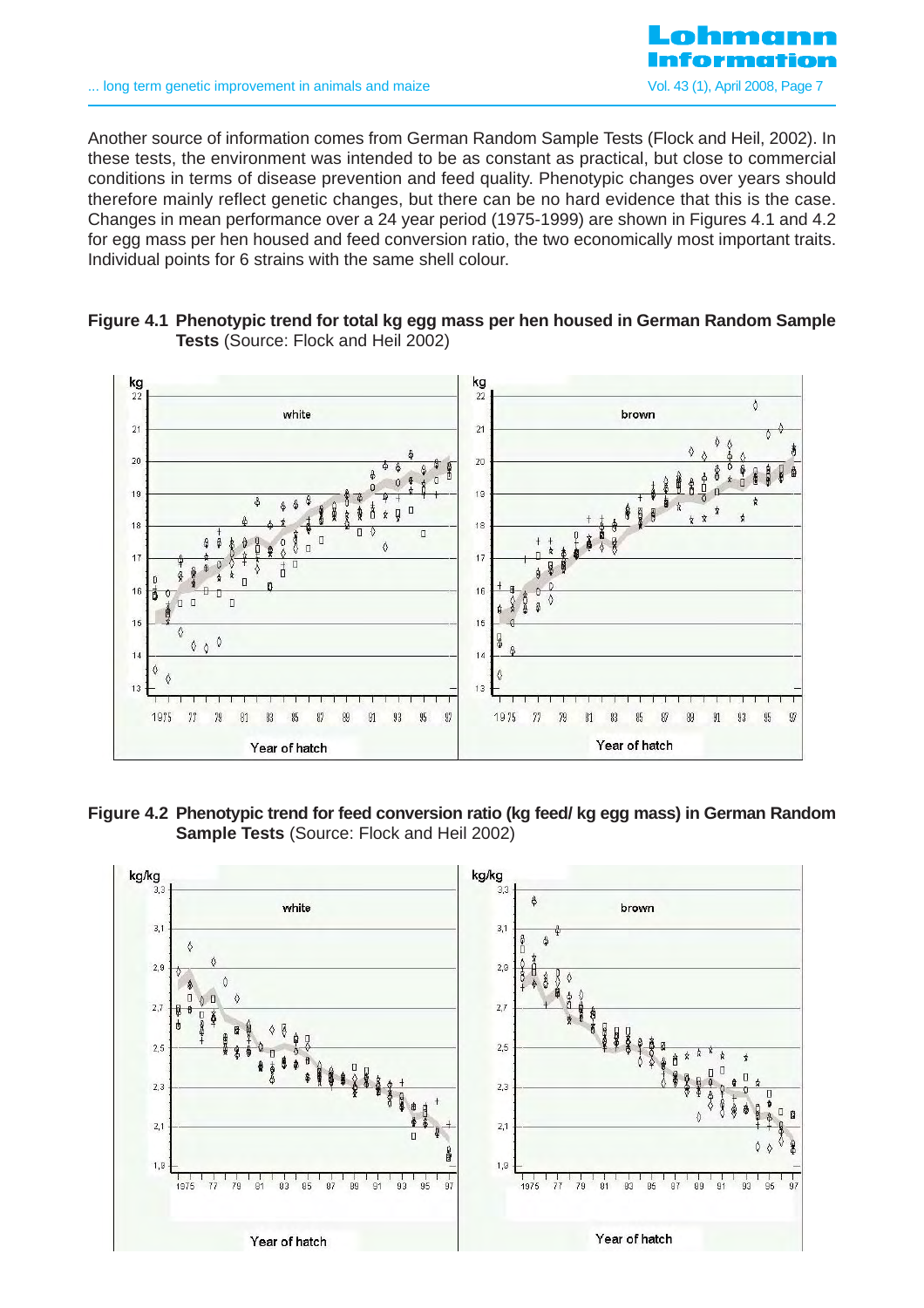Another source of information comes from German Random Sample Tests (Flock and Heil, 2002). In these tests, the environment was intended to be as constant as practical, but close to commercial conditions in terms of disease prevention and feed quality. Phenotypic changes over years should therefore mainly reflect genetic changes, but there can be no hard evidence that this is the case. Changes in mean performance over a 24 year period (1975-1999) are shown in Figures 4.1 and 4.2 for egg mass per hen housed and feed conversion ratio, the two economically most important traits. Individual points for 6 strains with the same shell colour.

**Figure 4.1 Phenotypic trend for total kg egg mass per hen housed in German Random Sample Tests** (Source: Flock and Heil 2002)

**Figure 4.2 Phenotypic trend for feed conversion ratio (kg feed/ kg egg mass) in German Random Sample Tests** (Source: Flock and Heil 2002)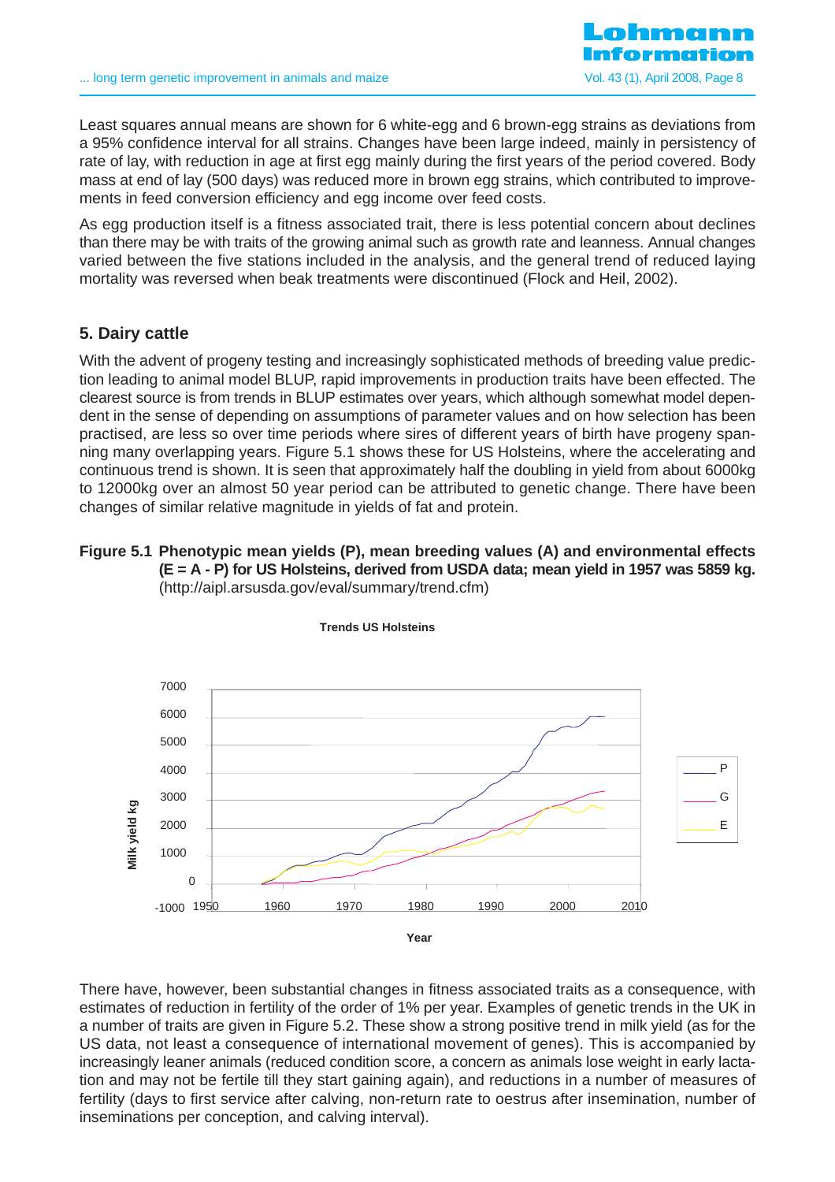Least squares annual means are shown for 6 white-egg and 6 brown-egg strains as deviations from a 95% confidence interval for all strains. Changes have been large indeed, mainly in persistency of rate of lay, with reduction in age at first egg mainly during the first years of the period covered. Body mass at end of lay (500 days) was reduced more in brown egg strains, which contributed to improvements in feed conversion efficiency and egg income over feed costs.

As egg production itself is a fitness associated trait, there is less potential concern about declines than there may be with traits of the growing animal such as growth rate and leanness. Annual changes varied between the five stations included in the analysis, and the general trend of reduced laying mortality was reversed when beak treatments were discontinued (Flock and Heil, 2002).

## 5. Dairy cattle

With the advent of progeny testing and increasingly sophisticated methods of breeding value prediction leading to animal model BLUP, rapid improvements in production traits have been effected. The clearest source is from trends in BLUP estimates over years, which although somewhat model dependent in the sense of depending on assumptions of parameter values and on how selection has been practised, are less so over time periods where sires of different years of birth have progeny spanning many overlapping years. Figure 5.1 shows these for US Holsteins, where the accelerating and continuous trend is shown. It is seen that approximately half the doubling in yield from about 6000kg to 12000kg over an almost 50 year period can be attributed to genetic change. There have been changes of similar relative magnitude in yields of fat and protein.

**Figure 5.1 Phenotypic mean yields (P), mean breeding values (A) and environmental effects (E = A - P) for US Holsteins, derived from USDA data; mean yield in 1957 was 5859 kg.** (http://aipl.arsusda.gov/eval/summary/trend.cfm)

There have, however, been substantial changes in fitness associated traits as a consequence, with estimates of reduction in fertility of the order of 1% per year. Examples of genetic trends in the UK in a number of traits are given in Figure 5.2. These show a strong positive trend in milk yield (as for the US data, not least a consequence of international movement of genes). This is accompanied by increasingly leaner animals (reduced condition score, a concern as animals lose weight in early lactation and may not be fertile till they start gaining again), and reductions in a number of measures of fertility (days to first service after calving, non-return rate to oestrus after insemination, number of inseminations per conception, and calving interval).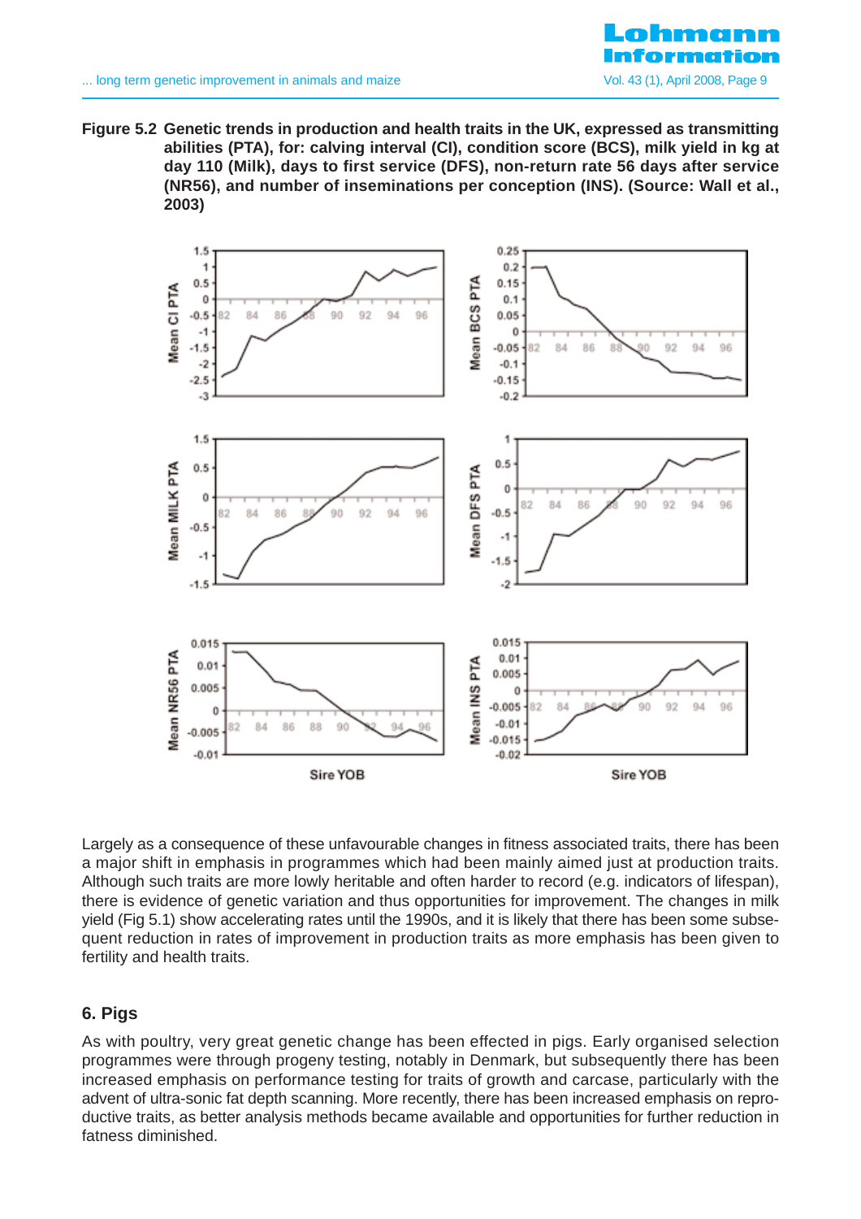**Figure 5.2 Genetic trends in production and health traits in the UK, expressed as transmitting abilities (PTA), for: calving interval (CI), condition score (BCS), milk yield in kg at day 110 (Milk), days to first service (DFS), non-return rate 56 days after service (NR56), and number of inseminations per conception (INS). (Source: Wall et al., 2003)**

Largely as a consequence of these unfavourable changes in fitness associated traits, there has been a major shift in emphasis in programmes which had been mainly aimed just at production traits. Although such traits are more lowly heritable and often harder to record (e.g. indicators of lifespan), there is evidence of genetic variation and thus opportunities for improvement. The changes in milk yield (Fig 5.1) show accelerating rates until the 1990s, and it is likely that there has been some subsequent reduction in rates of improvement in production traits as more emphasis has been given to fertility and health traits.

## 6. Pigs

As with poultry, very great genetic change has been effected in pigs. Early organised selection programmes were through progeny testing, notably in Denmark, but subsequently there has been increased emphasis on performance testing for traits of growth and carcase, particularly with the advent of ultra-sonic fat depth scanning. More recently, there has been increased emphasis on reproductive traits, as better analysis methods became available and opportunities for further reduction in fatness diminished.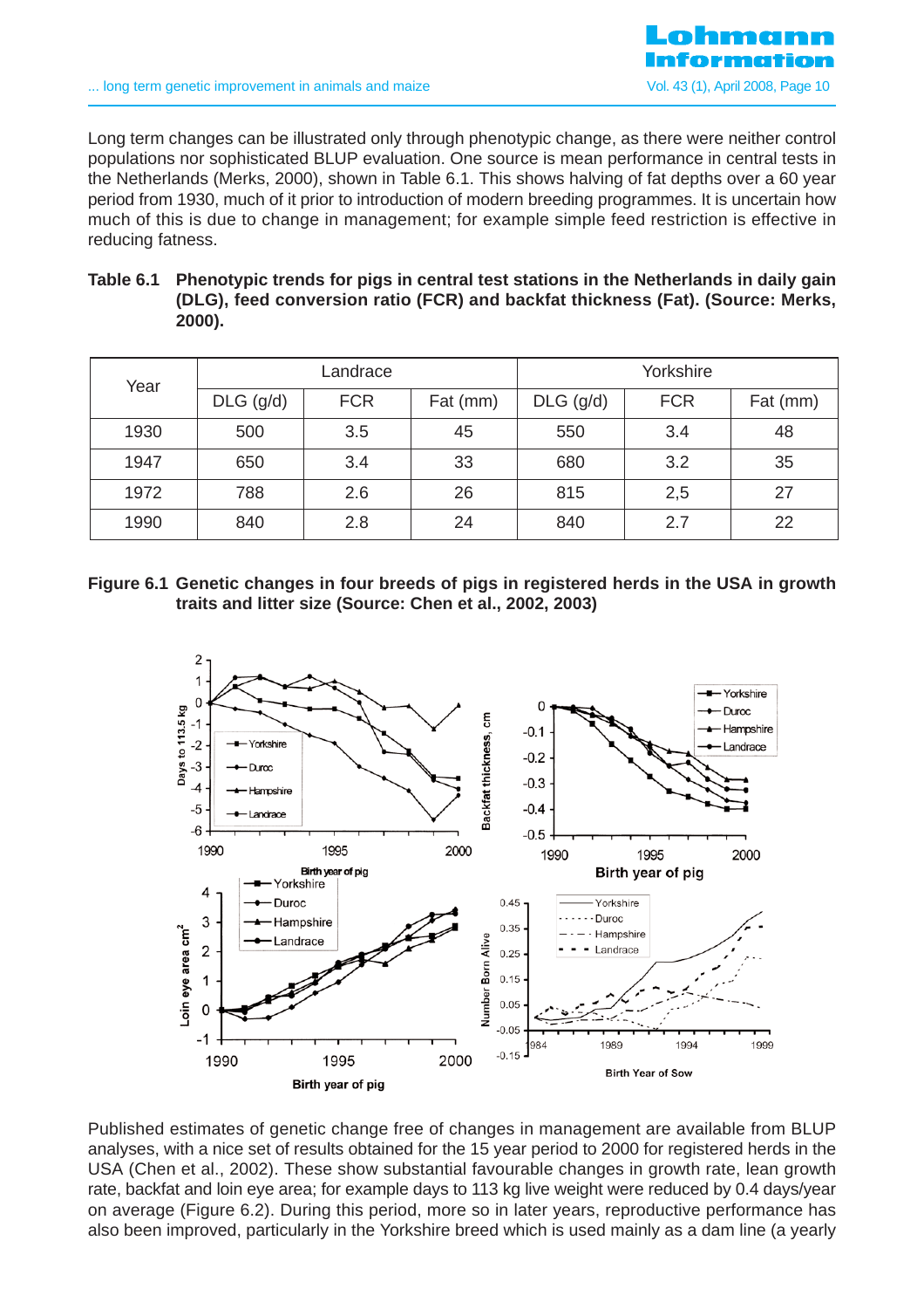Long term changes can be illustrated only through phenotypic change, as there were neither control populations nor sophisticated BLUP evaluation. One source is mean performance in central tests in the Netherlands (Merks, 2000), shown in Table 6.1. This shows halving of fat depths over a 60 year period from 1930, much of it prior to introduction of modern breeding programmes. It is uncertain how much of this is due to change in management; for example simple feed restriction is effective in reducing fatness.

**Table 6.1 Phenotypic trends for pigs in central test stations in the Netherlands in daily gain (DLG), feed conversion ratio (FCR) and backfat thickness (Fat). (Source: Merks, 2000).**

| Year | Landrace | | | Yorkshire | | |
|---|---|---|---|---|---|---|
| | DLG (g/d) | FCR | Fat (mm) | DLG (g/d) | FCR | Fat (mm) |
| 1930 | 500 | 3.5 | 45 | 550 | 3.4 | 48 |
| 1947 | 650 | 3.4 | 33 | 680 | 3.2 | 35 |
| 1972 | 788 | 2.6 | 26 | 815 | 2,5 | 27 |
| 1990 | 840 | 2.8 | 24 | 840 | 2.7 | 22 |

**Figure 6.1 Genetic changes in four breeds of pigs in registered herds in the USA in growth traits and litter size (Source: Chen et al., 2002, 2003)**

Published estimates of genetic change free of changes in management are available from BLUP analyses, with a nice set of results obtained for the 15 year period to 2000 for registered herds in the USA (Chen et al., 2002). These show substantial favourable changes in growth rate, lean growth rate, backfat and loin eye area; for example days to 113 kg live weight were reduced by 0.4 days/year on average (Figure 6.2). During this period, more so in later years, reproductive performance has also been improved, particularly in the Yorkshire breed which is used mainly as a dam line (a yearly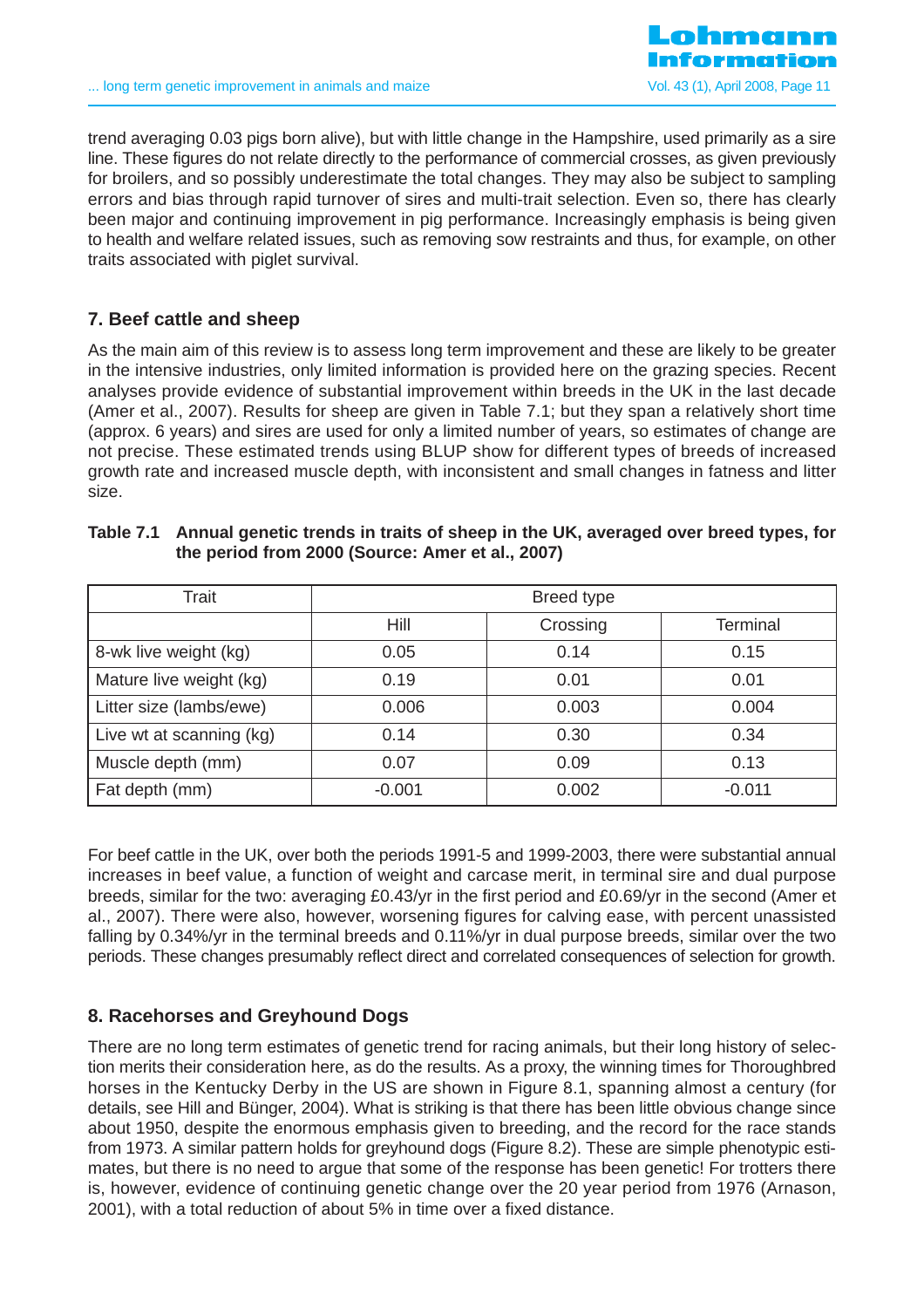trend averaging 0.03 pigs born alive), but with little change in the Hampshire, used primarily as a sire line. These figures do not relate directly to the performance of commercial crosses, as given previously for broilers, and so possibly underestimate the total changes. They may also be subject to sampling errors and bias through rapid turnover of sires and multi-trait selection. Even so, there has clearly been major and continuing improvement in pig performance. Increasingly emphasis is being given to health and welfare related issues, such as removing sow restraints and thus, for example, on other traits associated with piglet survival.

## 7. Beef cattle and sheep

As the main aim of this review is to assess long term improvement and these are likely to be greater in the intensive industries, only limited information is provided here on the grazing species. Recent analyses provide evidence of substantial improvement within breeds in the UK in the last decade (Amer et al., 2007). Results for sheep are given in Table 7.1; but they span a relatively short time (approx. 6 years) and sires are used for only a limited number of years, so estimates of change are not precise. These estimated trends using BLUP show for different types of breeds of increased growth rate and increased muscle depth, with inconsistent and small changes in fatness and litter size.

**Table 7.1 Annual genetic trends in traits of sheep in the UK, averaged over breed types, for the period from 2000 (Source: Amer et al., 2007)**

| Trait | Breed type | | |
|---|---|---|---|
| | Hill | Crossing | Terminal |
| 8-wk live weight (kg) | 0.05 | 0.14 | 0.15 |
| Mature live weight (kg) | 0.19 | 0.01 | 0.01 |
| Litter size (lambs/ewe) | 0.006 | 0.003 | 0.004 |
| Live wt at scanning (kg) | 0.14 | 0.30 | 0.34 |
| Muscle depth (mm) | 0.07 | 0.09 | 0.13 |
| Fat depth (mm) | -0.001 | 0.002 | -0.011 |

For beef cattle in the UK, over both the periods 1991-5 and 1999-2003, there were substantial annual increases in beef value, a function of weight and carcase merit, in terminal sire and dual purpose breeds, similar for the two: averaging £0.43/yr in the first period and £0.69/yr in the second (Amer et al., 2007). There were also, however, worsening figures for calving ease, with percent unassisted falling by 0.34%/yr in the terminal breeds and 0.11%/yr in dual purpose breeds, similar over the two periods. These changes presumably reflect direct and correlated consequences of selection for growth.

## 8. Racehorses and Greyhound Dogs

There are no long term estimates of genetic trend for racing animals, but their long history of selection merits their consideration here, as do the results. As a proxy, the winning times for Thoroughbred horses in the Kentucky Derby in the US are shown in Figure 8.1, spanning almost a century (for details, see Hill and Bünger, 2004). What is striking is that there has been little obvious change since about 1950, despite the enormous emphasis given to breeding, and the record for the race stands from 1973. A similar pattern holds for greyhound dogs (Figure 8.2). These are simple phenotypic estimates, but there is no need to argue that some of the response has been genetic! For trotters there is, however, evidence of continuing genetic change over the 20 year period from 1976 (Arnason, 2001), with a total reduction of about 5% in time over a fixed distance.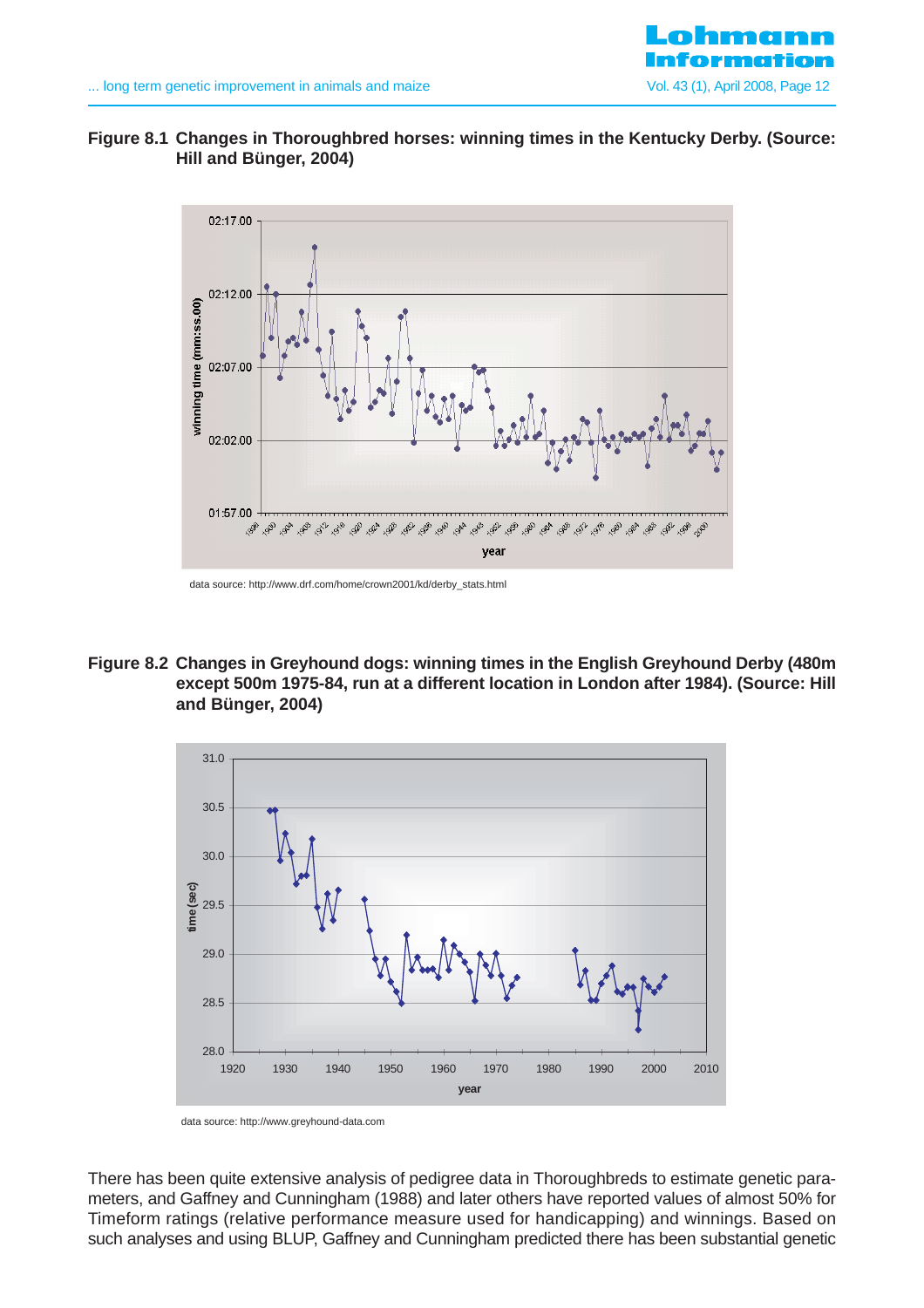**Figure 8.1 Changes in Thoroughbred horses: winning times in the Kentucky Derby. (Source: Hill and Bünger, 2004)**

data source: http://www.drf.com/home/crown2001/kd/derby_stats.html

**Figure 8.2 Changes in Greyhound dogs: winning times in the English Greyhound Derby (480m except 500m 1975-84, run at a different location in London after 1984). (Source: Hill and Bünger, 2004)**

data source: http://www.greyhound-data.com

There has been quite extensive analysis of pedigree data in Thoroughbreds to estimate genetic parameters, and Gaffney and Cunningham (1988) and later others have reported values of almost 50% for Timeform ratings (relative performance measure used for handicapping) and winnings. Based on such analyses and using BLUP, Gaffney and Cunningham predicted there has been substantial genetic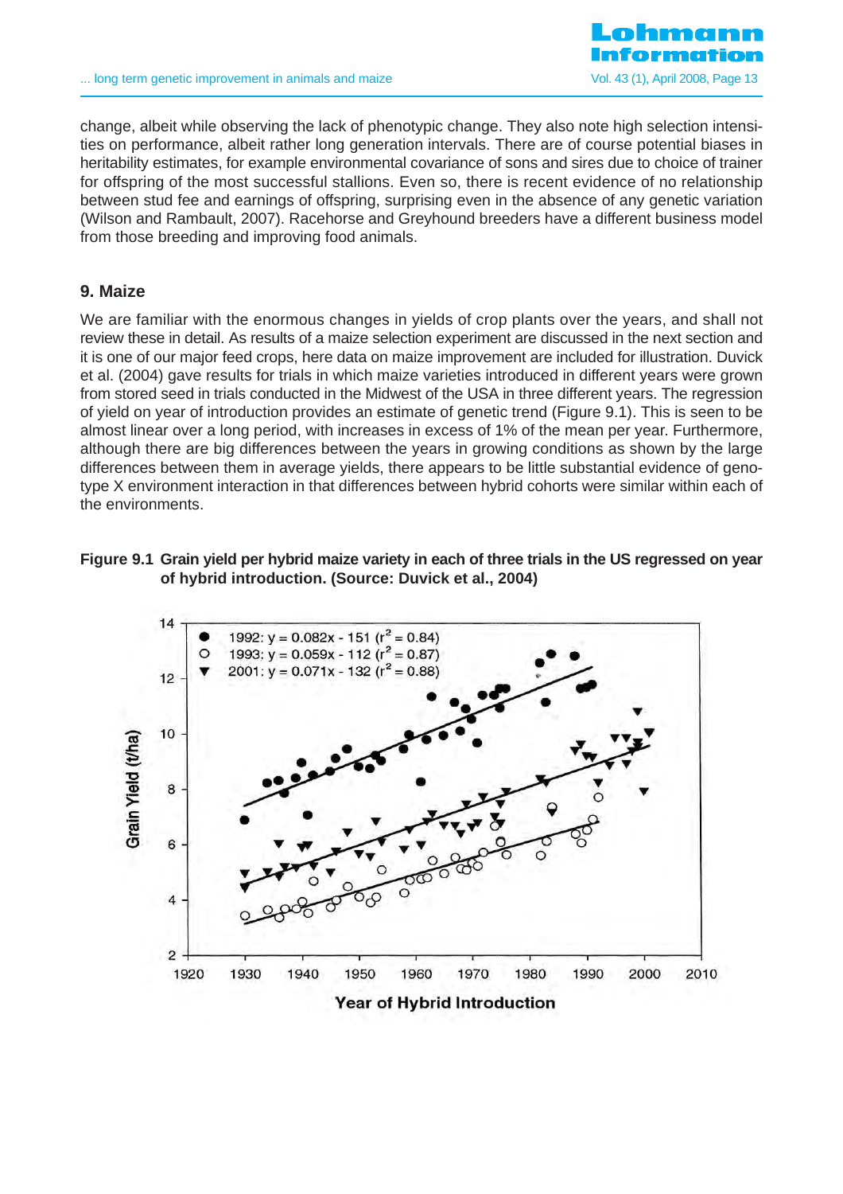change, albeit while observing the lack of phenotypic change. They also note high selection intensities on performance, albeit rather long generation intervals. There are of course potential biases in heritability estimates, for example environmental covariance of sons and sires due to choice of trainer for offspring of the most successful stallions. Even so, there is recent evidence of no relationship between stud fee and earnings of offspring, surprising even in the absence of any genetic variation (Wilson and Rambault, 2007). Racehorse and Greyhound breeders have a different business model from those breeding and improving food animals.

## 9. Maize

We are familiar with the enormous changes in yields of crop plants over the years, and shall not review these in detail. As results of a maize selection experiment are discussed in the next section and it is one of our major feed crops, here data on maize improvement are included for illustration. Duvick et al. (2004) gave results for trials in which maize varieties introduced in different years were grown from stored seed in trials conducted in the Midwest of the USA in three different years. The regression of yield on year of introduction provides an estimate of genetic trend (Figure 9.1). This is seen to be almost linear over a long period, with increases in excess of 1% of the mean per year. Furthermore, although there are big differences between the years in growing conditions as shown by the large differences between them in average yields, there appears to be little substantial evidence of genotype X environment interaction in that differences between hybrid cohorts were similar within each of the environments.

**Figure 9.1 Grain yield per hybrid maize variety in each of three trials in the US regressed on year of hybrid introduction. (Source: Duvick et al., 2004)**

- 1992: $y = 0.082x - 151$ ($r^2 = 0.84$)
- 1993: $y = 0.059x - 112$ ($r^2 = 0.87$)
- 2001: $y = 0.071x - 132$ ($r^2 = 0.88$)

Grain Yield (t/ha)

Year of Hybrid Introduction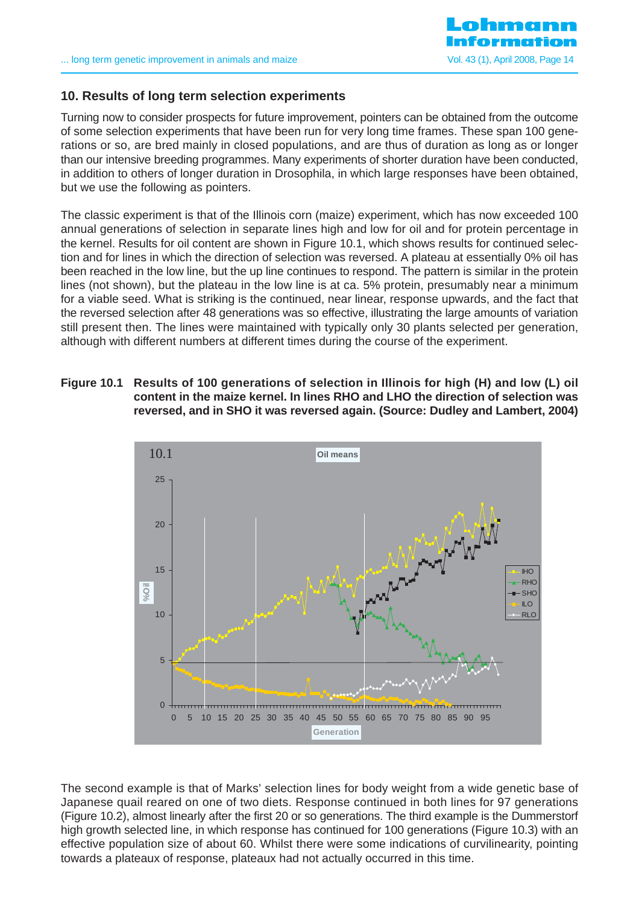## 10. Results of long term selection experiments

Turning now to consider prospects for future improvement, pointers can be obtained from the outcome of some selection experiments that have been run for very long time frames. These span 100 generations or so, are bred mainly in closed populations, and are thus of duration as long as or longer than our intensive breeding programmes. Many experiments of shorter duration have been conducted, in addition to others of longer duration in Drosophila, in which large responses have been obtained, but we use the following as pointers.

The classic experiment is that of the Illinois corn (maize) experiment, which has now exceeded 100 annual generations of selection in separate lines high and low for oil and for protein percentage in the kernel. Results for oil content are shown in Figure 10.1, which shows results for continued selection and for lines in which the direction of selection was reversed. A plateau at essentially 0% oil has been reached in the low line, but the up line continues to respond. The pattern is similar in the protein lines (not shown), but the plateau in the low line is at ca. 5% protein, presumably near a minimum for a viable seed. What is striking is the continued, near linear, response upwards, and the fact that the reversed selection after 48 generations was so effective, illustrating the large amounts of variation still present then. The lines were maintained with typically only 30 plants selected per generation, although with different numbers at different times during the course of the experiment.

**Figure 10.1 Results of 100 generations of selection in Illinois for high (H) and low (L) oil content in the maize kernel. In lines RHO and LHO the direction of selection was reversed, and in SHO it was reversed again. (Source: Dudley and Lambert, 2004)**

The second example is that of Marks' selection lines for body weight from a wide genetic base of Japanese quail reared on one of two diets. Response continued in both lines for 97 generations (Figure 10.2), almost linearly after the first 20 or so generations. The third example is the Dummerstorf high growth selected line, in which response has continued for 100 generations (Figure 10.3) with an effective population size of about 60. Whilst there were some indications of curvilinearity, pointing towards a plateaux of response, plateaux had not actually occurred in this time.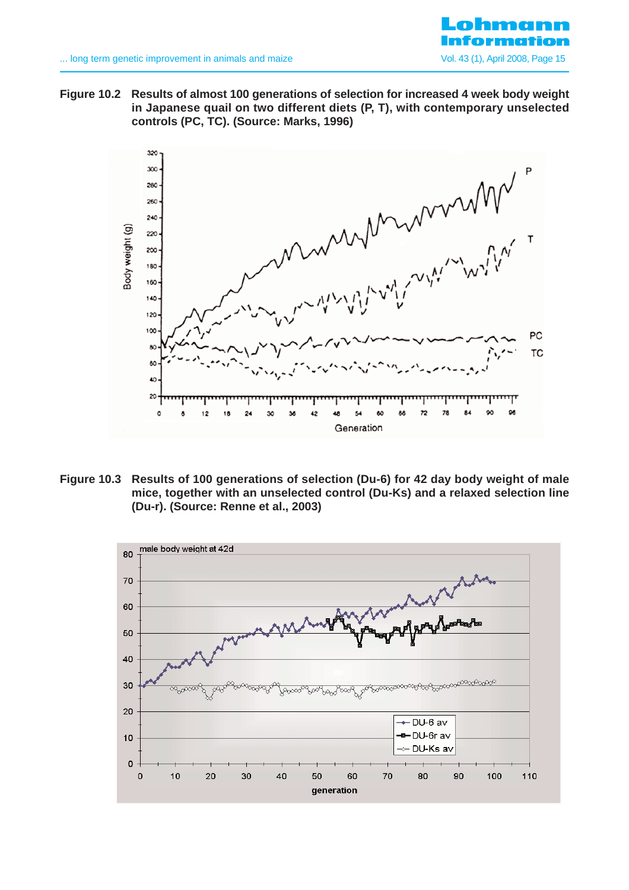**Figure 10.2** Results of almost 100 generations of selection for increased 4 week body weight in Japanese quail on two different diets (P, T), with contemporary unselected controls (PC, TC). (Source: Marks, 1996)

**Figure 10.3** Results of 100 generations of selection (Du-6) for 42 day body weight of male mice, together with an unselected control (Du-Ks) and a relaxed selection line (Du-r). (Source: Renne et al., 2003)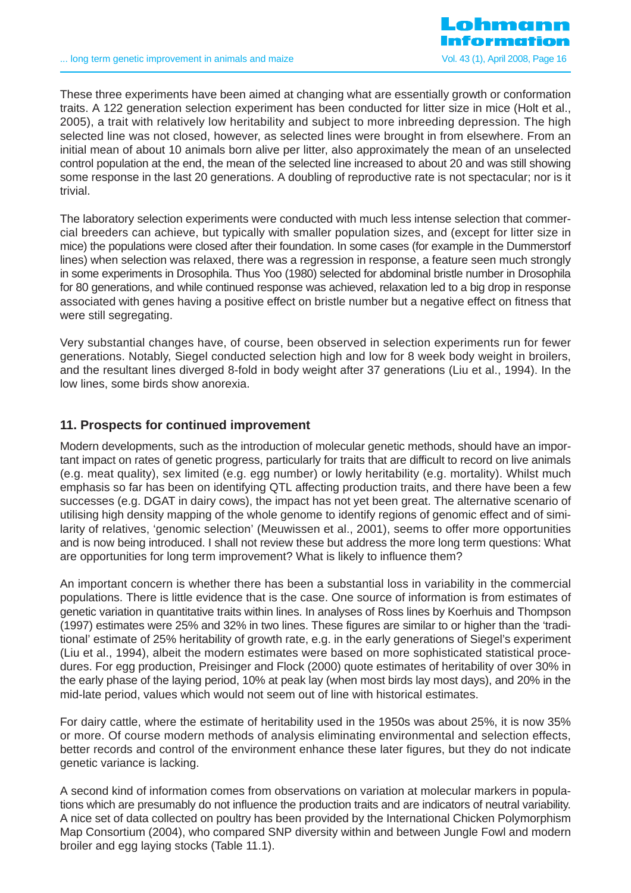These three experiments have been aimed at changing what are essentially growth or conformation traits. A 122 generation selection experiment has been conducted for litter size in mice (Holt et al., 2005), a trait with relatively low heritability and subject to more inbreeding depression. The high selected line was not closed, however, as selected lines were brought in from elsewhere. From an initial mean of about 10 animals born alive per litter, also approximately the mean of an unselected control population at the end, the mean of the selected line increased to about 20 and was still showing some response in the last 20 generations. A doubling of reproductive rate is not spectacular; nor is it trivial.

The laboratory selection experiments were conducted with much less intense selection that commercial breeders can achieve, but typically with smaller population sizes, and (except for litter size in mice) the populations were closed after their foundation. In some cases (for example in the Dummerstorf lines) when selection was relaxed, there was a regression in response, a feature seen much strongly in some experiments in Drosophila. Thus Yoo (1980) selected for abdominal bristle number in Drosophila for 80 generations, and while continued response was achieved, relaxation led to a big drop in response associated with genes having a positive effect on bristle number but a negative effect on fitness that were still segregating.

Very substantial changes have, of course, been observed in selection experiments run for fewer generations. Notably, Siegel conducted selection high and low for 8 week body weight in broilers, and the resultant lines diverged 8-fold in body weight after 37 generations (Liu et al., 1994). In the low lines, some birds show anorexia.

## 11. Prospects for continued improvement

Modern developments, such as the introduction of molecular genetic methods, should have an important impact on rates of genetic progress, particularly for traits that are difficult to record on live animals (e.g. meat quality), sex limited (e.g. egg number) or lowly heritability (e.g. mortality). Whilst much emphasis so far has been on identifying QTL affecting production traits, and there have been a few successes (e.g. DGAT in dairy cows), the impact has not yet been great. The alternative scenario of utilising high density mapping of the whole genome to identify regions of genomic effect and of similarity of relatives, 'genomic selection' (Meuwissen et al., 2001), seems to offer more opportunities and is now being introduced. I shall not review these but address the more long term questions: What are opportunities for long term improvement? What is likely to influence them?

An important concern is whether there has been a substantial loss in variability in the commercial populations. There is little evidence that is the case. One source of information is from estimates of genetic variation in quantitative traits within lines. In analyses of Ross lines by Koerhuis and Thompson (1997) estimates were 25% and 32% in two lines. These figures are similar to or higher than the 'traditional' estimate of 25% heritability of growth rate, e.g. in the early generations of Siegel's experiment (Liu et al., 1994), albeit the modern estimates were based on more sophisticated statistical procedures. For egg production, Preisinger and Flock (2000) quote estimates of heritability of over 30% in the early phase of the laying period, 10% at peak lay (when most birds lay most days), and 20% in the mid-late period, values which would not seem out of line with historical estimates.

For dairy cattle, where the estimate of heritability used in the 1950s was about 25%, it is now 35% or more. Of course modern methods of analysis eliminating environmental and selection effects, better records and control of the environment enhance these later figures, but they do not indicate genetic variance is lacking.

A second kind of information comes from observations on variation at molecular markers in populations which are presumably do not influence the production traits and are indicators of neutral variability. A nice set of data collected on poultry has been provided by the International Chicken Polymorphism Map Consortium (2004), who compared SNP diversity within and between Jungle Fowl and modern broiler and egg laying stocks (Table 11.1).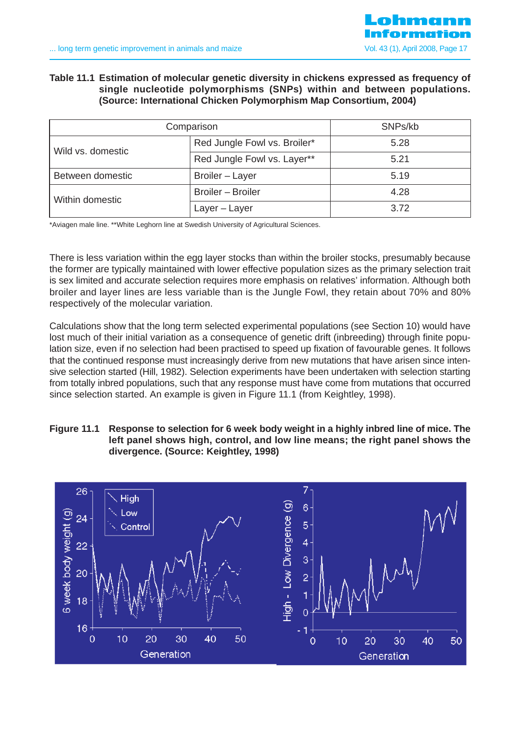**Table 11.1 Estimation of molecular genetic diversity in chickens expressed as frequency of single nucleotide polymorphisms (SNPs) within and between populations. (Source: International Chicken Polymorphism Map Consortium, 2004)**

| Comparison | | SNPs/kb |
|---|---|---|
| Wild vs. domestic | Red Jungle Fowl vs. Broiler* | 5.28 |
| | Red Jungle Fowl vs. Layer** | 5.21 |
| Between domestic | Broiler – Layer | 5.19 |
| Within domestic | Broiler – Broiler | 4.28 |
| | Layer – Layer | 3.72 |

*Aviagen male line. **White Leghorn line at Swedish University of Agricultural Sciences.

There is less variation within the egg layer stocks than within the broiler stocks, presumably because the former are typically maintained with lower effective population sizes as the primary selection trait is sex limited and accurate selection requires more emphasis on relatives' information. Although both broiler and layer lines are less variable than is the Jungle Fowl, they retain about 70% and 80% respectively of the molecular variation.

Calculations show that the long term selected experimental populations (see Section 10) would have lost much of their initial variation as a consequence of genetic drift (inbreeding) through finite population size, even if no selection had been practised to speed up fixation of favourable genes. It follows that the continued response must increasingly derive from new mutations that have arisen since intensive selection started (Hill, 1982). Selection experiments have been undertaken with selection starting from totally inbred populations, such that any response must have come from mutations that occurred since selection started. An example is given in Figure 11.1 (from Keightley, 1998).

**Figure 11.1 Response to selection for 6 week body weight in a highly inbred line of mice. The left panel shows high, control, and low line means; the right panel shows the divergence. (Source: Keightley, 1998)**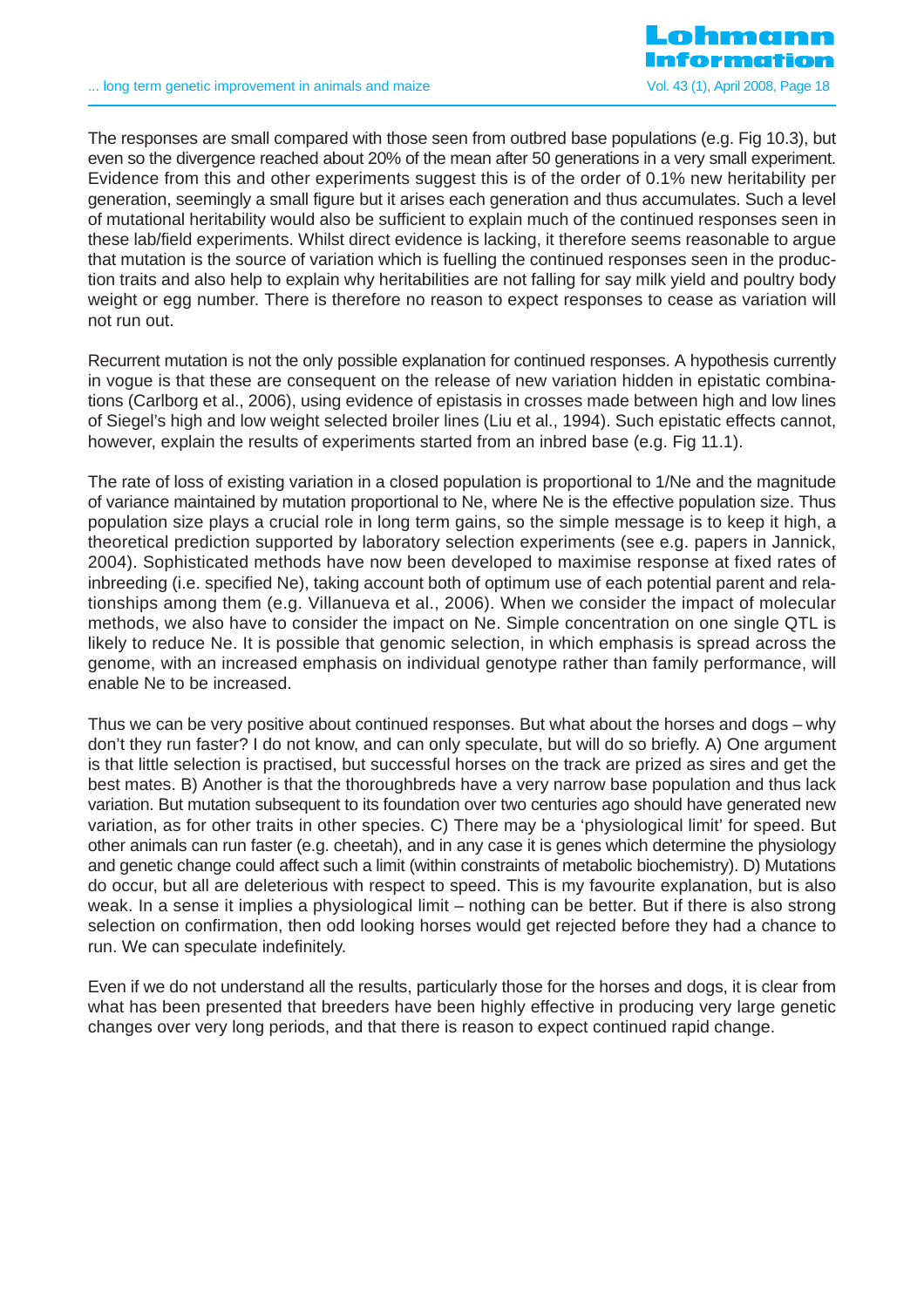The responses are small compared with those seen from outbred base populations (e.g. Fig 10.3), but even so the divergence reached about 20% of the mean after 50 generations in a very small experiment. Evidence from this and other experiments suggest this is of the order of 0.1% new heritability per generation, seemingly a small figure but it arises each generation and thus accumulates. Such a level of mutational heritability would also be sufficient to explain much of the continued responses seen in these lab/field experiments. Whilst direct evidence is lacking, it therefore seems reasonable to argue that mutation is the source of variation which is fuelling the continued responses seen in the production traits and also help to explain why heritabilities are not falling for say milk yield and poultry body weight or egg number. There is therefore no reason to expect responses to cease as variation will not run out.

Recurrent mutation is not the only possible explanation for continued responses. A hypothesis currently in vogue is that these are consequent on the release of new variation hidden in epistatic combinations (Carlborg et al., 2006), using evidence of epistasis in crosses made between high and low lines of Siegel's high and low weight selected broiler lines (Liu et al., 1994). Such epistatic effects cannot, however, explain the results of experiments started from an inbred base (e.g. Fig 11.1).

The rate of loss of existing variation in a closed population is proportional to 1/Ne and the magnitude of variance maintained by mutation proportional to Ne, where Ne is the effective population size. Thus population size plays a crucial role in long term gains, so the simple message is to keep it high, a theoretical prediction supported by laboratory selection experiments (see e.g. papers in Jannick, 2004). Sophisticated methods have now been developed to maximise response at fixed rates of inbreeding (i.e. specified Ne), taking account both of optimum use of each potential parent and relationships among them (e.g. Villanueva et al., 2006). When we consider the impact of molecular methods, we also have to consider the impact on Ne. Simple concentration on one single QTL is likely to reduce Ne. It is possible that genomic selection, in which emphasis is spread across the genome, with an increased emphasis on individual genotype rather than family performance, will enable Ne to be increased.

Thus we can be very positive about continued responses. But what about the horses and dogs – why don't they run faster? I do not know, and can only speculate, but will do so briefly. A) One argument is that little selection is practised, but successful horses on the track are prized as sires and get the best mates. B) Another is that the thoroughbreds have a very narrow base population and thus lack variation. But mutation subsequent to its foundation over two centuries ago should have generated new variation, as for other traits in other species. C) There may be a 'physiological limit' for speed. But other animals can run faster (e.g. cheetah), and in any case it is genes which determine the physiology and genetic change could affect such a limit (within constraints of metabolic biochemistry). D) Mutations do occur, but all are deleterious with respect to speed. This is my favourite explanation, but is also weak. In a sense it implies a physiological limit – nothing can be better. But if there is also strong selection on confirmation, then odd looking horses would get rejected before they had a chance to run. We can speculate indefinitely.

Even if we do not understand all the results, particularly those for the horses and dogs, it is clear from what has been presented that breeders have been highly effective in producing very large genetic changes over very long periods, and that there is reason to expect continued rapid change.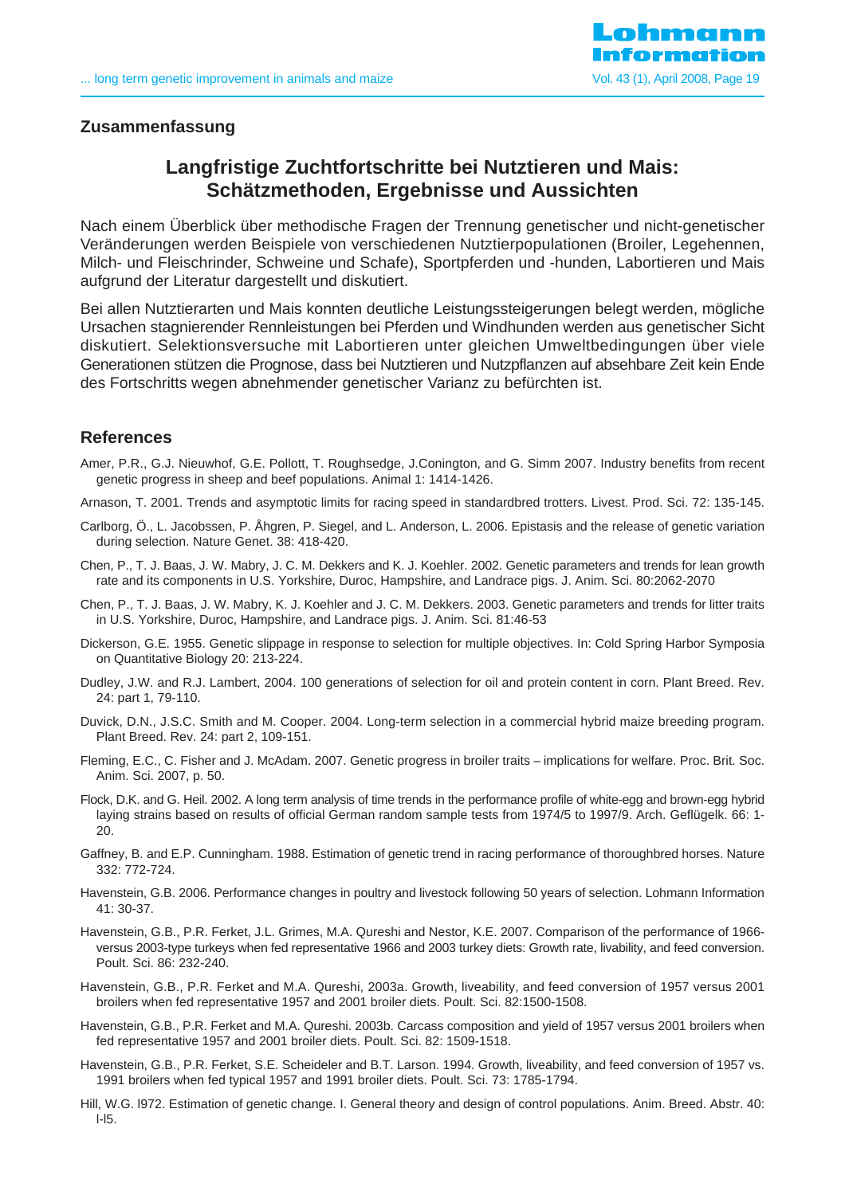## Zusammenfassung

### Langfristige Zuchtfortschritte bei Nutztieren und Mais: Schätzmethoden, Ergebnisse und Aussichten

Nach einem Überblick über methodische Fragen der Trennung genetischer und nicht-genetischer Veränderungen werden Beispiele von verschiedenen Nutztierpopulationen (Broiler, Legehennen, Milch- und Fleischrinder, Schweine und Schafe), Sportpferden und -hunden, Labortieren und Mais aufgrund der Literatur dargestellt und diskutiert.

Bei allen Nutztierarten und Mais konnten deutliche Leistungssteigerungen belegt werden, mögliche Ursachen stagnierender Rennleistungen bei Pferden und Windhunden werden aus genetischer Sicht diskutiert. Selektionsversuche mit Labortieren unter gleichen Umweltbedingungen über viele Generationen stützen die Prognose, dass bei Nutztieren und Nutzpflanzen auf absehbare Zeit kein Ende des Fortschritts wegen abnehmender genetischer Varianz zu befürchten ist.

## References

Amer, P.R., G.J. Nieuwhof, G.E. Pollott, T. Roughsedge, J.Conington, and G. Simm 2007. Industry benefits from recent genetic progress in sheep and beef populations. Animal 1: 1414-1426.

Arnason, T. 2001. Trends and asymptotic limits for racing speed in standardbred trotters. Livest. Prod. Sci. 72: 135-145.

Carlborg, Ö., L. Jacobssen, P. Åhgren, P. Siegel, and L. Anderson, L. 2006. Epistasis and the release of genetic variation during selection. Nature Genet. 38: 418-420.

Chen, P., T. J. Baas, J. W. Mabry, J. C. M. Dekkers and K. J. Koehler. 2002. Genetic parameters and trends for lean growth rate and its components in U.S. Yorkshire, Duroc, Hampshire, and Landrace pigs. J. Anim. Sci. 80:2062-2070

Chen, P., T. J. Baas, J. W. Mabry, K. J. Koehler and J. C. M. Dekkers. 2003. Genetic parameters and trends for litter traits in U.S. Yorkshire, Duroc, Hampshire, and Landrace pigs. J. Anim. Sci. 81:46-53

Dickerson, G.E. 1955. Genetic slippage in response to selection for multiple objectives. In: Cold Spring Harbor Symposia on Quantitative Biology 20: 213-224.

Dudley, J.W. and R.J. Lambert, 2004. 100 generations of selection for oil and protein content in corn. Plant Breed. Rev. 24: part 1, 79-110.

Duvick, D.N., J.S.C. Smith and M. Cooper. 2004. Long-term selection in a commercial hybrid maize breeding program. Plant Breed. Rev. 24: part 2, 109-151.

Fleming, E.C., C. Fisher and J. McAdam. 2007. Genetic progress in broiler traits – implications for welfare. Proc. Brit. Soc. Anim. Sci. 2007, p. 50.

Flock, D.K. and G. Heil. 2002. A long term analysis of time trends in the performance profile of white-egg and brown-egg hybrid laying strains based on results of official German random sample tests from 1974/5 to 1997/9. Arch. Geflügelk. 66: 1-20.

Gaffney, B. and E.P. Cunningham. 1988. Estimation of genetic trend in racing performance of thoroughbred horses. Nature 332: 772-724.

Havenstein, G.B. 2006. Performance changes in poultry and livestock following 50 years of selection. Lohmann Information 41: 30-37.

Havenstein, G.B., P.R. Ferket, J.L. Grimes, M.A. Qureshi and Nestor, K.E. 2007. Comparison of the performance of 1966-versus 2003-type turkeys when fed representative 1966 and 2003 turkey diets: Growth rate, livability, and feed conversion. Poult. Sci. 86: 232-240.

Havenstein, G.B., P.R. Ferket and M.A. Qureshi, 2003a. Growth, liveability, and feed conversion of 1957 versus 2001 broilers when fed representative 1957 and 2001 broiler diets. Poult. Sci. 82:1500-1508.

Havenstein, G.B., P.R. Ferket and M.A. Qureshi. 2003b. Carcass composition and yield of 1957 versus 2001 broilers when fed representative 1957 and 2001 broiler diets. Poult. Sci. 82: 1509-1518.

Havenstein, G.B., P.R. Ferket, S.E. Scheideler and B.T. Larson. 1994. Growth, liveability, and feed conversion of 1957 vs. 1991 broilers when fed typical 1957 and 1991 broiler diets. Poult. Sci. 73: 1785-1794.

Hill, W.G. l972. Estimation of genetic change. I. General theory and design of control populations. Anim. Breed. Abstr. 40: l-l5.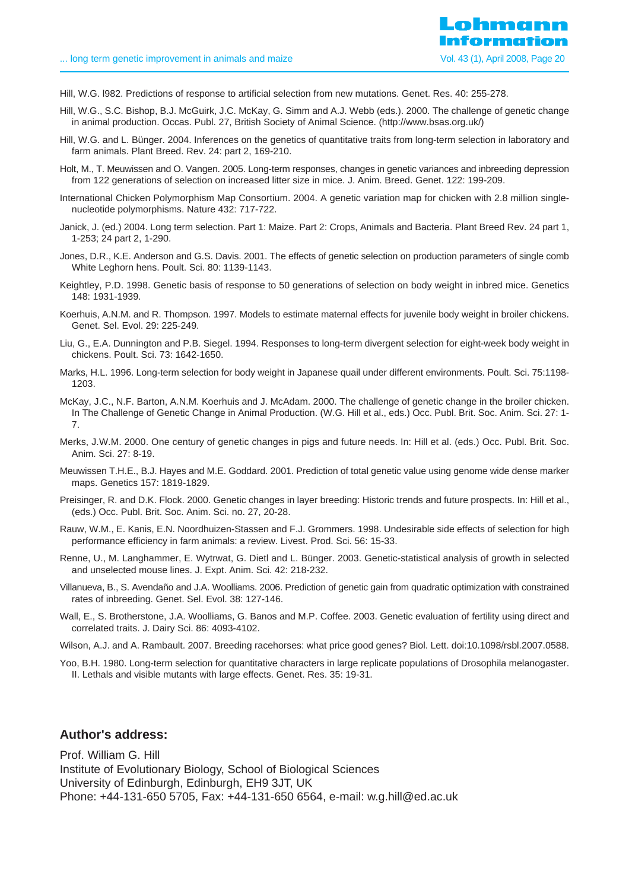Hill, W.G. l982. Predictions of response to artificial selection from new mutations. Genet. Res. 40: 255-278.

Hill, W.G., S.C. Bishop, B.J. McGuirk, J.C. McKay, G. Simm and A.J. Webb (eds.). 2000. The challenge of genetic change in animal production. Occas. Publ. 27, British Society of Animal Science. (http://www.bsas.org.uk/)

Hill, W.G. and L. Bünger. 2004. Inferences on the genetics of quantitative traits from long-term selection in laboratory and farm animals. Plant Breed. Rev. 24: part 2, 169-210.

Holt, M., T. Meuwissen and O. Vangen. 2005. Long-term responses, changes in genetic variances and inbreeding depression from 122 generations of selection on increased litter size in mice. J. Anim. Breed. Genet. 122: 199-209.

International Chicken Polymorphism Map Consortium. 2004. A genetic variation map for chicken with 2.8 million single-nucleotide polymorphisms. Nature 432: 717-722.

Janick, J. (ed.) 2004. Long term selection. Part 1: Maize. Part 2: Crops, Animals and Bacteria. Plant Breed Rev. 24 part 1, 1-253; 24 part 2, 1-290.

Jones, D.R., K.E. Anderson and G.S. Davis. 2001. The effects of genetic selection on production parameters of single comb White Leghorn hens. Poult. Sci. 80: 1139-1143.

Keightley, P.D. 1998. Genetic basis of response to 50 generations of selection on body weight in inbred mice. Genetics 148: 1931-1939.

Koerhuis, A.N.M. and R. Thompson. 1997. Models to estimate maternal effects for juvenile body weight in broiler chickens. Genet. Sel. Evol. 29: 225-249.

Liu, G., E.A. Dunnington and P.B. Siegel. 1994. Responses to long-term divergent selection for eight-week body weight in chickens. Poult. Sci. 73: 1642-1650.

Marks, H.L. 1996. Long-term selection for body weight in Japanese quail under different environments. Poult. Sci. 75:1198-1203.

McKay, J.C., N.F. Barton, A.N.M. Koerhuis and J. McAdam. 2000. The challenge of genetic change in the broiler chicken. In The Challenge of Genetic Change in Animal Production. (W.G. Hill et al., eds.) Occ. Publ. Brit. Soc. Anim. Sci. 27: 1-7.

Merks, J.W.M. 2000. One century of genetic changes in pigs and future needs. In: Hill et al. (eds.) Occ. Publ. Brit. Soc. Anim. Sci. 27: 8-19.

Meuwissen T.H.E., B.J. Hayes and M.E. Goddard. 2001. Prediction of total genetic value using genome wide dense marker maps. Genetics 157: 1819-1829.

Preisinger, R. and D.K. Flock. 2000. Genetic changes in layer breeding: Historic trends and future prospects. In: Hill et al., (eds.) Occ. Publ. Brit. Soc. Anim. Sci. no. 27, 20-28.

Rauw, W.M., E. Kanis, E.N. Noordhuizen-Stassen and F.J. Grommers. 1998. Undesirable side effects of selection for high performance efficiency in farm animals: a review. Livest. Prod. Sci. 56: 15-33.

Renne, U., M. Langhammer, E. Wytrwat, G. Dietl and L. Bünger. 2003. Genetic-statistical analysis of growth in selected and unselected mouse lines. J. Expt. Anim. Sci. 42: 218-232.

Villanueva, B., S. Avendaño and J.A. Woolliams. 2006. Prediction of genetic gain from quadratic optimization with constrained rates of inbreeding. Genet. Sel. Evol. 38: 127-146.

Wall, E., S. Brotherstone, J.A. Woolliams, G. Banos and M.P. Coffee. 2003. Genetic evaluation of fertility using direct and correlated traits. J. Dairy Sci. 86: 4093-4102.

Wilson, A.J. and A. Rambault. 2007. Breeding racehorses: what price good genes? Biol. Lett. doi:10.1098/rsbl.2007.0588.

Yoo, B.H. 1980. Long-term selection for quantitative characters in large replicate populations of Drosophila melanogaster. II. Lethals and visible mutants with large effects. Genet. Res. 35: 19-31.

## Author's address:

Prof. William G. Hill
Institute of Evolutionary Biology, School of Biological Sciences
University of Edinburgh, Edinburgh, EH9 3JT, UK
Phone: +44-131-650 5705, Fax: +44-131-650 6564, e-mail: w.g.hill@ed.ac.uk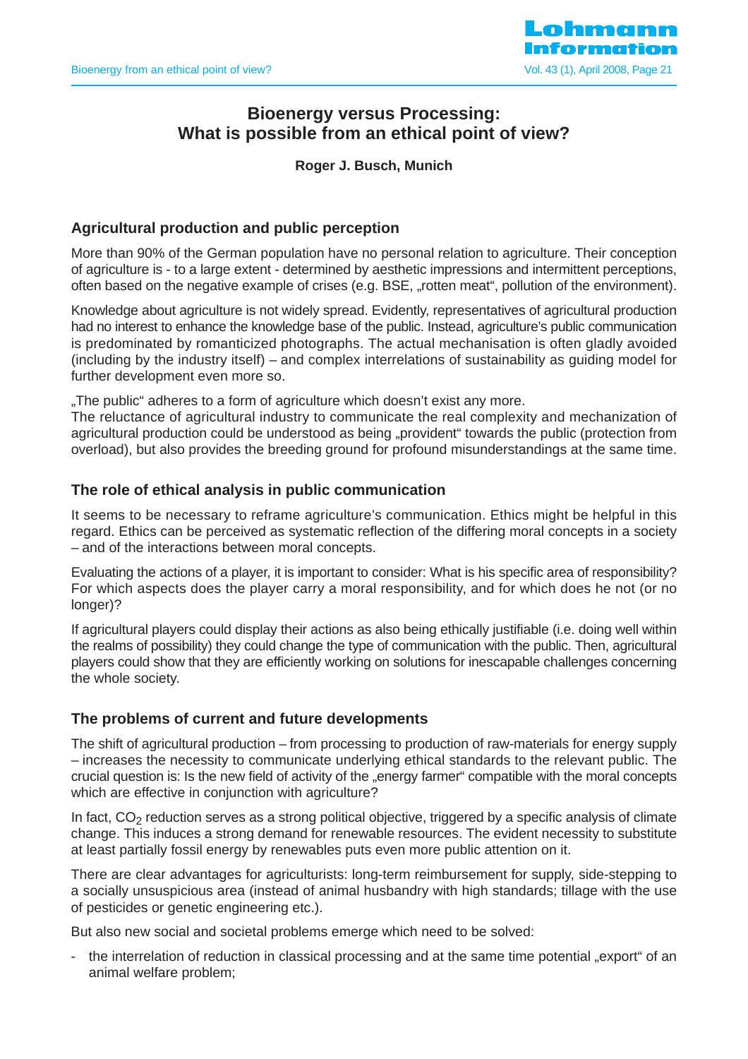# Bioenergy versus Processing: What is possible from an ethical point of view?

**Roger J. Busch, Munich**

## Agricultural production and public perception

More than 90% of the German population have no personal relation to agriculture. Their conception of agriculture is - to a large extent - determined by aesthetic impressions and intermittent perceptions, often based on the negative example of crises (e.g. BSE, „rotten meat“, pollution of the environment).

Knowledge about agriculture is not widely spread. Evidently, representatives of agricultural production had no interest to enhance the knowledge base of the public. Instead, agriculture's public communication is predominated by romanticized photographs. The actual mechanisation is often gladly avoided (including by the industry itself) – and complex interrelations of sustainability as guiding model for further development even more so.

„The public“ adheres to a form of agriculture which doesn't exist any more.
The reluctance of agricultural industry to communicate the real complexity and mechanization of agricultural production could be understood as being „provident“ towards the public (protection from overload), but also provides the breeding ground for profound misunderstandings at the same time.

## The role of ethical analysis in public communication

It seems to be necessary to reframe agriculture's communication. Ethics might be helpful in this regard. Ethics can be perceived as systematic reflection of the differing moral concepts in a society – and of the interactions between moral concepts.

Evaluating the actions of a player, it is important to consider: What is his specific area of responsibility? For which aspects does the player carry a moral responsibility, and for which does he not (or no longer)?

If agricultural players could display their actions as also being ethically justifiable (i.e. doing well within the realms of possibility) they could change the type of communication with the public. Then, agricultural players could show that they are efficiently working on solutions for inescapable challenges concerning the whole society.

## The problems of current and future developments

The shift of agricultural production – from processing to production of raw-materials for energy supply – increases the necessity to communicate underlying ethical standards to the relevant public. The crucial question is: Is the new field of activity of the „energy farmer“ compatible with the moral concepts which are effective in conjunction with agriculture?

In fact, $CO_2$ reduction serves as a strong political objective, triggered by a specific analysis of climate change. This induces a strong demand for renewable resources. The evident necessity to substitute at least partially fossil energy by renewables puts even more public attention on it.

There are clear advantages for agriculturists: long-term reimbursement for supply, side-stepping to a socially unsuspicious area (instead of animal husbandry with high standards; tillage with the use of pesticides or genetic engineering etc.).

But also new social and societal problems emerge which need to be solved:

- the interrelation of reduction in classical processing and at the same time potential „export“ of an animal welfare problem;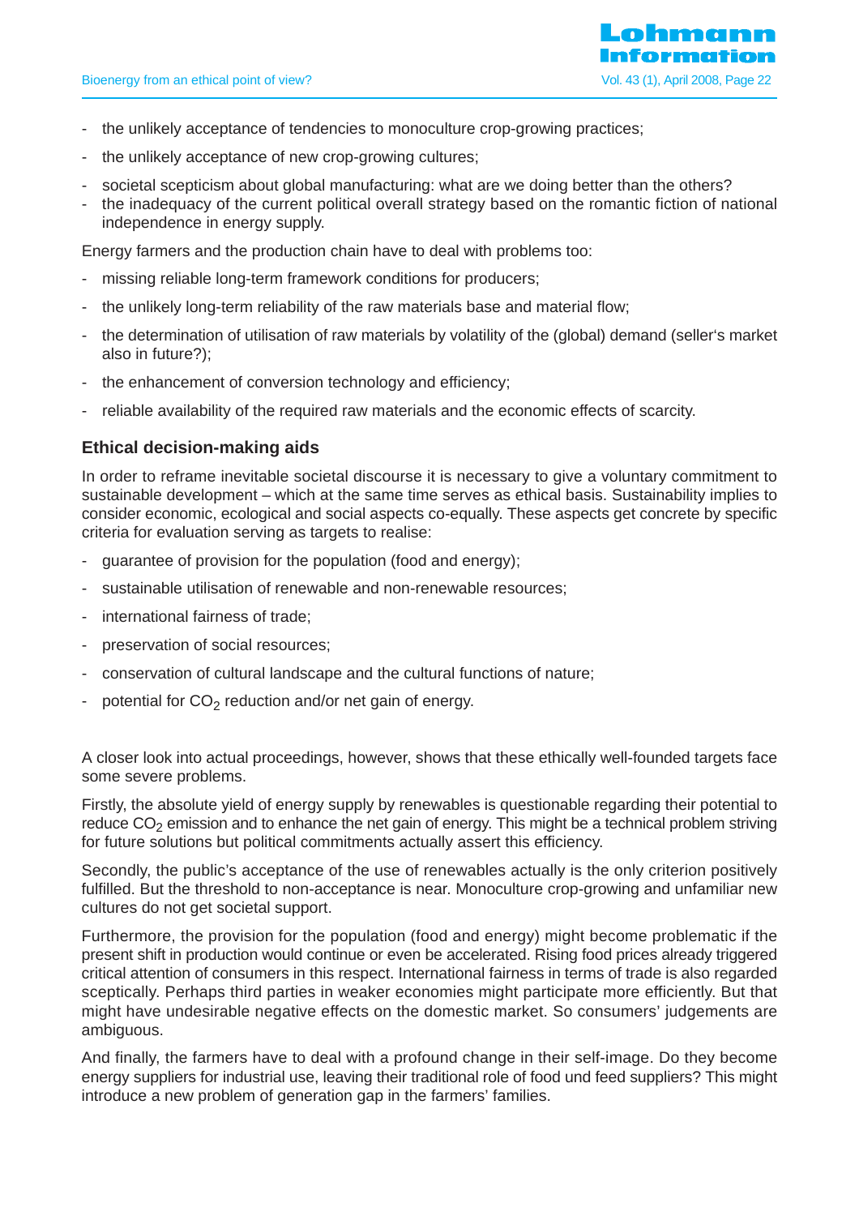- the unlikely acceptance of tendencies to monoculture crop-growing practices;
- the unlikely acceptance of new crop-growing cultures;
- societal scepticism about global manufacturing: what are we doing better than the others?
- the inadequacy of the current political overall strategy based on the romantic fiction of national independence in energy supply.

Energy farmers and the production chain have to deal with problems too:

- missing reliable long-term framework conditions for producers;
- the unlikely long-term reliability of the raw materials base and material flow;
- the determination of utilisation of raw materials by volatility of the (global) demand (seller's market also in future?);
- the enhancement of conversion technology and efficiency;
- reliable availability of the required raw materials and the economic effects of scarcity.

## Ethical decision-making aids

In order to reframe inevitable societal discourse it is necessary to give a voluntary commitment to sustainable development – which at the same time serves as ethical basis. Sustainability implies to consider economic, ecological and social aspects co-equally. These aspects get concrete by specific criteria for evaluation serving as targets to realise:

- guarantee of provision for the population (food and energy);
- sustainable utilisation of renewable and non-renewable resources;
- international fairness of trade;
- preservation of social resources;
- conservation of cultural landscape and the cultural functions of nature;
- potential for $CO_2$ reduction and/or net gain of energy.

A closer look into actual proceedings, however, shows that these ethically well-founded targets face some severe problems.

Firstly, the absolute yield of energy supply by renewables is questionable regarding their potential to reduce $CO_2$ emission and to enhance the net gain of energy. This might be a technical problem striving for future solutions but political commitments actually assert this efficiency.

Secondly, the public's acceptance of the use of renewables actually is the only criterion positively fulfilled. But the threshold to non-acceptance is near. Monoculture crop-growing and unfamiliar new cultures do not get societal support.

Furthermore, the provision for the population (food and energy) might become problematic if the present shift in production would continue or even be accelerated. Rising food prices already triggered critical attention of consumers in this respect. International fairness in terms of trade is also regarded sceptically. Perhaps third parties in weaker economies might participate more efficiently. But that might have undesirable negative effects on the domestic market. So consumers' judgements are ambiguous.

And finally, the farmers have to deal with a profound change in their self-image. Do they become energy suppliers for industrial use, leaving their traditional role of food und feed suppliers? This might introduce a new problem of generation gap in the farmers' families.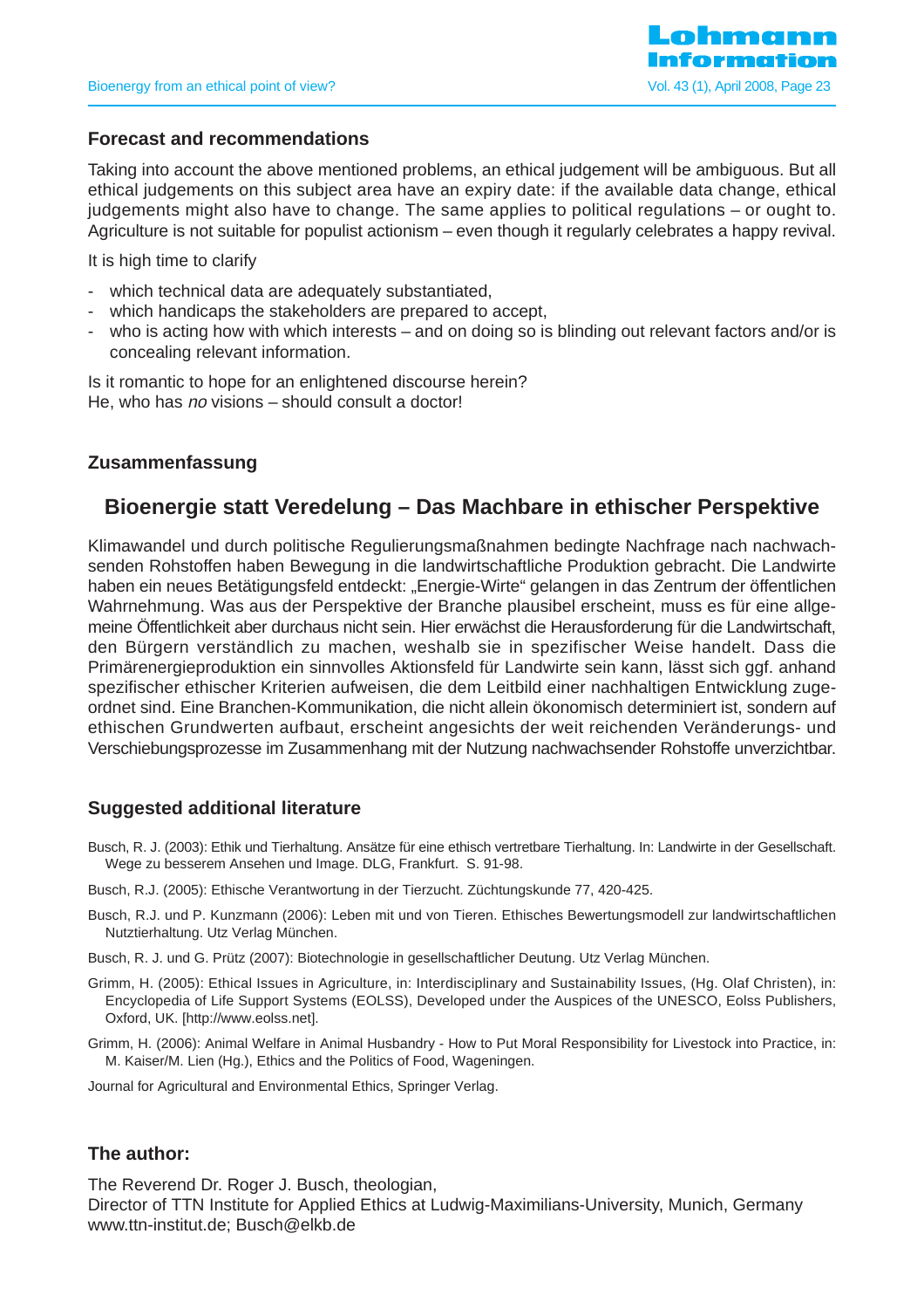## Forecast and recommendations

Taking into account the above mentioned problems, an ethical judgement will be ambiguous. But all ethical judgements on this subject area have an expiry date: if the available data change, ethical judgements might also have to change. The same applies to political regulations – or ought to. Agriculture is not suitable for populist actionism – even though it regularly celebrates a happy revival.

It is high time to clarify

- which technical data are adequately substantiated,
- which handicaps the stakeholders are prepared to accept,
- who is acting how with which interests – and on doing so is blinding out relevant factors and/or is concealing relevant information.

Is it romantic to hope for an enlightened discourse herein?
He, who has *no* visions – should consult a doctor!

## Zusammenfassung

### Bioenergie statt Veredelung – Das Machbare in ethischer Perspektive

Klimawandel und durch politische Regulierungsmaßnahmen bedingte Nachfrage nach nachwachsenden Rohstoffen haben Bewegung in die landwirtschaftliche Produktion gebracht. Die Landwirte haben ein neues Betätigungsfeld entdeckt: „Energie-Wirte" gelangen in das Zentrum der öffentlichen Wahrnehmung. Was aus der Perspektive der Branche plausibel erscheint, muss es für eine allgemeine Öffentlichkeit aber durchaus nicht sein. Hier erwächst die Herausforderung für die Landwirtschaft, den Bürgern verständlich zu machen, weshalb sie in spezifischer Weise handelt. Dass die Primärenergieproduktion ein sinnvolles Aktionsfeld für Landwirte sein kann, lässt sich ggf. anhand spezifischer ethischer Kriterien aufweisen, die dem Leitbild einer nachhaltigen Entwicklung zugeordnet sind. Eine Branchen-Kommunikation, die nicht allein ökonomisch determiniert ist, sondern auf ethischen Grundwerten aufbaut, erscheint angesichts der weit reichenden Veränderungs- und Verschiebungsprozesse im Zusammenhang mit der Nutzung nachwachsender Rohstoffe unverzichtbar.

## Suggested additional literature

Busch, R. J. (2003): Ethik und Tierhaltung. Ansätze für eine ethisch vertretbare Tierhaltung. In: Landwirte in der Gesellschaft. Wege zu besserem Ansehen und Image. DLG, Frankfurt. S. 91-98.

Busch, R.J. (2005): Ethische Verantwortung in der Tierzucht. Züchtungskunde 77, 420-425.

Busch, R.J. und P. Kunzmann (2006): Leben mit und von Tieren. Ethisches Bewertungsmodell zur landwirtschaftlichen Nutztierhaltung. Utz Verlag München.

Busch, R. J. und G. Prütz (2007): Biotechnologie in gesellschaftlicher Deutung. Utz Verlag München.

Grimm, H. (2005): Ethical Issues in Agriculture, in: Interdisciplinary and Sustainability Issues, (Hg. Olaf Christen), in: Encyclopedia of Life Support Systems (EOLSS), Developed under the Auspices of the UNESCO, Eolss Publishers, Oxford, UK. [http://www.eolss.net].

Grimm, H. (2006): Animal Welfare in Animal Husbandry - How to Put Moral Responsibility for Livestock into Practice, in: M. Kaiser/M. Lien (Hg.), Ethics and the Politics of Food, Wageningen.

Journal for Agricultural and Environmental Ethics, Springer Verlag.

## The author:

The Reverend Dr. Roger J. Busch, theologian,
Director of TTN Institute for Applied Ethics at Ludwig-Maximilians-University, Munich, Germany
www.ttn-institut.de; Busch@elkb.de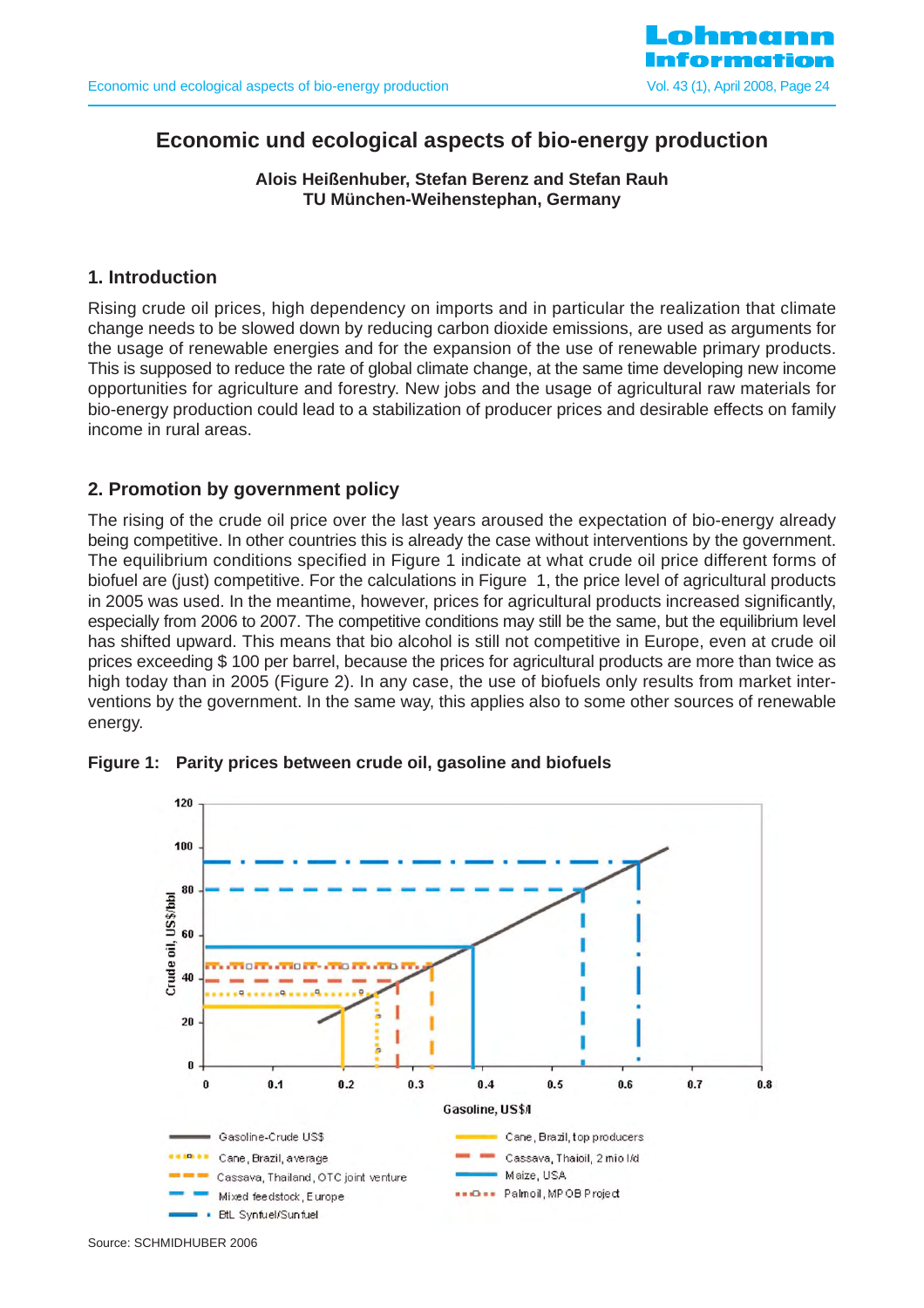# Economic und ecological aspects of bio-energy production

**Alois Heißenhuber, Stefan Berenz and Stefan Rauh**
**TU München-Weihenstephan, Germany**

## 1. Introduction

Rising crude oil prices, high dependency on imports and in particular the realization that climate change needs to be slowed down by reducing carbon dioxide emissions, are used as arguments for the usage of renewable energies and for the expansion of the use of renewable primary products. This is supposed to reduce the rate of global climate change, at the same time developing new income opportunities for agriculture and forestry. New jobs and the usage of agricultural raw materials for bio-energy production could lead to a stabilization of producer prices and desirable effects on family income in rural areas.

## 2. Promotion by government policy

The rising of the crude oil price over the last years aroused the expectation of bio-energy already being competitive. In other countries this is already the case without interventions by the government. The equilibrium conditions specified in Figure 1 indicate at what crude oil price different forms of biofuel are (just) competitive. For the calculations in Figure 1, the price level of agricultural products in 2005 was used. In the meantime, however, prices for agricultural products increased significantly, especially from 2006 to 2007. The competitive conditions may still be the same, but the equilibrium level has shifted upward. This means that bio alcohol is still not competitive in Europe, even at crude oil prices exceeding $ 100 per barrel, because the prices for agricultural products are more than twice as high today than in 2005 (Figure 2). In any case, the use of biofuels only results from market interventions by the government. In the same way, this applies also to some other sources of renewable energy.

**Figure 1: Parity prices between crude oil, gasoline and biofuels**

Source: SCHMIDHUBER 2006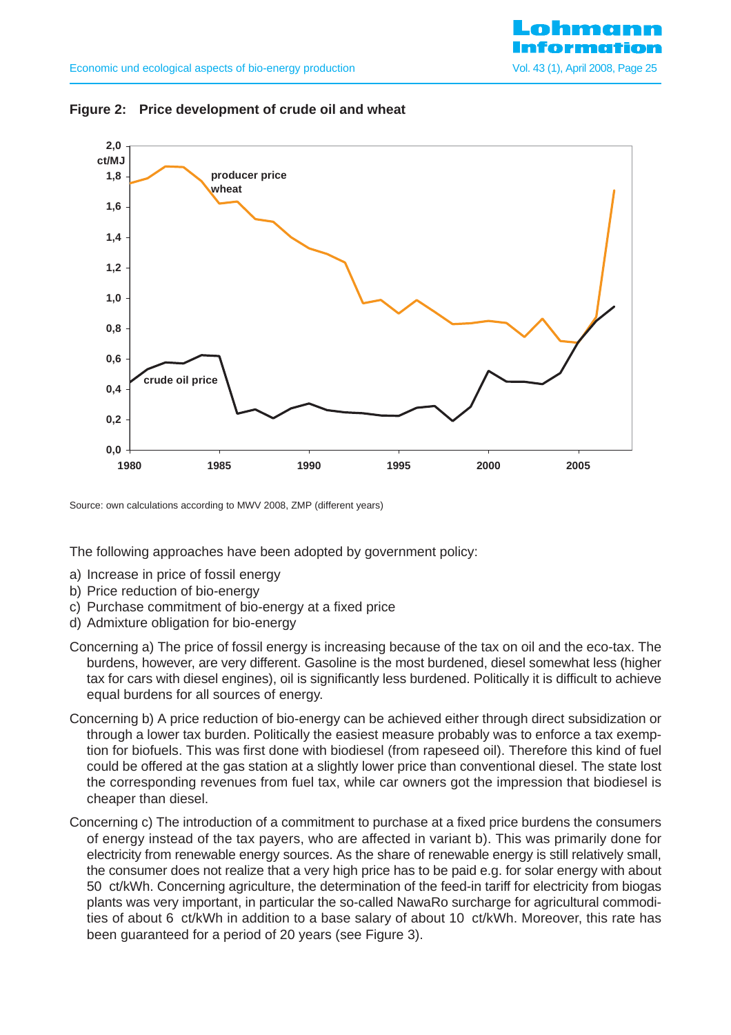**Figure 2: Price development of crude oil and wheat**

Source: own calculations according to MWV 2008, ZMP (different years)

The following approaches have been adopted by government policy:

a) Increase in price of fossil energy
b) Price reduction of bio-energy
c) Purchase commitment of bio-energy at a fixed price
d) Admixture obligation for bio-energy

Concerning a) The price of fossil energy is increasing because of the tax on oil and the eco-tax. The burdens, however, are very different. Gasoline is the most burdened, diesel somewhat less (higher tax for cars with diesel engines), oil is significantly less burdened. Politically it is difficult to achieve equal burdens for all sources of energy.

Concerning b) A price reduction of bio-energy can be achieved either through direct subsidization or through a lower tax burden. Politically the easiest measure probably was to enforce a tax exemption for biofuels. This was first done with biodiesel (from rapeseed oil). Therefore this kind of fuel could be offered at the gas station at a slightly lower price than conventional diesel. The state lost the corresponding revenues from fuel tax, while car owners got the impression that biodiesel is cheaper than diesel.

Concerning c) The introduction of a commitment to purchase at a fixed price burdens the consumers of energy instead of the tax payers, who are affected in variant b). This was primarily done for electricity from renewable energy sources. As the share of renewable energy is still relatively small, the consumer does not realize that a very high price has to be paid e.g. for solar energy with about 50 ct/kWh. Concerning agriculture, the determination of the feed-in tariff for electricity from biogas plants was very important, in particular the so-called NawaRo surcharge for agricultural commodities of about 6 ct/kWh in addition to a base salary of about 10 ct/kWh. Moreover, this rate has been guaranteed for a period of 20 years (see Figure 3).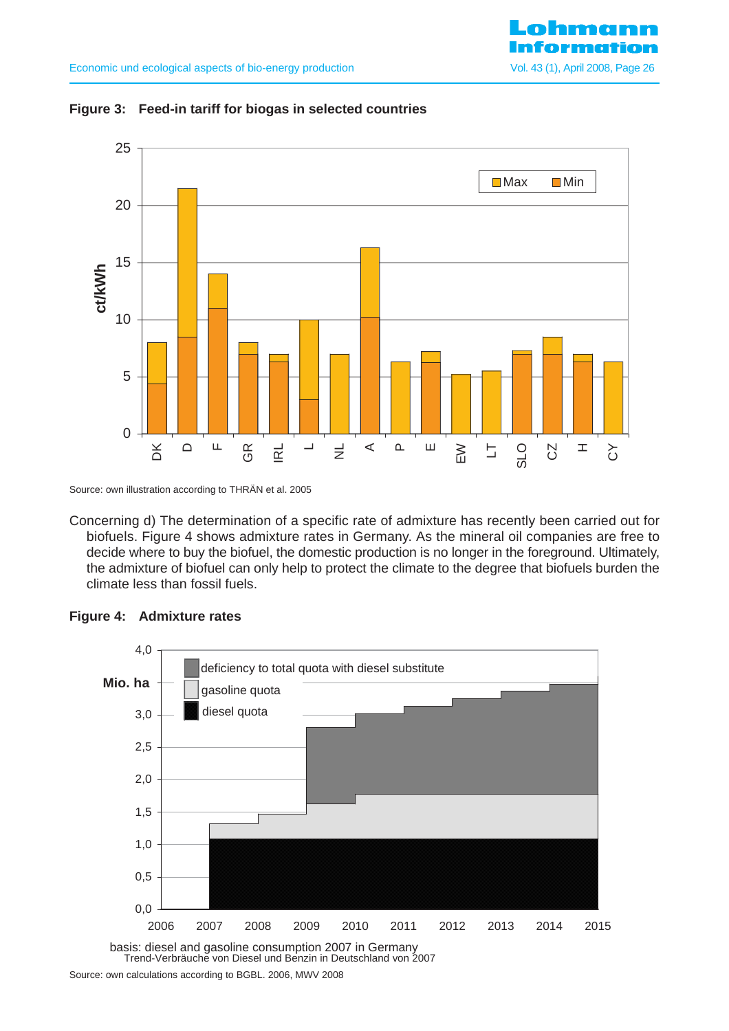**Figure 3: Feed-in tariff for biogas in selected countries**

Source: own illustration according to THRÄN et al. 2005

Concerning d) The determination of a specific rate of admixture has recently been carried out for biofuels. Figure 4 shows admixture rates in Germany. As the mineral oil companies are free to decide where to buy the biofuel, the domestic production is no longer in the foreground. Ultimately, the admixture of biofuel can only help to protect the climate to the degree that biofuels burden the climate less than fossil fuels.

**Figure 4: Admixture rates**

basis: diesel and gasoline consumption 2007 in Germany
Trend-Verbräuche von Diesel und Benzin in Deutschland von 2007

Source: own calculations according to BGBL. 2006, MWV 2008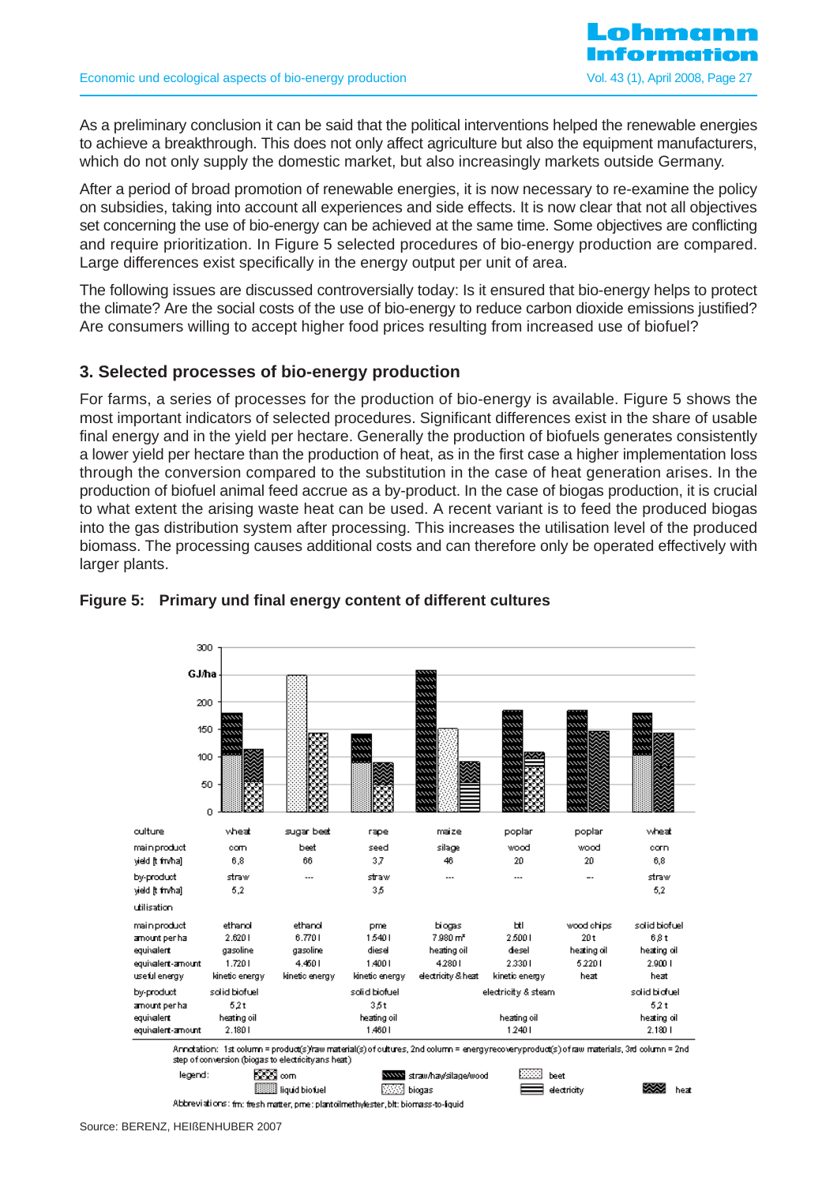As a preliminary conclusion it can be said that the political interventions helped the renewable energies to achieve a breakthrough. This does not only affect agriculture but also the equipment manufacturers, which do not only supply the domestic market, but also increasingly markets outside Germany.

After a period of broad promotion of renewable energies, it is now necessary to re-examine the policy on subsidies, taking into account all experiences and side effects. It is now clear that not all objectives set concerning the use of bio-energy can be achieved at the same time. Some objectives are conflicting and require prioritization. In Figure 5 selected procedures of bio-energy production are compared. Large differences exist specifically in the energy output per unit of area.

The following issues are discussed controversially today: Is it ensured that bio-energy helps to protect the climate? Are the social costs of the use of bio-energy to reduce carbon dioxide emissions justified? Are consumers willing to accept higher food prices resulting from increased use of biofuel?

## 3. Selected processes of bio-energy production

For farms, a series of processes for the production of bio-energy is available. Figure 5 shows the most important indicators of selected procedures. Significant differences exist in the share of usable final energy and in the yield per hectare. Generally the production of biofuels generates consistently a lower yield per hectare than the production of heat, as in the first case a higher implementation loss through the conversion compared to the substitution in the case of heat generation arises. In the production of biofuel animal feed accrue as a by-product. In the case of biogas production, it is crucial to what extent the arising waste heat can be used. A recent variant is to feed the produced biogas into the gas distribution system after processing. This increases the utilisation level of the produced biomass. The processing causes additional costs and can therefore only be operated effectively with larger plants.

**Figure 5: Primary und final energy content of different cultures**

| culture | wheat | sugar beet | rape | maize | poplar | poplar | wheat |
|---|---|---|---|---|---|---|---|
| main product | corn | beet | seed | silage | wood | wood | corn |
| yield [t fm/ha] | 6,8 | 66 | 3,7 | 46 | 20 | 20 | 6,8 |
| by-product | straw | --- | straw | --- | --- | --- | straw |
| yield [t fm/ha] | 5,2 | | 3,5 | | | | 5,2 |
| **utilisation** | | | | | | | |
| main product | ethanol | ethanol | pme | biogas | btl | wood chips | solid biofuel |
| amount per ha | 2.620 l | 6.770 l | 1.540 l | 7.980 m³ | 2.500 l | 20 t | 6,8 t |
| equivalent | gasoline | gasoline | diesel | heating oil | diesel | heating oil | heating oil |
| equivalent-amount | 1.720 l | 4.460 l | 1.400 l | 4.280 l | 2.330 l | 5.220 l | 2.900 l |
| useful energy | kinetic energy | kinetic energy | kinetic energy | electricity & heat | kinetic energy | heat | heat |
| by-product | solid biofuel | | solid biofuel | | electricity & steam | | solid biofuel |
| amount per ha | 5,2 t | | 3,5 t | | | | 5,2 t |
| equivalent | heating oil | | heating oil | | heating oil | | heating oil |
| equivalent-amount | 2.180 l | | 1.460 l | | 1.240 l | | 2.180 l |

Annotation: 1st column = product(s)/raw material(s) of cultures, 2nd column = energyrecoveryproduct(s) of raw materials, 3rd column = 2nd step of conversion (biogas to electricity ans heat)

legend: corn; liquid biofuel; straw/hay/silage/wood; biogas; beet; electricity; heat

Abbreviations: fm: fresh matter, pme: plantoilmethylester, btl: biomass-to-liquid

Source: BERENZ, HEIßENHUBER 2007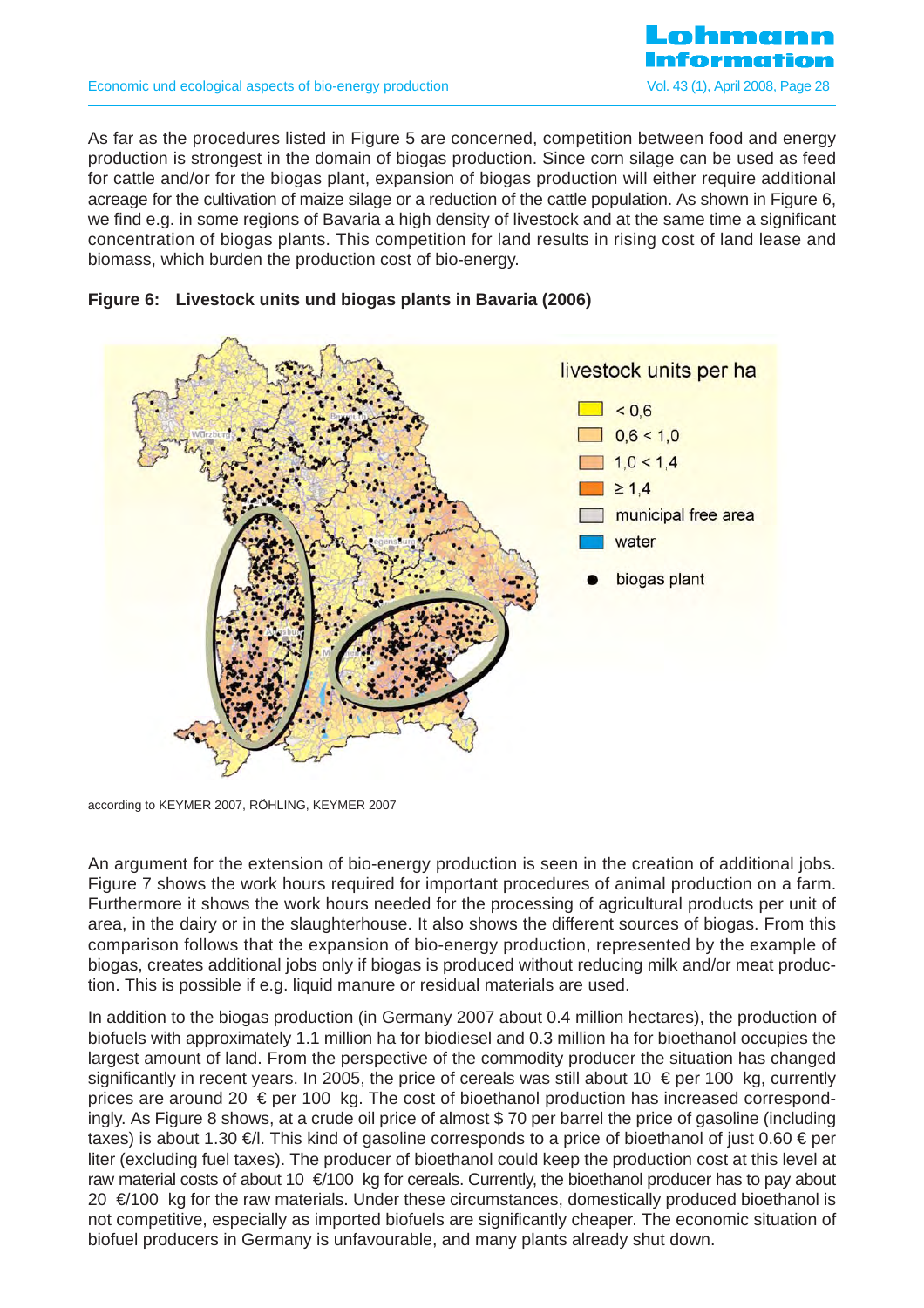As far as the procedures listed in Figure 5 are concerned, competition between food and energy production is strongest in the domain of biogas production. Since corn silage can be used as feed for cattle and/or for the biogas plant, expansion of biogas production will either require additional acreage for the cultivation of maize silage or a reduction of the cattle population. As shown in Figure 6, we find e.g. in some regions of Bavaria a high density of livestock and at the same time a significant concentration of biogas plants. This competition for land results in rising cost of land lease and biomass, which burden the production cost of bio-energy.

**Figure 6: Livestock units und biogas plants in Bavaria (2006)**

livestock units per ha

- < 0,6
- 0,6 < 1,0
- 1,0 < 1,4
- ≥ 1,4
- municipal free area
- water
- ● biogas plant

according to KEYMER 2007, RÖHLING, KEYMER 2007

An argument for the extension of bio-energy production is seen in the creation of additional jobs. Figure 7 shows the work hours required for important procedures of animal production on a farm. Furthermore it shows the work hours needed for the processing of agricultural products per unit of area, in the dairy or in the slaughterhouse. It also shows the different sources of biogas. From this comparison follows that the expansion of bio-energy production, represented by the example of biogas, creates additional jobs only if biogas is produced without reducing milk and/or meat production. This is possible if e.g. liquid manure or residual materials are used.

In addition to the biogas production (in Germany 2007 about 0.4 million hectares), the production of biofuels with approximately 1.1 million ha for biodiesel and 0.3 million ha for bioethanol occupies the largest amount of land. From the perspective of the commodity producer the situation has changed significantly in recent years. In 2005, the price of cereals was still about 10 € per 100 kg, currently prices are around 20 € per 100 kg. The cost of bioethanol production has increased correspondingly. As Figure 8 shows, at a crude oil price of almost $ 70 per barrel the price of gasoline (including taxes) is about 1.30 €/l. This kind of gasoline corresponds to a price of bioethanol of just 0.60 € per liter (excluding fuel taxes). The producer of bioethanol could keep the production cost at this level at raw material costs of about 10 €/100 kg for cereals. Currently, the bioethanol producer has to pay about 20 €/100 kg for the raw materials. Under these circumstances, domestically produced bioethanol is not competitive, especially as imported biofuels are significantly cheaper. The economic situation of biofuel producers in Germany is unfavourable, and many plants already shut down.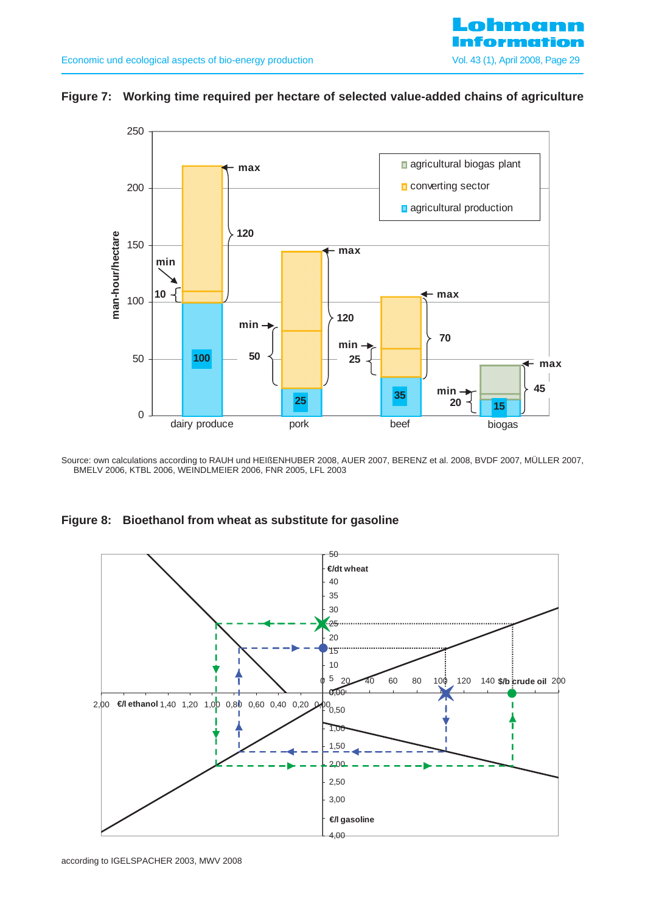**Figure 7: Working time required per hectare of selected value-added chains of agriculture**

Source: own calculations according to RAUH und HEIßENHUBER 2008, AUER 2007, BERENZ et al. 2008, BVDF 2007, MÜLLER 2007, BMELV 2006, KTBL 2006, WEINDLMEIER 2006, FNR 2005, LFL 2003

**Figure 8: Bioethanol from wheat as substitute for gasoline**

according to IGELSPACHER 2003, MWV 2008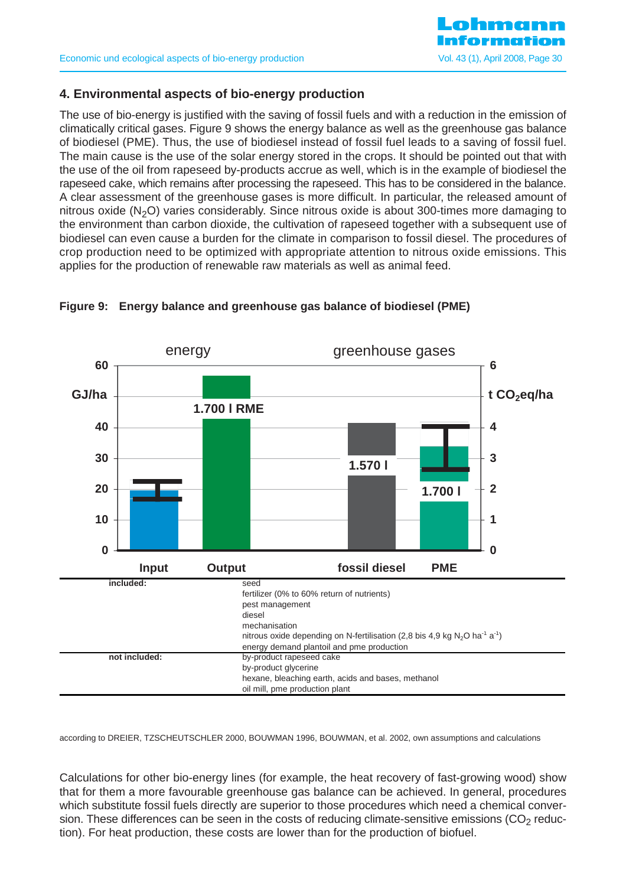## 4. Environmental aspects of bio-energy production

The use of bio-energy is justified with the saving of fossil fuels and with a reduction in the emission of climatically critical gases. Figure 9 shows the energy balance as well as the greenhouse gas balance of biodiesel (PME). Thus, the use of biodiesel instead of fossil fuel leads to a saving of fossil fuel. The main cause is the use of the solar energy stored in the crops. It should be pointed out that with the use of the oil from rapeseed by-products accrue as well, which is in the example of biodiesel the rapeseed cake, which remains after processing the rapeseed. This has to be considered in the balance. A clear assessment of the greenhouse gases is more difficult. In particular, the released amount of nitrous oxide ($N_2O$) varies considerably. Since nitrous oxide is about 300-times more damaging to the environment than carbon dioxide, the cultivation of rapeseed together with a subsequent use of biodiesel can even cause a burden for the climate in comparison to fossil diesel. The procedures of crop production need to be optimized with appropriate attention to nitrous oxide emissions. This applies for the production of renewable raw materials as well as animal feed.

**Figure 9: Energy balance and greenhouse gas balance of biodiesel (PME)**

energy | greenhouse gases

GJ/ha (0–60) | t $CO_2$eq/ha (0–6)

Input | Output (1.700 l RME) | fossil diesel (1.570 l) | PME (1.700 l)

| | |
|---|---|
| **included:** | seed<br>fertilizer (0% to 60% return of nutrients)<br>pest management<br>diesel<br>mechanisation<br>nitrous oxide depending on N-fertilisation (2,8 bis 4,9 kg $N_2O$ $ha^{-1}$ $a^{-1}$)<br>energy demand plantoil and pme production |
| **not included:** | by-product rapeseed cake<br>by-product glycerine<br>hexane, bleaching earth, acids and bases, methanol<br>oil mill, pme production plant |

according to DREIER, TZSCHEUTSCHLER 2000, BOUWMAN 1996, BOUWMAN, et al. 2002, own assumptions and calculations

Calculations for other bio-energy lines (for example, the heat recovery of fast-growing wood) show that for them a more favourable greenhouse gas balance can be achieved. In general, procedures which substitute fossil fuels directly are superior to those procedures which need a chemical conversion. These differences can be seen in the costs of reducing climate-sensitive emissions ($CO_2$ reduction). For heat production, these costs are lower than for the production of biofuel.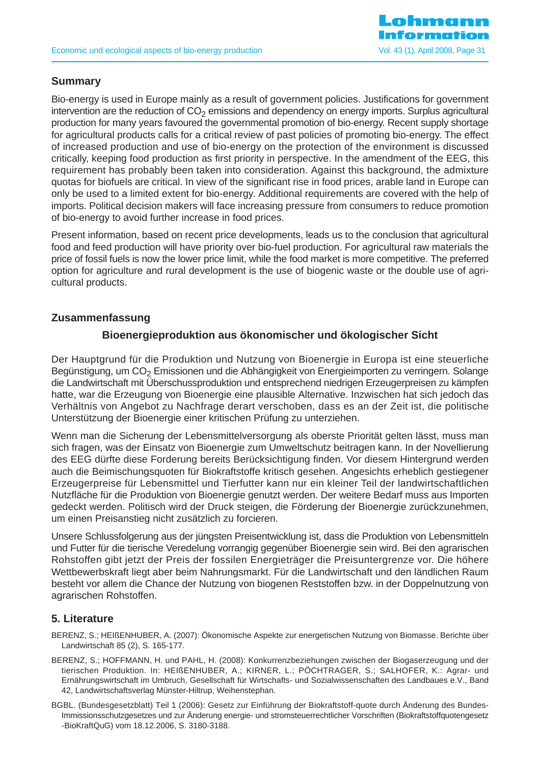## Summary

Bio-energy is used in Europe mainly as a result of government policies. Justifications for government intervention are the reduction of $CO_2$ emissions and dependency on energy imports. Surplus agricultural production for many years favoured the governmental promotion of bio-energy. Recent supply shortage for agricultural products calls for a critical review of past policies of promoting bio-energy. The effect of increased production and use of bio-energy on the protection of the environment is discussed critically, keeping food production as first priority in perspective. In the amendment of the EEG, this requirement has probably been taken into consideration. Against this background, the admixture quotas for biofuels are critical. In view of the significant rise in food prices, arable land in Europe can only be used to a limited extent for bio-energy. Additional requirements are covered with the help of imports. Political decision makers will face increasing pressure from consumers to reduce promotion of bio-energy to avoid further increase in food prices.

Present information, based on recent price developments, leads us to the conclusion that agricultural food and feed production will have priority over bio-fuel production. For agricultural raw materials the price of fossil fuels is now the lower price limit, while the food market is more competitive. The preferred option for agriculture and rural development is the use of biogenic waste or the double use of agricultural products.

## Zusammenfassung

### Bioenergieproduktion aus ökonomischer und ökologischer Sicht

Der Hauptgrund für die Produktion und Nutzung von Bioenergie in Europa ist eine steuerliche Begünstigung, um $CO_2$ Emissionen und die Abhängigkeit von Energieimporten zu verringern. Solange die Landwirtschaft mit Überschussproduktion und entsprechend niedrigen Erzeugerpreisen zu kämpfen hatte, war die Erzeugung von Bioenergie eine plausible Alternative. Inzwischen hat sich jedoch das Verhältnis von Angebot zu Nachfrage derart verschoben, dass es an der Zeit ist, die politische Unterstützung der Bioenergie einer kritischen Prüfung zu unterziehen.

Wenn man die Sicherung der Lebensmittelversorgung als oberste Priorität gelten lässt, muss man sich fragen, was der Einsatz von Bioenergie zum Umweltschutz beitragen kann. In der Novellierung des EEG dürfte diese Forderung bereits Berücksichtigung finden. Vor diesem Hintergrund werden auch die Beimischungsquoten für Biokraftstoffe kritisch gesehen. Angesichts erheblich gestiegener Erzeugerpreise für Lebensmittel und Tierfutter kann nur ein kleiner Teil der landwirtschaftlichen Nutzfläche für die Produktion von Bioenergie genutzt werden. Der weitere Bedarf muss aus Importen gedeckt werden. Politisch wird der Druck steigen, die Förderung der Bioenergie zurückzunehmen, um einen Preisanstieg nicht zusätzlich zu forcieren.

Unsere Schlussfolgerung aus der jüngsten Preisentwicklung ist, dass die Produktion von Lebensmitteln und Futter für die tierische Veredelung vorrangig gegenüber Bioenergie sein wird. Bei den agrarischen Rohstoffen gibt jetzt der Preis der fossilen Energieträger die Preisuntergrenze vor. Die höhere Wettbewerbskraft liegt aber beim Nahrungsmarkt. Für die Landwirtschaft und den ländlichen Raum besteht vor allem die Chance der Nutzung von biogenen Reststoffen bzw. in der Doppelnutzung von agrarischen Rohstoffen.

## 5. Literature

BERENZ, S.; HEIßENHUBER, A. (2007): Ökonomische Aspekte zur energetischen Nutzung von Biomasse. Berichte über Landwirtschaft 85 (2), S. 165-177.

BERENZ, S.; HOFFMANN, H. und PAHL, H. (2008): Konkurrenzbeziehungen zwischen der Biogaserzeugung und der tierischen Produktion. In: HEIßENHUBER, A.; KIRNER, L.; PÖCHTRAGER, S.; SALHOFER, K.: Agrar- und Ernährungswirtschaft im Umbruch, Gesellschaft für Wirtschafts- und Sozialwissenschaften des Landbaues e.V., Band 42, Landwirtschaftsverlag Münster-Hiltrup, Weihenstephan.

BGBL. (Bundesgesetzblatt) Teil 1 (2006): Gesetz zur Einführung der Biokraftstoff-quote durch Änderung des Bundes-Immissionsschutzgesetzes und zur Änderung energie- und stromsteuerrechtlicher Vorschriften (Biokraftstoffquotengesetz -BioKraftQuG) vom 18.12.2006, S. 3180-3188.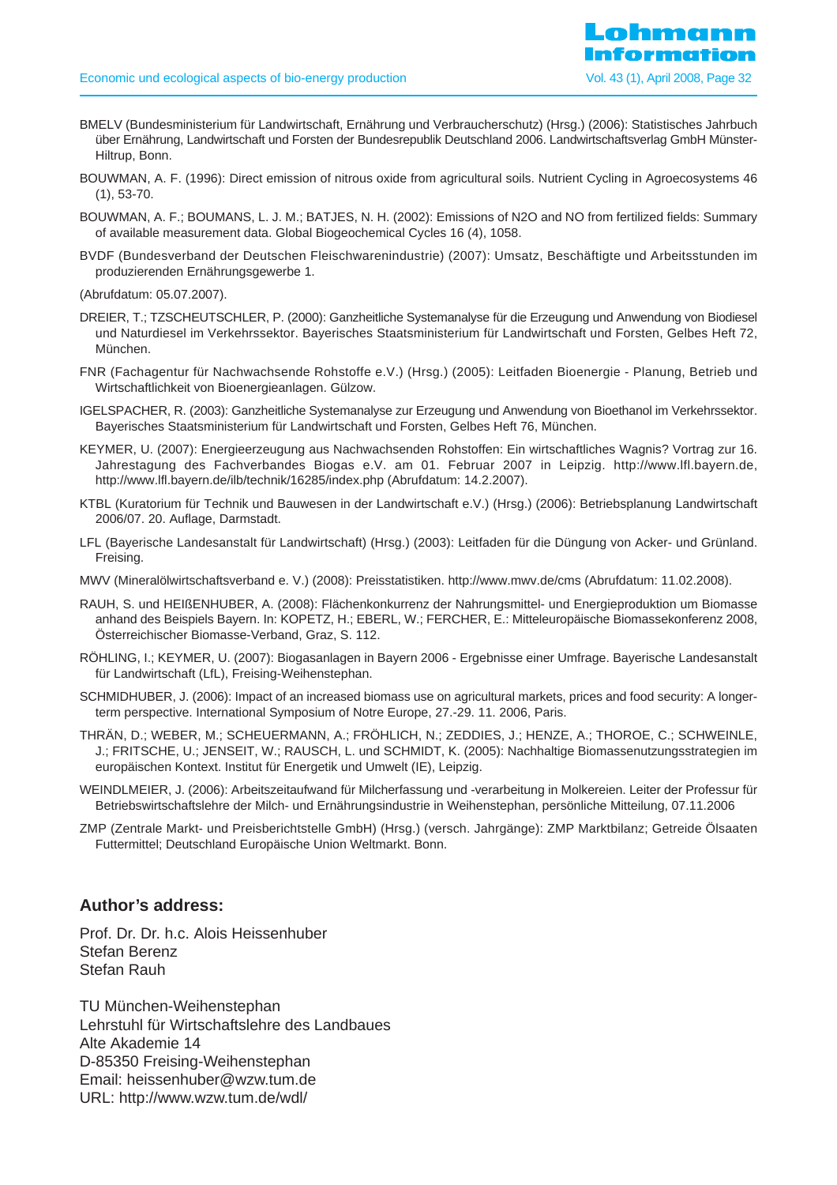BMELV (Bundesministerium für Landwirtschaft, Ernährung und Verbraucherschutz) (Hrsg.) (2006): Statistisches Jahrbuch über Ernährung, Landwirtschaft und Forsten der Bundesrepublik Deutschland 2006. Landwirtschaftsverlag GmbH Münster-Hiltrup, Bonn.

BOUWMAN, A. F. (1996): Direct emission of nitrous oxide from agricultural soils. Nutrient Cycling in Agroecosystems 46 (1), 53-70.

BOUWMAN, A. F.; BOUMANS, L. J. M.; BATJES, N. H. (2002): Emissions of N2O and NO from fertilized fields: Summary of available measurement data. Global Biogeochemical Cycles 16 (4), 1058.

BVDF (Bundesverband der Deutschen Fleischwarenindustrie) (2007): Umsatz, Beschäftigte und Arbeitsstunden im produzierenden Ernährungsgewerbe 1.

(Abrufdatum: 05.07.2007).

DREIER, T.; TZSCHEUTSCHLER, P. (2000): Ganzheitliche Systemanalyse für die Erzeugung und Anwendung von Biodiesel und Naturdiesel im Verkehrssektor. Bayerisches Staatsministerium für Landwirtschaft und Forsten, Gelbes Heft 72, München.

FNR (Fachagentur für Nachwachsende Rohstoffe e.V.) (Hrsg.) (2005): Leitfaden Bioenergie - Planung, Betrieb und Wirtschaftlichkeit von Bioenergieanlagen. Gülzow.

IGELSPACHER, R. (2003): Ganzheitliche Systemanalyse zur Erzeugung und Anwendung von Bioethanol im Verkehrssektor. Bayerisches Staatsministerium für Landwirtschaft und Forsten, Gelbes Heft 76, München.

KEYMER, U. (2007): Energieerzeugung aus Nachwachsenden Rohstoffen: Ein wirtschaftliches Wagnis? Vortrag zur 16. Jahrestagung des Fachverbandes Biogas e.V. am 01. Februar 2007 in Leipzig. http://www.lfl.bayern.de, http://www.lfl.bayern.de/ilb/technik/16285/index.php (Abrufdatum: 14.2.2007).

KTBL (Kuratorium für Technik und Bauwesen in der Landwirtschaft e.V.) (Hrsg.) (2006): Betriebsplanung Landwirtschaft 2006/07. 20. Auflage, Darmstadt.

LFL (Bayerische Landesanstalt für Landwirtschaft) (Hrsg.) (2003): Leitfaden für die Düngung von Acker- und Grünland. Freising.

MWV (Mineralölwirtschaftsverband e. V.) (2008): Preisstatistiken. http://www.mwv.de/cms (Abrufdatum: 11.02.2008).

RAUH, S. und HEIßENHUBER, A. (2008): Flächenkonkurrenz der Nahrungsmittel- und Energieproduktion um Biomasse anhand des Beispiels Bayern. In: KOPETZ, H.; EBERL, W.; FERCHER, E.: Mitteleuropäische Biomassekonferenz 2008, Österreichischer Biomasse-Verband, Graz, S. 112.

RÖHLING, I.; KEYMER, U. (2007): Biogasanlagen in Bayern 2006 - Ergebnisse einer Umfrage. Bayerische Landesanstalt für Landwirtschaft (LfL), Freising-Weihenstephan.

SCHMIDHUBER, J. (2006): Impact of an increased biomass use on agricultural markets, prices and food security: A longer-term perspective. International Symposium of Notre Europe, 27.-29. 11. 2006, Paris.

THRÄN, D.; WEBER, M.; SCHEUERMANN, A.; FRÖHLICH, N.; ZEDDIES, J.; HENZE, A.; THOROE, C.; SCHWEINLE, J.; FRITSCHE, U.; JENSEIT, W.; RAUSCH, L. und SCHMIDT, K. (2005): Nachhaltige Biomassenutzungsstrategien im europäischen Kontext. Institut für Energetik und Umwelt (IE), Leipzig.

WEINDLMEIER, J. (2006): Arbeitszeitaufwand für Milcherfassung und -verarbeitung in Molkereien. Leiter der Professur für Betriebswirtschaftslehre der Milch- und Ernährungsindustrie in Weihenstephan, persönliche Mitteilung, 07.11.2006

ZMP (Zentrale Markt- und Preisberichtstelle GmbH) (Hrsg.) (versch. Jahrgänge): ZMP Marktbilanz; Getreide Ölsaaten Futtermittel; Deutschland Europäische Union Weltmarkt. Bonn.

## Author's address:

Prof. Dr. Dr. h.c. Alois Heissenhuber
Stefan Berenz
Stefan Rauh

TU München-Weihenstephan
Lehrstuhl für Wirtschaftslehre des Landbaues
Alte Akademie 14
D-85350 Freising-Weihenstephan
Email: heissenhuber@wzw.tum.de
URL: http://www.wzw.tum.de/wdl/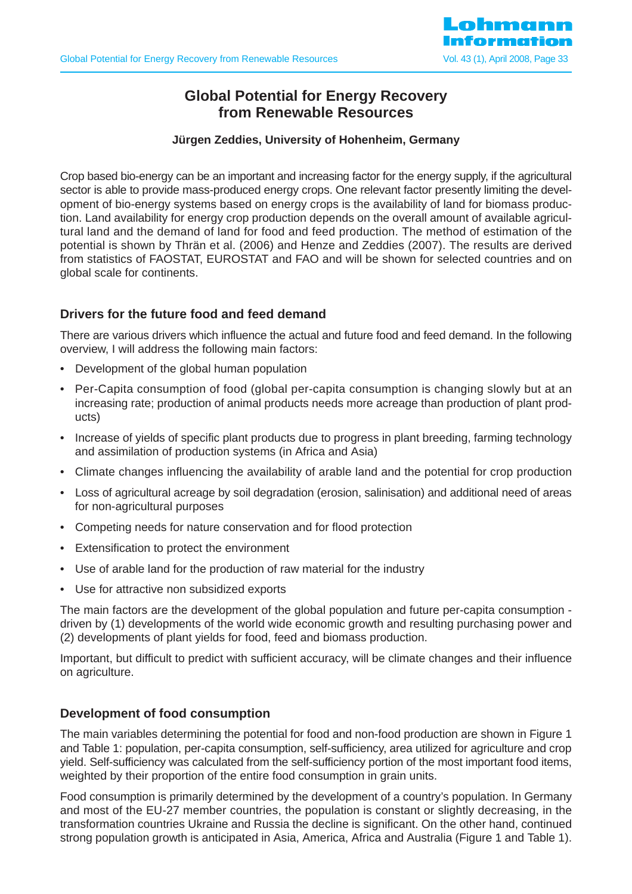# Global Potential for Energy Recovery from Renewable Resources

**Jürgen Zeddies, University of Hohenheim, Germany**

Crop based bio-energy can be an important and increasing factor for the energy supply, if the agricultural sector is able to provide mass-produced energy crops. One relevant factor presently limiting the development of bio-energy systems based on energy crops is the availability of land for biomass production. Land availability for energy crop production depends on the overall amount of available agricultural land and the demand of land for food and feed production. The method of estimation of the potential is shown by Thrän et al. (2006) and Henze and Zeddies (2007). The results are derived from statistics of FAOSTAT, EUROSTAT and FAO and will be shown for selected countries and on global scale for continents.

## Drivers for the future food and feed demand

There are various drivers which influence the actual and future food and feed demand. In the following overview, I will address the following main factors:

- Development of the global human population
- Per-Capita consumption of food (global per-capita consumption is changing slowly but at an increasing rate; production of animal products needs more acreage than production of plant products)
- Increase of yields of specific plant products due to progress in plant breeding, farming technology and assimilation of production systems (in Africa and Asia)
- Climate changes influencing the availability of arable land and the potential for crop production
- Loss of agricultural acreage by soil degradation (erosion, salinisation) and additional need of areas for non-agricultural purposes
- Competing needs for nature conservation and for flood protection
- Extensification to protect the environment
- Use of arable land for the production of raw material for the industry
- Use for attractive non subsidized exports

The main factors are the development of the global population and future per-capita consumption - driven by (1) developments of the world wide economic growth and resulting purchasing power and (2) developments of plant yields for food, feed and biomass production.

Important, but difficult to predict with sufficient accuracy, will be climate changes and their influence on agriculture.

## Development of food consumption

The main variables determining the potential for food and non-food production are shown in Figure 1 and Table 1: population, per-capita consumption, self-sufficiency, area utilized for agriculture and crop yield. Self-sufficiency was calculated from the self-sufficiency portion of the most important food items, weighted by their proportion of the entire food consumption in grain units.

Food consumption is primarily determined by the development of a country's population. In Germany and most of the EU-27 member countries, the population is constant or slightly decreasing, in the transformation countries Ukraine and Russia the decline is significant. On the other hand, continued strong population growth is anticipated in Asia, America, Africa and Australia (Figure 1 and Table 1).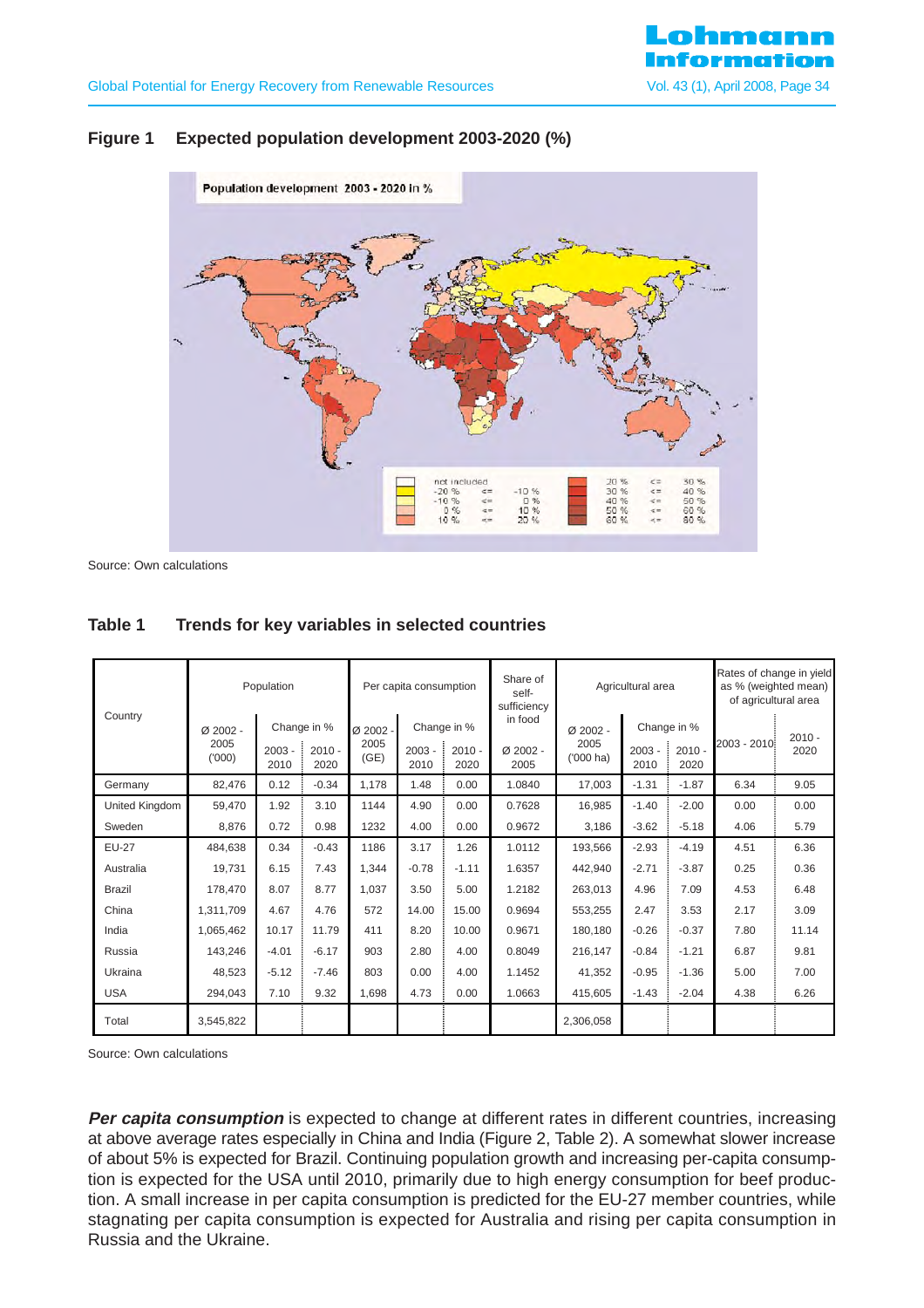## Figure 1 Expected population development 2003-2020 (%)

Source: Own calculations

## Table 1 Trends for key variables in selected countries

| Country | Population | | | Per capita consumption | | | Share of self-sufficiency in food | Agricultural area | | | Rates of change in yield as % (weighted mean) of agricultural area | |
|---|---|---|---|---|---|---|---|---|---|---|---|---|
| | Ø 2002 - 2005 ('000) | Change in % 2003 - 2010 | Change in % 2010 - 2020 | Ø 2002 - 2005 (GE) | Change in % 2003 - 2010 | Change in % 2010 - 2020 | Ø 2002 - 2005 | Ø 2002 - 2005 ('000 ha) | Change in % 2003 - 2010 | Change in % 2010 - 2020 | 2003 - 2010 | 2010 - 2020 |
| Germany | 82,476 | 0.12 | -0.34 | 1,178 | 1.48 | 0.00 | 1.0840 | 17,003 | -1.31 | -1.87 | 6.34 | 9.05 |
| United Kingdom | 59,470 | 1.92 | 3.10 | 1144 | 4.90 | 0.00 | 0.7628 | 16,985 | -1.40 | -2.00 | 0.00 | 0.00 |
| Sweden | 8,876 | 0.72 | 0.98 | 1232 | 4.00 | 0.00 | 0.9672 | 3,186 | -3.62 | -5.18 | 4.06 | 5.79 |
| EU-27 | 484,638 | 0.34 | -0.43 | 1186 | 3.17 | 1.26 | 1.0112 | 193,566 | -2.93 | -4.19 | 4.51 | 6.36 |
| Australia | 19,731 | 6.15 | 7.43 | 1,344 | -0.78 | -1.11 | 1.6357 | 442,940 | -2.71 | -3.87 | 0.25 | 0.36 |
| Brazil | 178,470 | 8.07 | 8.77 | 1,037 | 3.50 | 5.00 | 1.2182 | 263,013 | 4.96 | 7.09 | 4.53 | 6.48 |
| China | 1,311,709 | 4.67 | 4.76 | 572 | 14.00 | 15.00 | 0.9694 | 553,255 | 2.47 | 3.53 | 2.17 | 3.09 |
| India | 1,065,462 | 10.17 | 11.79 | 411 | 8.20 | 10.00 | 0.9671 | 180,180 | -0.26 | -0.37 | 7.80 | 11.14 |
| Russia | 143,246 | -4.01 | -6.17 | 903 | 2.80 | 4.00 | 0.8049 | 216,147 | -0.84 | -1.21 | 6.87 | 9.81 |
| Ukraina | 48,523 | -5.12 | -7.46 | 803 | 0.00 | 4.00 | 1.1452 | 41,352 | -0.95 | -1.36 | 5.00 | 7.00 |
| USA | 294,043 | 7.10 | 9.32 | 1,698 | 4.73 | 0.00 | 1.0663 | 415,605 | -1.43 | -2.04 | 4.38 | 6.26 |
| Total | 3,545,822 | | | | | | | 2,306,058 | | | | |

Source: Own calculations

***Per capita consumption*** is expected to change at different rates in different countries, increasing at above average rates especially in China and India (Figure 2, Table 2). A somewhat slower increase of about 5% is expected for Brazil. Continuing population growth and increasing per-capita consumption is expected for the USA until 2010, primarily due to high energy consumption for beef production. A small increase in per capita consumption is predicted for the EU-27 member countries, while stagnating per capita consumption is expected for Australia and rising per capita consumption in Russia and the Ukraine.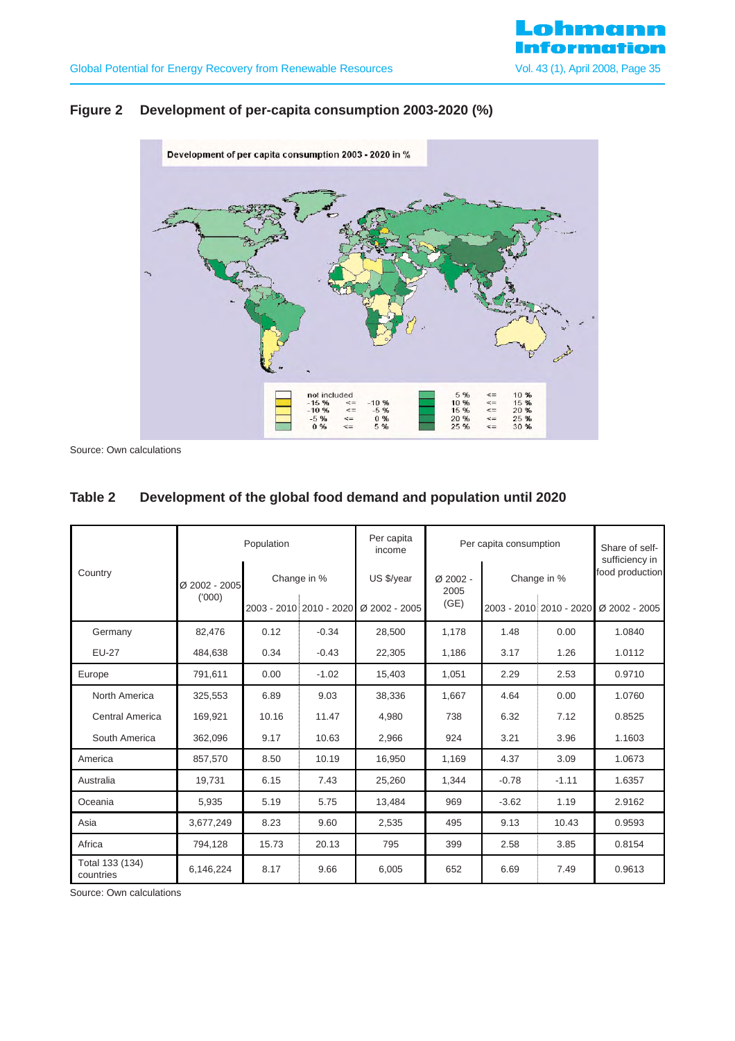## Figure 2 Development of per-capita consumption 2003-2020 (%)

Source: Own calculations

## Table 2 Development of the global food demand and population until 2020

| Country | Population | | | Per capita income | Per capita consumption | | | Share of self-sufficiency in food production |
|---|---|---|---|---|---|---|---|---|
| | Ø 2002 - 2005 ('000) | Change in % | | US $/year | Ø 2002 - 2005 (GE) | Change in % | | |
| | | 2003 - 2010 | 2010 - 2020 | Ø 2002 - 2005 | | 2003 - 2010 | 2010 - 2020 | Ø 2002 - 2005 |
| Germany | 82,476 | 0.12 | -0.34 | 28,500 | 1,178 | 1.48 | 0.00 | 1.0840 |
| EU-27 | 484,638 | 0.34 | -0.43 | 22,305 | 1,186 | 3.17 | 1.26 | 1.0112 |
| Europe | 791,611 | 0.00 | -1.02 | 15,403 | 1,051 | 2.29 | 2.53 | 0.9710 |
| North America | 325,553 | 6.89 | 9.03 | 38,336 | 1,667 | 4.64 | 0.00 | 1.0760 |
| Central America | 169,921 | 10.16 | 11.47 | 4,980 | 738 | 6.32 | 7.12 | 0.8525 |
| South America | 362,096 | 9.17 | 10.63 | 2,966 | 924 | 3.21 | 3.96 | 1.1603 |
| America | 857,570 | 8.50 | 10.19 | 16,950 | 1,169 | 4.37 | 3.09 | 1.0673 |
| Australia | 19,731 | 6.15 | 7.43 | 25,260 | 1,344 | -0.78 | -1.11 | 1.6357 |
| Oceania | 5,935 | 5.19 | 5.75 | 13,484 | 969 | -3.62 | 1.19 | 2.9162 |
| Asia | 3,677,249 | 8.23 | 9.60 | 2,535 | 495 | 9.13 | 10.43 | 0.9593 |
| Africa | 794,128 | 15.73 | 20.13 | 795 | 399 | 2.58 | 3.85 | 0.8154 |
| Total 133 (134) countries | 6,146,224 | 8.17 | 9.66 | 6,005 | 652 | 6.69 | 7.49 | 0.9613 |

Source: Own calculations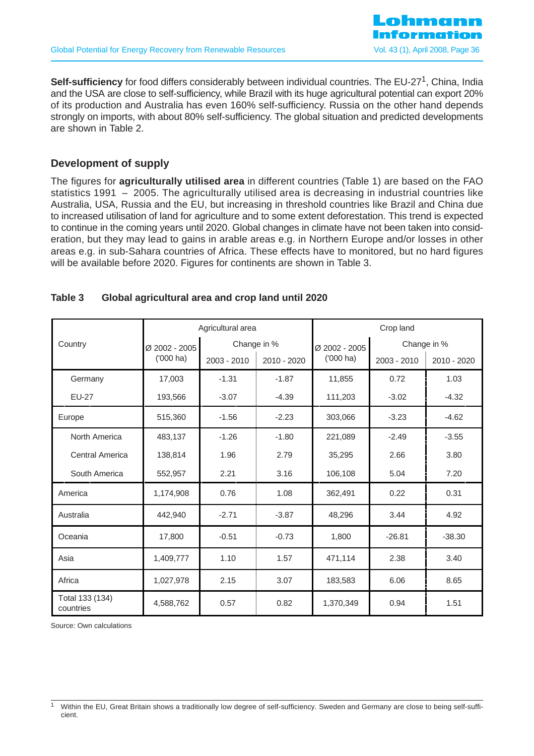**Self-sufficiency** for food differs considerably between individual countries. The EU-27[1], China, India and the USA are close to self-sufficiency, while Brazil with its huge agricultural potential can export 20% of its production and Australia has even 160% self-sufficiency. Russia on the other hand depends strongly on imports, with about 80% self-sufficiency. The global situation and predicted developments are shown in Table 2.

## Development of supply

The figures for **agriculturally utilised area** in different countries (Table 1) are based on the FAO statistics 1991 – 2005. The agriculturally utilised area is decreasing in industrial countries like Australia, USA, Russia and the EU, but increasing in threshold countries like Brazil and China due to increased utilisation of land for agriculture and to some extent deforestation. This trend is expected to continue in the coming years until 2020. Global changes in climate have not been taken into consideration, but they may lead to gains in arable areas e.g. in Northern Europe and/or losses in other areas e.g. in sub-Sahara countries of Africa. These effects have to monitored, but no hard figures will be available before 2020. Figures for continents are shown in Table 3.

**Table 3 Global agricultural area and crop land until 2020**

| Country | Agricultural area | | | Crop land | | |
|---|---|---|---|---|---|---|
| | Ø 2002 - 2005 ('000 ha) | Change in % 2003 - 2010 | Change in % 2010 - 2020 | Ø 2002 - 2005 ('000 ha) | Change in % 2003 - 2010 | Change in % 2010 - 2020 |
| Germany | 17,003 | -1.31 | -1.87 | 11,855 | 0.72 | 1.03 |
| EU-27 | 193,566 | -3.07 | -4.39 | 111,203 | -3.02 | -4.32 |
| Europe | 515,360 | -1.56 | -2.23 | 303,066 | -3.23 | -4.62 |
| North America | 483,137 | -1.26 | -1.80 | 221,089 | -2.49 | -3.55 |
| Central America | 138,814 | 1.96 | 2.79 | 35,295 | 2.66 | 3.80 |
| South America | 552,957 | 2.21 | 3.16 | 106,108 | 5.04 | 7.20 |
| America | 1,174,908 | 0.76 | 1.08 | 362,491 | 0.22 | 0.31 |
| Australia | 442,940 | -2.71 | -3.87 | 48,296 | 3.44 | 4.92 |
| Oceania | 17,800 | -0.51 | -0.73 | 1,800 | -26.81 | -38.30 |
| Asia | 1,409,777 | 1.10 | 1.57 | 471,114 | 2.38 | 3.40 |
| Africa | 1,027,978 | 2.15 | 3.07 | 183,583 | 6.06 | 8.65 |
| Total 133 (134) countries | 4,588,762 | 0.57 | 0.82 | 1,370,349 | 0.94 | 1.51 |

Source: Own calculations

[1] Within the EU, Great Britain shows a traditionally low degree of self-sufficiency. Sweden and Germany are close to being self-sufficient.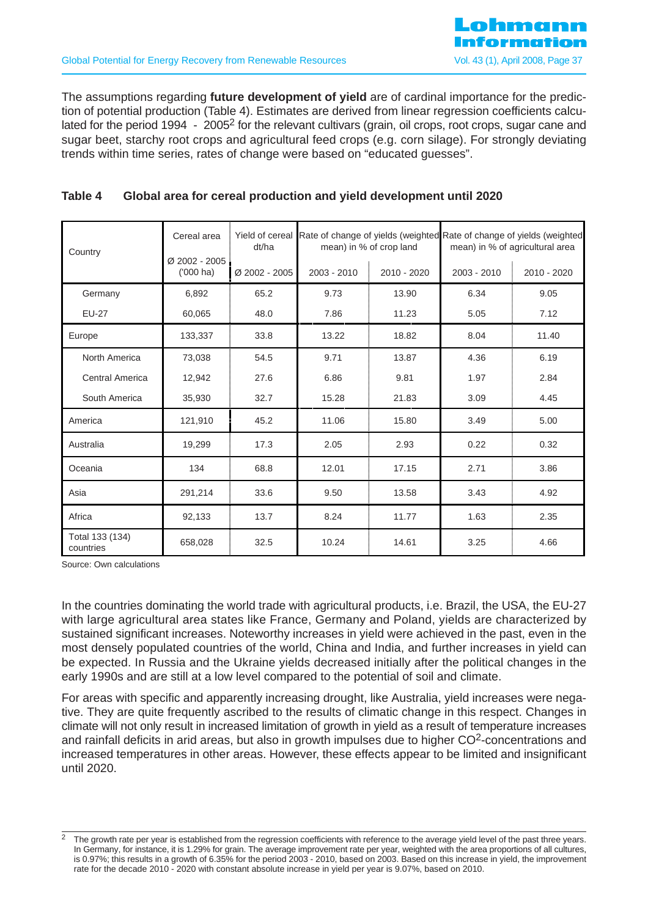The assumptions regarding **future development of yield** are of cardinal importance for the prediction of potential production (Table 4). Estimates are derived from linear regression coefficients calculated for the period 1994 - 2005[2] for the relevant cultivars (grain, oil crops, root crops, sugar cane and sugar beet, starchy root crops and agricultural feed crops (e.g. corn silage). For strongly deviating trends within time series, rates of change were based on "educated guesses".

**Table 4 Global area for cereal production and yield development until 2020**

| Country | Cereal area Ø 2002 - 2005 ('000 ha) | Yield of cereal dt/ha Ø 2002 - 2005 | Rate of change of yields (weighted mean) in % of crop land | | Rate of change of yields (weighted mean) in % of agricultural area | |
|---|---|---|---|---|---|---|
| | | | 2003 - 2010 | 2010 - 2020 | 2003 - 2010 | 2010 - 2020 |
| Germany | 6,892 | 65.2 | 9.73 | 13.90 | 6.34 | 9.05 |
| EU-27 | 60,065 | 48.0 | 7.86 | 11.23 | 5.05 | 7.12 |
| Europe | 133,337 | 33.8 | 13.22 | 18.82 | 8.04 | 11.40 |
| North America | 73,038 | 54.5 | 9.71 | 13.87 | 4.36 | 6.19 |
| Central America | 12,942 | 27.6 | 6.86 | 9.81 | 1.97 | 2.84 |
| South America | 35,930 | 32.7 | 15.28 | 21.83 | 3.09 | 4.45 |
| America | 121,910 | 45.2 | 11.06 | 15.80 | 3.49 | 5.00 |
| Australia | 19,299 | 17.3 | 2.05 | 2.93 | 0.22 | 0.32 |
| Oceania | 134 | 68.8 | 12.01 | 17.15 | 2.71 | 3.86 |
| Asia | 291,214 | 33.6 | 9.50 | 13.58 | 3.43 | 4.92 |
| Africa | 92,133 | 13.7 | 8.24 | 11.77 | 1.63 | 2.35 |
| Total 133 (134) countries | 658,028 | 32.5 | 10.24 | 14.61 | 3.25 | 4.66 |

Source: Own calculations

In the countries dominating the world trade with agricultural products, i.e. Brazil, the USA, the EU-27 with large agricultural area states like France, Germany and Poland, yields are characterized by sustained significant increases. Noteworthy increases in yield were achieved in the past, even in the most densely populated countries of the world, China and India, and further increases in yield can be expected. In Russia and the Ukraine yields decreased initially after the political changes in the early 1990s and are still at a low level compared to the potential of soil and climate.

For areas with specific and apparently increasing drought, like Australia, yield increases were negative. They are quite frequently ascribed to the results of climatic change in this respect. Changes in climate will not only result in increased limitation of growth in yield as a result of temperature increases and rainfall deficits in arid areas, but also in growth impulses due to higher $CO^2$-concentrations and increased temperatures in other areas. However, these effects appear to be limited and insignificant until 2020.

[2] The growth rate per year is established from the regression coefficients with reference to the average yield level of the past three years. In Germany, for instance, it is 1.29% for grain. The average improvement rate per year, weighted with the area proportions of all cultures, is 0.97%; this results in a growth of 6.35% for the period 2003 - 2010, based on 2003. Based on this increase in yield, the improvement rate for the decade 2010 - 2020 with constant absolute increase in yield per year is 9.07%, based on 2010.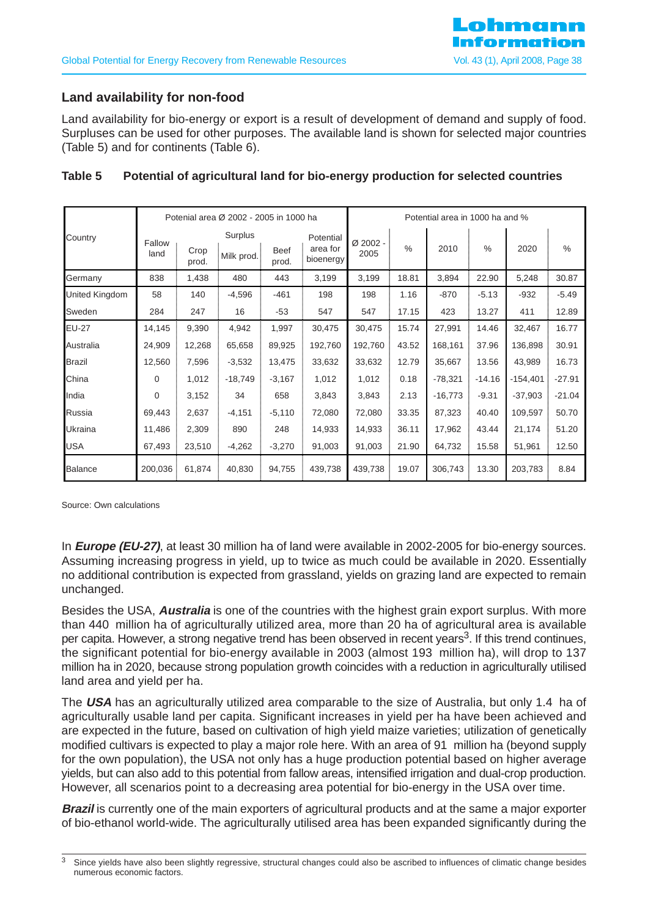## Land availability for non-food

Land availability for bio-energy or export is a result of development of demand and supply of food. Surpluses can be used for other purposes. The available land is shown for selected major countries (Table 5) and for continents (Table 6).

**Table 5 Potential of agricultural land for bio-energy production for selected countries**

| Country | Potenial area Ø 2002 - 2005 in 1000 ha | | | | | Potential area in 1000 ha and % | | | | | |
|---|---|---|---|---|---|---|---|---|---|---|---|
| | Fallow land | Surplus | | | Potential area for bioenergy | Ø 2002 - 2005 | % | 2010 | % | 2020 | % |
| | | Crop prod. | Milk prod. | Beef prod. | | | | | | | |
| Germany | 838 | 1,438 | 480 | 443 | 3,199 | 3,199 | 18.81 | 3,894 | 22.90 | 5,248 | 30.87 |
| United Kingdom | 58 | 140 | -4,596 | -461 | 198 | 198 | 1.16 | -870 | -5.13 | -932 | -5.49 |
| Sweden | 284 | 247 | 16 | -53 | 547 | 547 | 17.15 | 423 | 13.27 | 411 | 12.89 |
| EU-27 | 14,145 | 9,390 | 4,942 | 1,997 | 30,475 | 30,475 | 15.74 | 27,991 | 14.46 | 32,467 | 16.77 |
| Australia | 24,909 | 12,268 | 65,658 | 89,925 | 192,760 | 192,760 | 43.52 | 168,161 | 37.96 | 136,898 | 30.91 |
| Brazil | 12,560 | 7,596 | -3,532 | 13,475 | 33,632 | 33,632 | 12.79 | 35,667 | 13.56 | 43,989 | 16.73 |
| China | 0 | 1,012 | -18,749 | -3,167 | 1,012 | 1,012 | 0.18 | -78,321 | -14.16 | -154,401 | -27.91 |
| India | 0 | 3,152 | 34 | 658 | 3,843 | 3,843 | 2.13 | -16,773 | -9.31 | -37,903 | -21.04 |
| Russia | 69,443 | 2,637 | -4,151 | -5,110 | 72,080 | 72,080 | 33.35 | 87,323 | 40.40 | 109,597 | 50.70 |
| Ukraina | 11,486 | 2,309 | 890 | 248 | 14,933 | 14,933 | 36.11 | 17,962 | 43.44 | 21,174 | 51.20 |
| USA | 67,493 | 23,510 | -4,262 | -3,270 | 91,003 | 91,003 | 21.90 | 64,732 | 15.58 | 51,961 | 12.50 |
| Balance | 200,036 | 61,874 | 40,830 | 94,755 | 439,738 | 439,738 | 19.07 | 306,743 | 13.30 | 203,783 | 8.84 |

Source: Own calculations

In ***Europe (EU-27)***, at least 30 million ha of land were available in 2002-2005 for bio-energy sources. Assuming increasing progress in yield, up to twice as much could be available in 2020. Essentially no additional contribution is expected from grassland, yields on grazing land are expected to remain unchanged.

Besides the USA, ***Australia*** is one of the countries with the highest grain export surplus. With more than 440 million ha of agriculturally utilized area, more than 20 ha of agricultural area is available per capita. However, a strong negative trend has been observed in recent years[3]. If this trend continues, the significant potential for bio-energy available in 2003 (almost 193 million ha), will drop to 137 million ha in 2020, because strong population growth coincides with a reduction in agriculturally utilised land area and yield per ha.

The ***USA*** has an agriculturally utilized area comparable to the size of Australia, but only 1.4 ha of agriculturally usable land per capita. Significant increases in yield per ha have been achieved and are expected in the future, based on cultivation of high yield maize varieties; utilization of genetically modified cultivars is expected to play a major role here. With an area of 91 million ha (beyond supply for the own population), the USA not only has a huge production potential based on higher average yields, but can also add to this potential from fallow areas, intensified irrigation and dual-crop production. However, all scenarios point to a decreasing area potential for bio-energy in the USA over time.

***Brazil*** is currently one of the main exporters of agricultural products and at the same a major exporter of bio-ethanol world-wide. The agriculturally utilised area has been expanded significantly during the

[3] Since yields have also been slightly regressive, structural changes could also be ascribed to influences of climatic change besides numerous economic factors.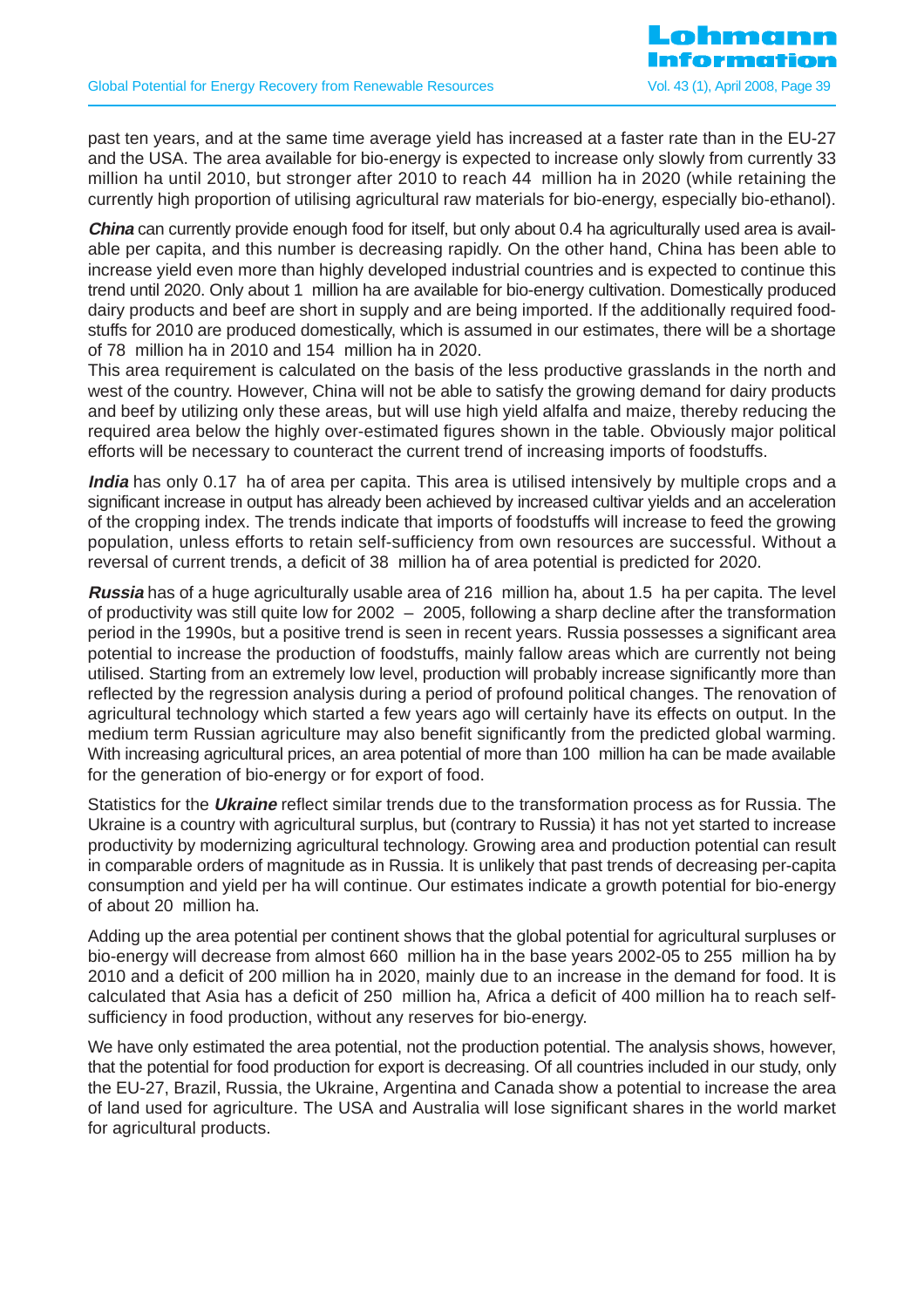past ten years, and at the same time average yield has increased at a faster rate than in the EU-27 and the USA. The area available for bio-energy is expected to increase only slowly from currently 33 million ha until 2010, but stronger after 2010 to reach 44 million ha in 2020 (while retaining the currently high proportion of utilising agricultural raw materials for bio-energy, especially bio-ethanol).

***China*** can currently provide enough food for itself, but only about 0.4 ha agriculturally used area is available per capita, and this number is decreasing rapidly. On the other hand, China has been able to increase yield even more than highly developed industrial countries and is expected to continue this trend until 2020. Only about 1 million ha are available for bio-energy cultivation. Domestically produced dairy products and beef are short in supply and are being imported. If the additionally required foodstuffs for 2010 are produced domestically, which is assumed in our estimates, there will be a shortage of 78 million ha in 2010 and 154 million ha in 2020.
This area requirement is calculated on the basis of the less productive grasslands in the north and west of the country. However, China will not be able to satisfy the growing demand for dairy products and beef by utilizing only these areas, but will use high yield alfalfa and maize, thereby reducing the required area below the highly over-estimated figures shown in the table. Obviously major political efforts will be necessary to counteract the current trend of increasing imports of foodstuffs.

***India*** has only 0.17 ha of area per capita. This area is utilised intensively by multiple crops and a significant increase in output has already been achieved by increased cultivar yields and an acceleration of the cropping index. The trends indicate that imports of foodstuffs will increase to feed the growing population, unless efforts to retain self-sufficiency from own resources are successful. Without a reversal of current trends, a deficit of 38 million ha of area potential is predicted for 2020.

***Russia*** has of a huge agriculturally usable area of 216 million ha, about 1.5 ha per capita. The level of productivity was still quite low for 2002 – 2005, following a sharp decline after the transformation period in the 1990s, but a positive trend is seen in recent years. Russia possesses a significant area potential to increase the production of foodstuffs, mainly fallow areas which are currently not being utilised. Starting from an extremely low level, production will probably increase significantly more than reflected by the regression analysis during a period of profound political changes. The renovation of agricultural technology which started a few years ago will certainly have its effects on output. In the medium term Russian agriculture may also benefit significantly from the predicted global warming. With increasing agricultural prices, an area potential of more than 100 million ha can be made available for the generation of bio-energy or for export of food.

Statistics for the ***Ukraine*** reflect similar trends due to the transformation process as for Russia. The Ukraine is a country with agricultural surplus, but (contrary to Russia) it has not yet started to increase productivity by modernizing agricultural technology. Growing area and production potential can result in comparable orders of magnitude as in Russia. It is unlikely that past trends of decreasing per-capita consumption and yield per ha will continue. Our estimates indicate a growth potential for bio-energy of about 20 million ha.

Adding up the area potential per continent shows that the global potential for agricultural surpluses or bio-energy will decrease from almost 660 million ha in the base years 2002-05 to 255 million ha by 2010 and a deficit of 200 million ha in 2020, mainly due to an increase in the demand for food. It is calculated that Asia has a deficit of 250 million ha, Africa a deficit of 400 million ha to reach self-sufficiency in food production, without any reserves for bio-energy.

We have only estimated the area potential, not the production potential. The analysis shows, however, that the potential for food production for export is decreasing. Of all countries included in our study, only the EU-27, Brazil, Russia, the Ukraine, Argentina and Canada show a potential to increase the area of land used for agriculture. The USA and Australia will lose significant shares in the world market for agricultural products.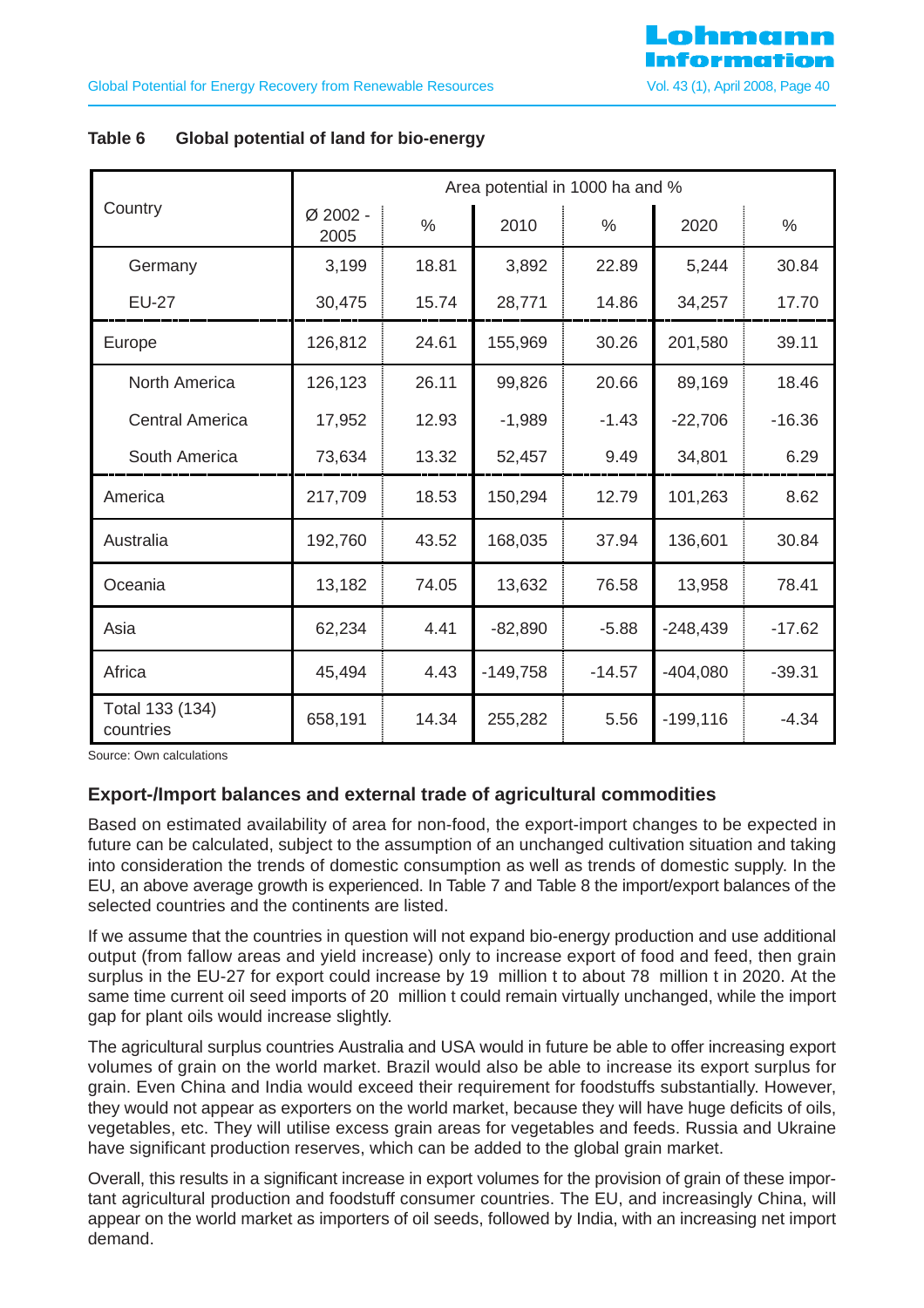**Table 6 Global potential of land for bio-energy**

| Country | Area potential in 1000 ha and % | | | | | |
|---|---|---|---|---|---|---|
| | Ø 2002 - 2005 | % | 2010 | % | 2020 | % |
| Germany | 3,199 | 18.81 | 3,892 | 22.89 | 5,244 | 30.84 |
| EU-27 | 30,475 | 15.74 | 28,771 | 14.86 | 34,257 | 17.70 |
| Europe | 126,812 | 24.61 | 155,969 | 30.26 | 201,580 | 39.11 |
| North America | 126,123 | 26.11 | 99,826 | 20.66 | 89,169 | 18.46 |
| Central America | 17,952 | 12.93 | -1,989 | -1.43 | -22,706 | -16.36 |
| South America | 73,634 | 13.32 | 52,457 | 9.49 | 34,801 | 6.29 |
| America | 217,709 | 18.53 | 150,294 | 12.79 | 101,263 | 8.62 |
| Australia | 192,760 | 43.52 | 168,035 | 37.94 | 136,601 | 30.84 |
| Oceania | 13,182 | 74.05 | 13,632 | 76.58 | 13,958 | 78.41 |
| Asia | 62,234 | 4.41 | -82,890 | -5.88 | -248,439 | -17.62 |
| Africa | 45,494 | 4.43 | -149,758 | -14.57 | -404,080 | -39.31 |
| Total 133 (134) countries | 658,191 | 14.34 | 255,282 | 5.56 | -199,116 | -4.34 |

Source: Own calculations

## Export-/Import balances and external trade of agricultural commodities

Based on estimated availability of area for non-food, the export-import changes to be expected in future can be calculated, subject to the assumption of an unchanged cultivation situation and taking into consideration the trends of domestic consumption as well as trends of domestic supply. In the EU, an above average growth is experienced. In Table 7 and Table 8 the import/export balances of the selected countries and the continents are listed.

If we assume that the countries in question will not expand bio-energy production and use additional output (from fallow areas and yield increase) only to increase export of food and feed, then grain surplus in the EU-27 for export could increase by 19 million t to about 78 million t in 2020. At the same time current oil seed imports of 20 million t could remain virtually unchanged, while the import gap for plant oils would increase slightly.

The agricultural surplus countries Australia and USA would in future be able to offer increasing export volumes of grain on the world market. Brazil would also be able to increase its export surplus for grain. Even China and India would exceed their requirement for foodstuffs substantially. However, they would not appear as exporters on the world market, because they will have huge deficits of oils, vegetables, etc. They will utilise excess grain areas for vegetables and feeds. Russia and Ukraine have significant production reserves, which can be added to the global grain market.

Overall, this results in a significant increase in export volumes for the provision of grain of these important agricultural production and foodstuff consumer countries. The EU, and increasingly China, will appear on the world market as importers of oil seeds, followed by India, with an increasing net import demand.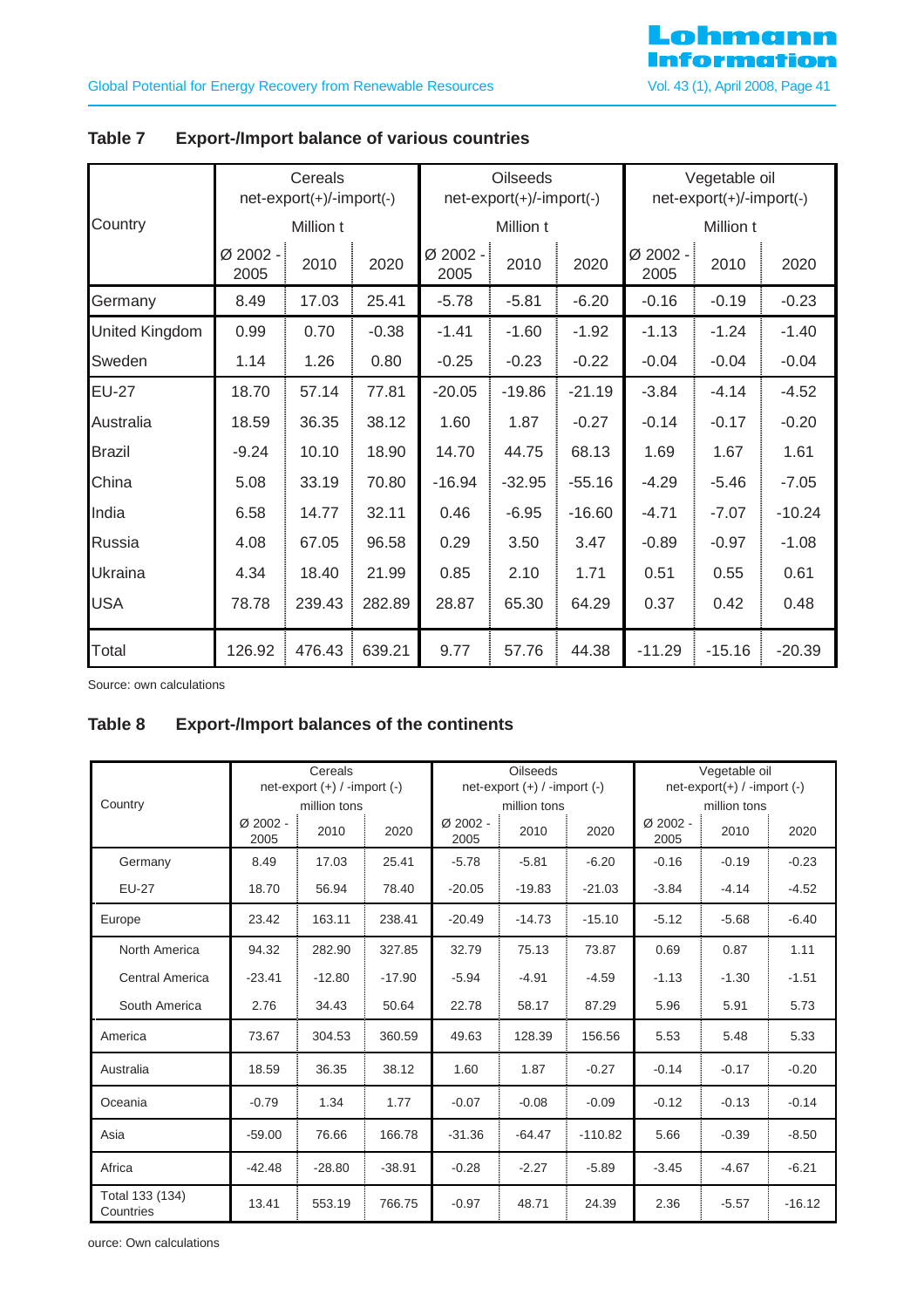## Table 7 Export-/Import balance of various countries

| Country | Cereals net-export(+)/-import(-) Million t | | | Oilseeds net-export(+)/-import(-) Million t | | | Vegetable oil net-export(+)/-import(-) Million t | | |
|---|---|---|---|---|---|---|---|---|---|
| | Ø 2002 - 2005 | 2010 | 2020 | Ø 2002 - 2005 | 2010 | 2020 | Ø 2002 - 2005 | 2010 | 2020 |
| Germany | 8.49 | 17.03 | 25.41 | -5.78 | -5.81 | -6.20 | -0.16 | -0.19 | -0.23 |
| United Kingdom | 0.99 | 0.70 | -0.38 | -1.41 | -1.60 | -1.92 | -1.13 | -1.24 | -1.40 |
| Sweden | 1.14 | 1.26 | 0.80 | -0.25 | -0.23 | -0.22 | -0.04 | -0.04 | -0.04 |
| EU-27 | 18.70 | 57.14 | 77.81 | -20.05 | -19.86 | -21.19 | -3.84 | -4.14 | -4.52 |
| Australia | 18.59 | 36.35 | 38.12 | 1.60 | 1.87 | -0.27 | -0.14 | -0.17 | -0.20 |
| Brazil | -9.24 | 10.10 | 18.90 | 14.70 | 44.75 | 68.13 | 1.69 | 1.67 | 1.61 |
| China | 5.08 | 33.19 | 70.80 | -16.94 | -32.95 | -55.16 | -4.29 | -5.46 | -7.05 |
| India | 6.58 | 14.77 | 32.11 | 0.46 | -6.95 | -16.60 | -4.71 | -7.07 | -10.24 |
| Russia | 4.08 | 67.05 | 96.58 | 0.29 | 3.50 | 3.47 | -0.89 | -0.97 | -1.08 |
| Ukraina | 4.34 | 18.40 | 21.99 | 0.85 | 2.10 | 1.71 | 0.51 | 0.55 | 0.61 |
| USA | 78.78 | 239.43 | 282.89 | 28.87 | 65.30 | 64.29 | 0.37 | 0.42 | 0.48 |
| Total | 126.92 | 476.43 | 639.21 | 9.77 | 57.76 | 44.38 | -11.29 | -15.16 | -20.39 |

Source: own calculations

## Table 8 Export-/Import balances of the continents

| Country | Cereals net-export (+) / -import (-) million tons | | | Oilseeds net-export (+) / -import (-) million tons | | | Vegetable oil net-export(+) / -import (-) million tons | | |
|---|---|---|---|---|---|---|---|---|---|
| | Ø 2002 - 2005 | 2010 | 2020 | Ø 2002 - 2005 | 2010 | 2020 | Ø 2002 - 2005 | 2010 | 2020 |
| Germany | 8.49 | 17.03 | 25.41 | -5.78 | -5.81 | -6.20 | -0.16 | -0.19 | -0.23 |
| EU-27 | 18.70 | 56.94 | 78.40 | -20.05 | -19.83 | -21.03 | -3.84 | -4.14 | -4.52 |
| Europe | 23.42 | 163.11 | 238.41 | -20.49 | -14.73 | -15.10 | -5.12 | -5.68 | -6.40 |
| North America | 94.32 | 282.90 | 327.85 | 32.79 | 75.13 | 73.87 | 0.69 | 0.87 | 1.11 |
| Central America | -23.41 | -12.80 | -17.90 | -5.94 | -4.91 | -4.59 | -1.13 | -1.30 | -1.51 |
| South America | 2.76 | 34.43 | 50.64 | 22.78 | 58.17 | 87.29 | 5.96 | 5.91 | 5.73 |
| America | 73.67 | 304.53 | 360.59 | 49.63 | 128.39 | 156.56 | 5.53 | 5.48 | 5.33 |
| Australia | 18.59 | 36.35 | 38.12 | 1.60 | 1.87 | -0.27 | -0.14 | -0.17 | -0.20 |
| Oceania | -0.79 | 1.34 | 1.77 | -0.07 | -0.08 | -0.09 | -0.12 | -0.13 | -0.14 |
| Asia | -59.00 | 76.66 | 166.78 | -31.36 | -64.47 | -110.82 | 5.66 | -0.39 | -8.50 |
| Africa | -42.48 | -28.80 | -38.91 | -0.28 | -2.27 | -5.89 | -3.45 | -4.67 | -6.21 |
| Total 133 (134) Countries | 13.41 | 553.19 | 766.75 | -0.97 | 48.71 | 24.39 | 2.36 | -5.57 | -16.12 |

ource: Own calculations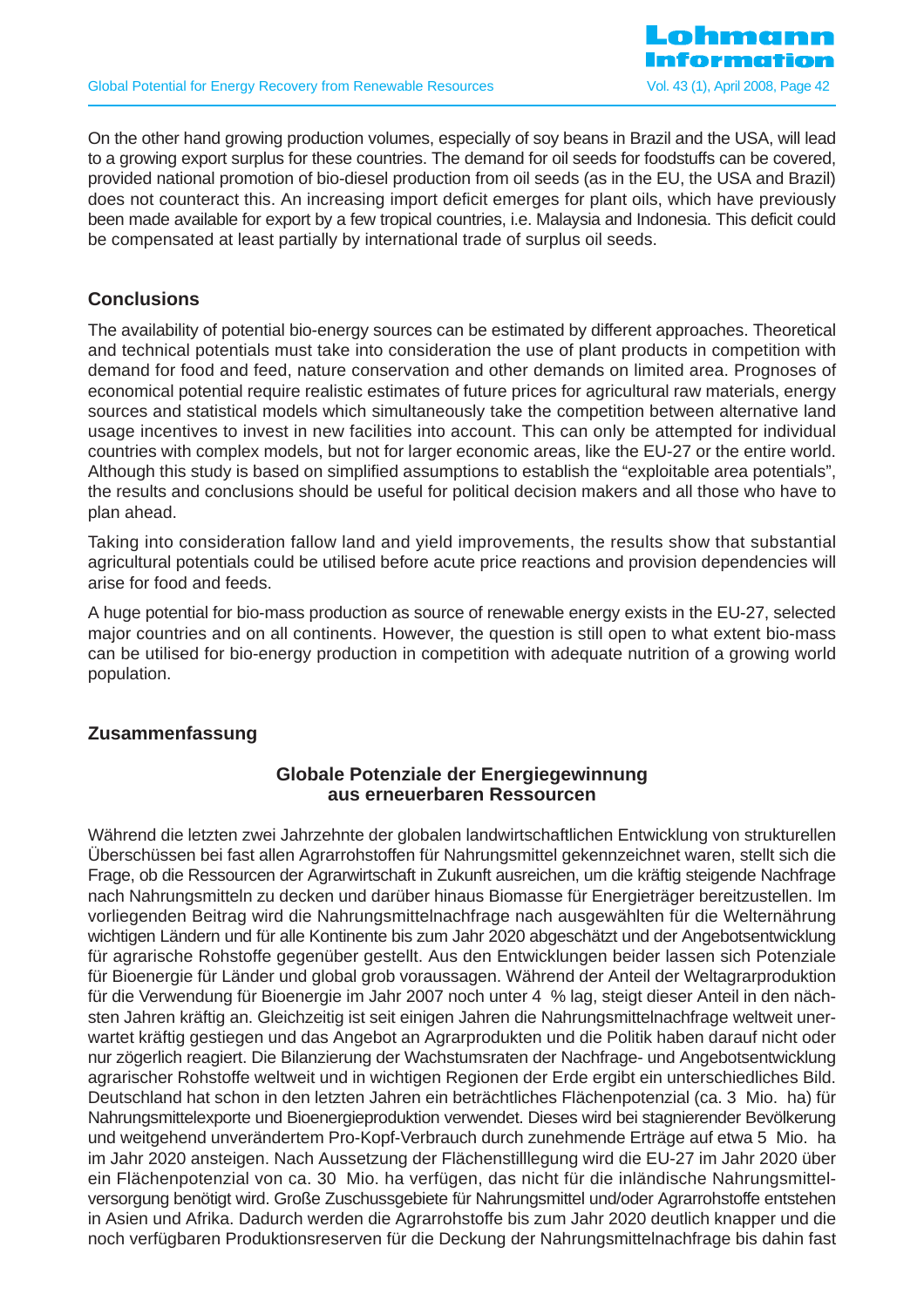On the other hand growing production volumes, especially of soy beans in Brazil and the USA, will lead to a growing export surplus for these countries. The demand for oil seeds for foodstuffs can be covered, provided national promotion of bio-diesel production from oil seeds (as in the EU, the USA and Brazil) does not counteract this. An increasing import deficit emerges for plant oils, which have previously been made available for export by a few tropical countries, i.e. Malaysia and Indonesia. This deficit could be compensated at least partially by international trade of surplus oil seeds.

## Conclusions

The availability of potential bio-energy sources can be estimated by different approaches. Theoretical and technical potentials must take into consideration the use of plant products in competition with demand for food and feed, nature conservation and other demands on limited area. Prognoses of economical potential require realistic estimates of future prices for agricultural raw materials, energy sources and statistical models which simultaneously take the competition between alternative land usage incentives to invest in new facilities into account. This can only be attempted for individual countries with complex models, but not for larger economic areas, like the EU-27 or the entire world. Although this study is based on simplified assumptions to establish the “exploitable area potentials”, the results and conclusions should be useful for political decision makers and all those who have to plan ahead.

Taking into consideration fallow land and yield improvements, the results show that substantial agricultural potentials could be utilised before acute price reactions and provision dependencies will arise for food and feeds.

A huge potential for bio-mass production as source of renewable energy exists in the EU-27, selected major countries and on all continents. However, the question is still open to what extent bio-mass can be utilised for bio-energy production in competition with adequate nutrition of a growing world population.

## Zusammenfassung

### Globale Potenziale der Energiegewinnung aus erneuerbaren Ressourcen

Während die letzten zwei Jahrzehnte der globalen landwirtschaftlichen Entwicklung von strukturellen Überschüssen bei fast allen Agrarrohstoffen für Nahrungsmittel gekennzeichnet waren, stellt sich die Frage, ob die Ressourcen der Agrarwirtschaft in Zukunft ausreichen, um die kräftig steigende Nachfrage nach Nahrungsmitteln zu decken und darüber hinaus Biomasse für Energieträger bereitzustellen. Im vorliegenden Beitrag wird die Nahrungsmittelnachfrage nach ausgewählten für die Welternährung wichtigen Ländern und für alle Kontinente bis zum Jahr 2020 abgeschätzt und der Angebotsentwicklung für agrarische Rohstoffe gegenüber gestellt. Aus den Entwicklungen beider lassen sich Potenziale für Bioenergie für Länder und global grob voraussagen. Während der Anteil der Weltagrarproduktion für die Verwendung für Bioenergie im Jahr 2007 noch unter 4 % lag, steigt dieser Anteil in den nächsten Jahren kräftig an. Gleichzeitig ist seit einigen Jahren die Nahrungsmittelnachfrage weltweit unerwartet kräftig gestiegen und das Angebot an Agrarprodukten und die Politik haben darauf nicht oder nur zögerlich reagiert. Die Bilanzierung der Wachstumsraten der Nachfrage- und Angebotsentwicklung agrarischer Rohstoffe weltweit und in wichtigen Regionen der Erde ergibt ein unterschiedliches Bild. Deutschland hat schon in den letzten Jahren ein beträchtliches Flächenpotenzial (ca. 3 Mio. ha) für Nahrungsmittelexporte und Bioenergieproduktion verwendet. Dieses wird bei stagnierender Bevölkerung und weitgehend unverändertem Pro-Kopf-Verbrauch durch zunehmende Erträge auf etwa 5 Mio. ha im Jahr 2020 ansteigen. Nach Aussetzung der Flächenstilllegung wird die EU-27 im Jahr 2020 über ein Flächenpotenzial von ca. 30 Mio. ha verfügen, das nicht für die inländische Nahrungsmittelversorgung benötigt wird. Große Zuschussgebiete für Nahrungsmittel und/oder Agrarrohstoffe entstehen in Asien und Afrika. Dadurch werden die Agrarrohstoffe bis zum Jahr 2020 deutlich knapper und die noch verfügbaren Produktionsreserven für die Deckung der Nahrungsmittelnachfrage bis dahin fast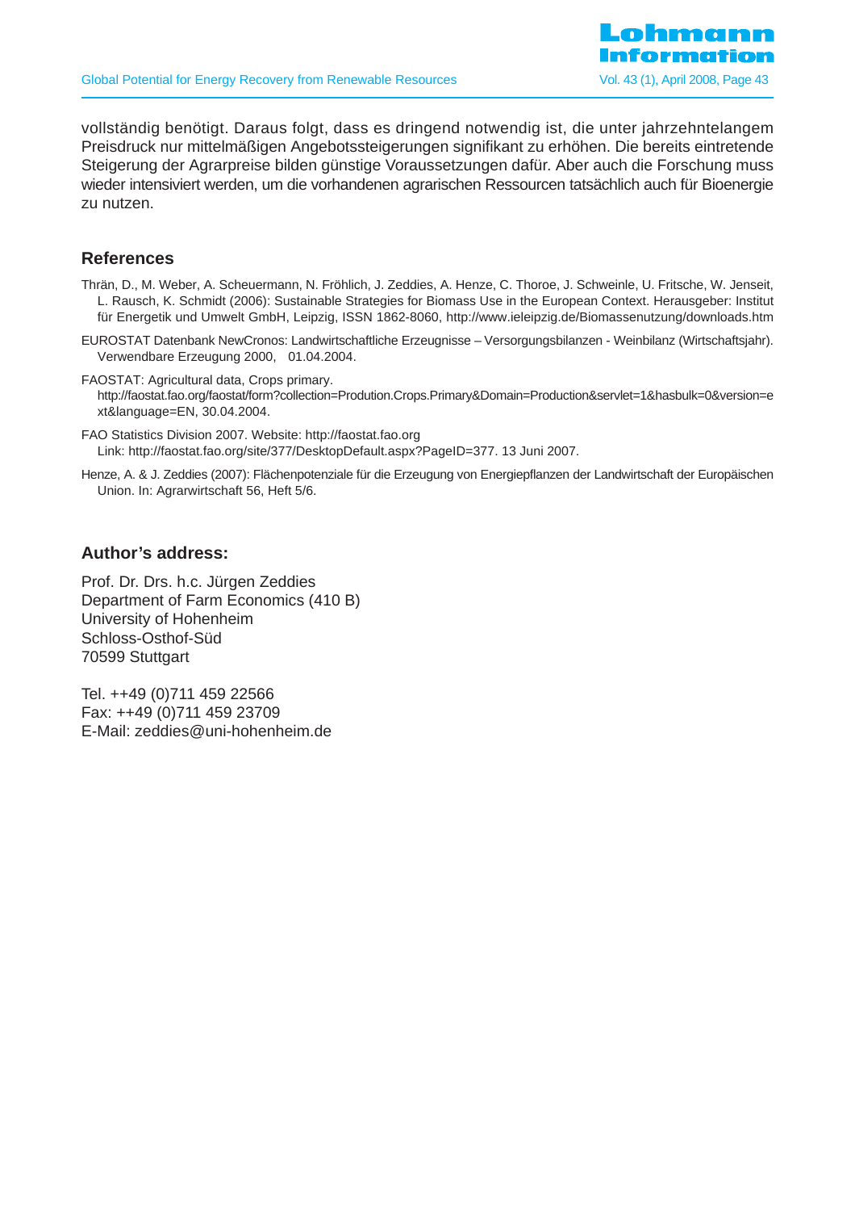vollständig benötigt. Daraus folgt, dass es dringend notwendig ist, die unter jahrzehntelangem Preisdruck nur mittelmäßigen Angebotssteigerungen signifikant zu erhöhen. Die bereits eintretende Steigerung der Agrarpreise bilden günstige Voraussetzungen dafür. Aber auch die Forschung muss wieder intensiviert werden, um die vorhandenen agrarischen Ressourcen tatsächlich auch für Bioenergie zu nutzen.

## References

Thrän, D., M. Weber, A. Scheuermann, N. Fröhlich, J. Zeddies, A. Henze, C. Thoroe, J. Schweinle, U. Fritsche, W. Jenseit, L. Rausch, K. Schmidt (2006): Sustainable Strategies for Biomass Use in the European Context. Herausgeber: Institut für Energetik und Umwelt GmbH, Leipzig, ISSN 1862-8060, http://www.ieleipzig.de/Biomassenutzung/downloads.htm

EUROSTAT Datenbank NewCronos: Landwirtschaftliche Erzeugnisse – Versorgungsbilanzen - Weinbilanz (Wirtschaftsjahr). Verwendbare Erzeugung 2000, 01.04.2004.

FAOSTAT: Agricultural data, Crops primary. http://faostat.fao.org/faostat/form?collection=Prodution.Crops.Primary&Domain=Production&servlet=1&hasbulk=0&version=ext&language=EN, 30.04.2004.

FAO Statistics Division 2007. Website: http://faostat.fao.org
Link: http://faostat.fao.org/site/377/DesktopDefault.aspx?PageID=377. 13 Juni 2007.

Henze, A. & J. Zeddies (2007): Flächenpotenziale für die Erzeugung von Energiepflanzen der Landwirtschaft der Europäischen Union. In: Agrarwirtschaft 56, Heft 5/6.

## Author's address:

Prof. Dr. Drs. h.c. Jürgen Zeddies
Department of Farm Economics (410 B)
University of Hohenheim
Schloss-Osthof-Süd
70599 Stuttgart

Tel. ++49 (0)711 459 22566
Fax: ++49 (0)711 459 23709
E-Mail: zeddies@uni-hohenheim.de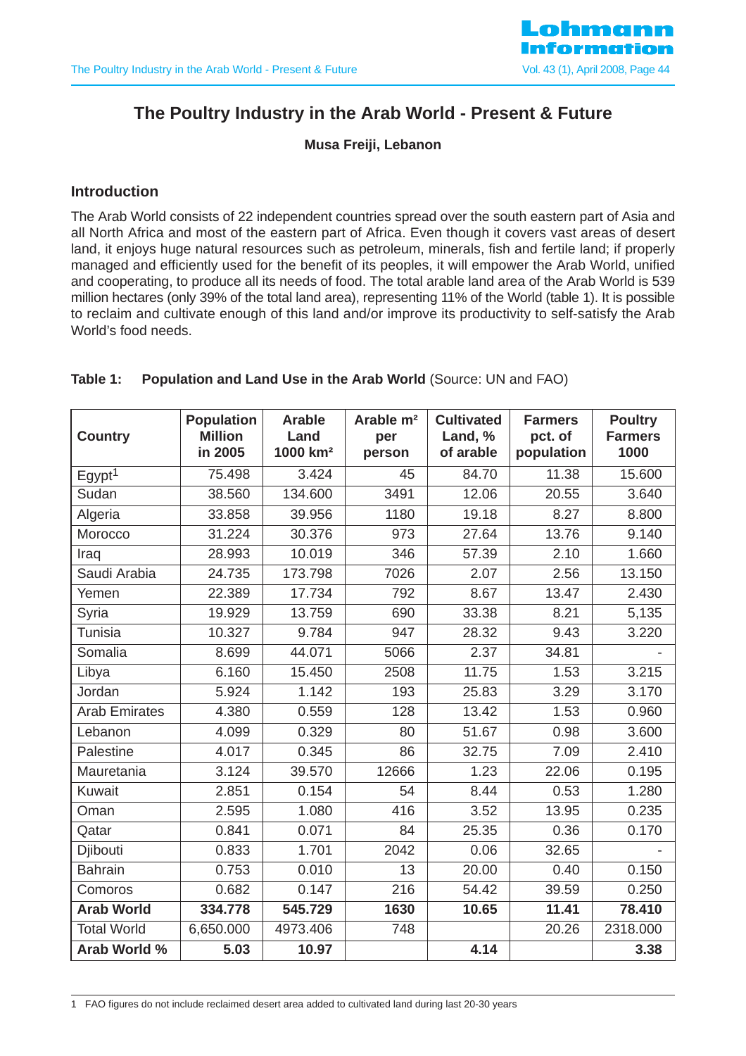# The Poultry Industry in the Arab World - Present & Future

**Musa Freiji, Lebanon**

## Introduction

The Arab World consists of 22 independent countries spread over the south eastern part of Asia and all North Africa and most of the eastern part of Africa. Even though it covers vast areas of desert land, it enjoys huge natural resources such as petroleum, minerals, fish and fertile land; if properly managed and efficiently used for the benefit of its peoples, it will empower the Arab World, unified and cooperating, to produce all its needs of food. The total arable land area of the Arab World is 539 million hectares (only 39% of the total land area), representing 11% of the World (table 1). It is possible to reclaim and cultivate enough of this land and/or improve its productivity to self-satisfy the Arab World's food needs.

**Table 1: Population and Land Use in the Arab World** (Source: UN and FAO)

| Country | Population Million in 2005 | Arable Land 1000 km² | Arable m² per person | Cultivated Land, % of arable | Farmers pct. of population | Poultry Farmers 1000 |
|---|---|---|---|---|---|---|
| Egypt[1] | 75.498 | 3.424 | 45 | 84.70 | 11.38 | 15.600 |
| Sudan | 38.560 | 134.600 | 3491 | 12.06 | 20.55 | 3.640 |
| Algeria | 33.858 | 39.956 | 1180 | 19.18 | 8.27 | 8.800 |
| Morocco | 31.224 | 30.376 | 973 | 27.64 | 13.76 | 9.140 |
| Iraq | 28.993 | 10.019 | 346 | 57.39 | 2.10 | 1.660 |
| Saudi Arabia | 24.735 | 173.798 | 7026 | 2.07 | 2.56 | 13.150 |
| Yemen | 22.389 | 17.734 | 792 | 8.67 | 13.47 | 2.430 |
| Syria | 19.929 | 13.759 | 690 | 33.38 | 8.21 | 5,135 |
| Tunisia | 10.327 | 9.784 | 947 | 28.32 | 9.43 | 3.220 |
| Somalia | 8.699 | 44.071 | 5066 | 2.37 | 34.81 | - |
| Libya | 6.160 | 15.450 | 2508 | 11.75 | 1.53 | 3.215 |
| Jordan | 5.924 | 1.142 | 193 | 25.83 | 3.29 | 3.170 |
| Arab Emirates | 4.380 | 0.559 | 128 | 13.42 | 1.53 | 0.960 |
| Lebanon | 4.099 | 0.329 | 80 | 51.67 | 0.98 | 3.600 |
| Palestine | 4.017 | 0.345 | 86 | 32.75 | 7.09 | 2.410 |
| Mauretania | 3.124 | 39.570 | 12666 | 1.23 | 22.06 | 0.195 |
| Kuwait | 2.851 | 0.154 | 54 | 8.44 | 0.53 | 1.280 |
| Oman | 2.595 | 1.080 | 416 | 3.52 | 13.95 | 0.235 |
| Qatar | 0.841 | 0.071 | 84 | 25.35 | 0.36 | 0.170 |
| Djibouti | 0.833 | 1.701 | 2042 | 0.06 | 32.65 | - |
| Bahrain | 0.753 | 0.010 | 13 | 20.00 | 0.40 | 0.150 |
| Comoros | 0.682 | 0.147 | 216 | 54.42 | 39.59 | 0.250 |
| **Arab World** | **334.778** | **545.729** | **1630** | **10.65** | **11.41** | **78.410** |
| Total World | 6,650.000 | 4973.406 | 748 | | 20.26 | 2318.000 |
| **Arab World %** | **5.03** | **10.97** | | **4.14** | | **3.38** |

1 FAO figures do not include reclaimed desert area added to cultivated land during last 20-30 years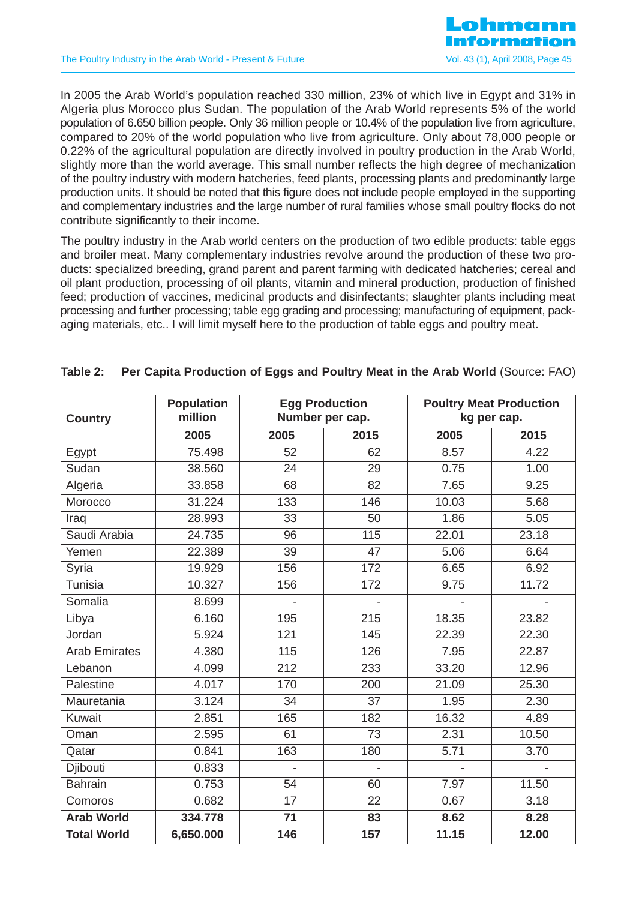In 2005 the Arab World's population reached 330 million, 23% of which live in Egypt and 31% in Algeria plus Morocco plus Sudan. The population of the Arab World represents 5% of the world population of 6.650 billion people. Only 36 million people or 10.4% of the population live from agriculture, compared to 20% of the world population who live from agriculture. Only about 78,000 people or 0.22% of the agricultural population are directly involved in poultry production in the Arab World, slightly more than the world average. This small number reflects the high degree of mechanization of the poultry industry with modern hatcheries, feed plants, processing plants and predominantly large production units. It should be noted that this figure does not include people employed in the supporting and complementary industries and the large number of rural families whose small poultry flocks do not contribute significantly to their income.

The poultry industry in the Arab world centers on the production of two edible products: table eggs and broiler meat. Many complementary industries revolve around the production of these two products: specialized breeding, grand parent and parent farming with dedicated hatcheries; cereal and oil plant production, processing of oil plants, vitamin and mineral production, production of finished feed; production of vaccines, medicinal products and disinfectants; slaughter plants including meat processing and further processing; table egg grading and processing; manufacturing of equipment, packaging materials, etc.. I will limit myself here to the production of table eggs and poultry meat.

**Table 2: Per Capita Production of Eggs and Poultry Meat in the Arab World** (Source: FAO)

| Country | Population million | Egg Production Number per cap. | | Poultry Meat Production kg per cap. | |
|---|---|---|---|---|---|
| | 2005 | 2005 | 2015 | 2005 | 2015 |
| Egypt | 75.498 | 52 | 62 | 8.57 | 4.22 |
| Sudan | 38.560 | 24 | 29 | 0.75 | 1.00 |
| Algeria | 33.858 | 68 | 82 | 7.65 | 9.25 |
| Morocco | 31.224 | 133 | 146 | 10.03 | 5.68 |
| Iraq | 28.993 | 33 | 50 | 1.86 | 5.05 |
| Saudi Arabia | 24.735 | 96 | 115 | 22.01 | 23.18 |
| Yemen | 22.389 | 39 | 47 | 5.06 | 6.64 |
| Syria | 19.929 | 156 | 172 | 6.65 | 6.92 |
| Tunisia | 10.327 | 156 | 172 | 9.75 | 11.72 |
| Somalia | 8.699 | - | - | - | - |
| Libya | 6.160 | 195 | 215 | 18.35 | 23.82 |
| Jordan | 5.924 | 121 | 145 | 22.39 | 22.30 |
| Arab Emirates | 4.380 | 115 | 126 | 7.95 | 22.87 |
| Lebanon | 4.099 | 212 | 233 | 33.20 | 12.96 |
| Palestine | 4.017 | 170 | 200 | 21.09 | 25.30 |
| Mauretania | 3.124 | 34 | 37 | 1.95 | 2.30 |
| Kuwait | 2.851 | 165 | 182 | 16.32 | 4.89 |
| Oman | 2.595 | 61 | 73 | 2.31 | 10.50 |
| Qatar | 0.841 | 163 | 180 | 5.71 | 3.70 |
| Djibouti | 0.833 | - | - | - | - |
| Bahrain | 0.753 | 54 | 60 | 7.97 | 11.50 |
| Comoros | 0.682 | 17 | 22 | 0.67 | 3.18 |
| **Arab World** | **334.778** | **71** | **83** | **8.62** | **8.28** |
| **Total World** | **6,650.000** | **146** | **157** | **11.15** | **12.00** |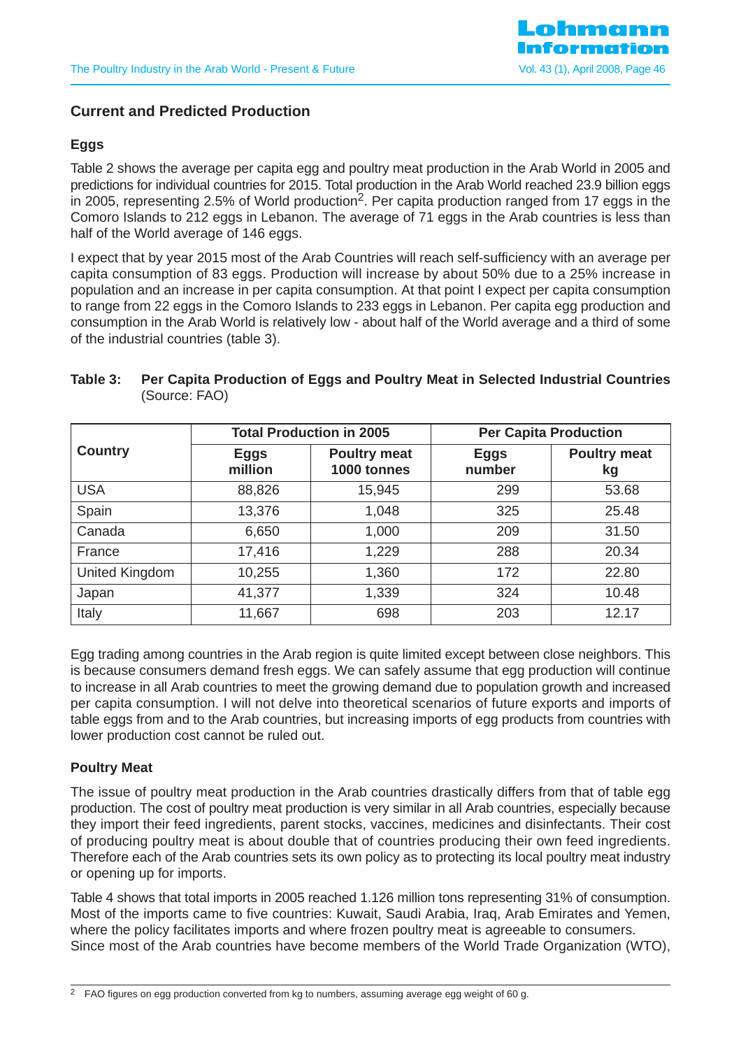## Current and Predicted Production

### Eggs

Table 2 shows the average per capita egg and poultry meat production in the Arab World in 2005 and predictions for individual countries for 2015. Total production in the Arab World reached 23.9 billion eggs in 2005, representing 2.5% of World production[2]. Per capita production ranged from 17 eggs in the Comoro Islands to 212 eggs in Lebanon. The average of 71 eggs in the Arab countries is less than half of the World average of 146 eggs.

I expect that by year 2015 most of the Arab Countries will reach self-sufficiency with an average per capita consumption of 83 eggs. Production will increase by about 50% due to a 25% increase in population and an increase in per capita consumption. At that point I expect per capita consumption to range from 22 eggs in the Comoro Islands to 233 eggs in Lebanon. Per capita egg production and consumption in the Arab World is relatively low - about half of the World average and a third of some of the industrial countries (table 3).

**Table 3: Per Capita Production of Eggs and Poultry Meat in Selected Industrial Countries** (Source: FAO)

| Country | Total Production in 2005 | | Per Capita Production | |
|---|---|---|---|---|
| | Eggs million | Poultry meat 1000 tonnes | Eggs number | Poultry meat kg |
| USA | 88,826 | 15,945 | 299 | 53.68 |
| Spain | 13,376 | 1,048 | 325 | 25.48 |
| Canada | 6,650 | 1,000 | 209 | 31.50 |
| France | 17,416 | 1,229 | 288 | 20.34 |
| United Kingdom | 10,255 | 1,360 | 172 | 22.80 |
| Japan | 41,377 | 1,339 | 324 | 10.48 |
| Italy | 11,667 | 698 | 203 | 12.17 |

Egg trading among countries in the Arab region is quite limited except between close neighbors. This is because consumers demand fresh eggs. We can safely assume that egg production will continue to increase in all Arab countries to meet the growing demand due to population growth and increased per capita consumption. I will not delve into theoretical scenarios of future exports and imports of table eggs from and to the Arab countries, but increasing imports of egg products from countries with lower production cost cannot be ruled out.

### Poultry Meat

The issue of poultry meat production in the Arab countries drastically differs from that of table egg production. The cost of poultry meat production is very similar in all Arab countries, especially because they import their feed ingredients, parent stocks, vaccines, medicines and disinfectants. Their cost of producing poultry meat is about double that of countries producing their own feed ingredients. Therefore each of the Arab countries sets its own policy as to protecting its local poultry meat industry or opening up for imports.

Table 4 shows that total imports in 2005 reached 1.126 million tons representing 31% of consumption. Most of the imports came to five countries: Kuwait, Saudi Arabia, Iraq, Arab Emirates and Yemen, where the policy facilitates imports and where frozen poultry meat is agreeable to consumers. Since most of the Arab countries have become members of the World Trade Organization (WTO),

---

[2] FAO figures on egg production converted from kg to numbers, assuming average egg weight of 60 g.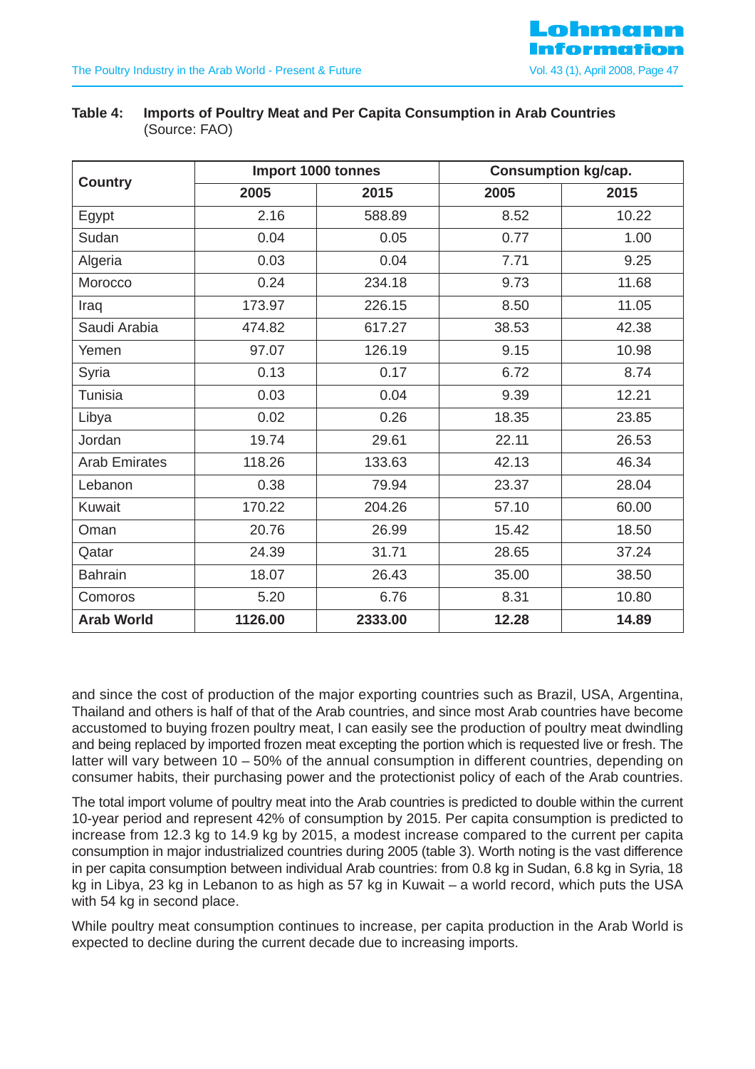**Table 4: Imports of Poultry Meat and Per Capita Consumption in Arab Countries** (Source: FAO)

| Country | Import 1000 tonnes | | Consumption kg/cap. | |
|---|---|---|---|---|
| | 2005 | 2015 | 2005 | 2015 |
| Egypt | 2.16 | 588.89 | 8.52 | 10.22 |
| Sudan | 0.04 | 0.05 | 0.77 | 1.00 |
| Algeria | 0.03 | 0.04 | 7.71 | 9.25 |
| Morocco | 0.24 | 234.18 | 9.73 | 11.68 |
| Iraq | 173.97 | 226.15 | 8.50 | 11.05 |
| Saudi Arabia | 474.82 | 617.27 | 38.53 | 42.38 |
| Yemen | 97.07 | 126.19 | 9.15 | 10.98 |
| Syria | 0.13 | 0.17 | 6.72 | 8.74 |
| Tunisia | 0.03 | 0.04 | 9.39 | 12.21 |
| Libya | 0.02 | 0.26 | 18.35 | 23.85 |
| Jordan | 19.74 | 29.61 | 22.11 | 26.53 |
| Arab Emirates | 118.26 | 133.63 | 42.13 | 46.34 |
| Lebanon | 0.38 | 79.94 | 23.37 | 28.04 |
| Kuwait | 170.22 | 204.26 | 57.10 | 60.00 |
| Oman | 20.76 | 26.99 | 15.42 | 18.50 |
| Qatar | 24.39 | 31.71 | 28.65 | 37.24 |
| Bahrain | 18.07 | 26.43 | 35.00 | 38.50 |
| Comoros | 5.20 | 6.76 | 8.31 | 10.80 |
| **Arab World** | **1126.00** | **2333.00** | **12.28** | **14.89** |

and since the cost of production of the major exporting countries such as Brazil, USA, Argentina, Thailand and others is half of that of the Arab countries, and since most Arab countries have become accustomed to buying frozen poultry meat, I can easily see the production of poultry meat dwindling and being replaced by imported frozen meat excepting the portion which is requested live or fresh. The latter will vary between 10 – 50% of the annual consumption in different countries, depending on consumer habits, their purchasing power and the protectionist policy of each of the Arab countries.

The total import volume of poultry meat into the Arab countries is predicted to double within the current 10-year period and represent 42% of consumption by 2015. Per capita consumption is predicted to increase from 12.3 kg to 14.9 kg by 2015, a modest increase compared to the current per capita consumption in major industrialized countries during 2005 (table 3). Worth noting is the vast difference in per capita consumption between individual Arab countries: from 0.8 kg in Sudan, 6.8 kg in Syria, 18 kg in Libya, 23 kg in Lebanon to as high as 57 kg in Kuwait – a world record, which puts the USA with 54 kg in second place.

While poultry meat consumption continues to increase, per capita production in the Arab World is expected to decline during the current decade due to increasing imports.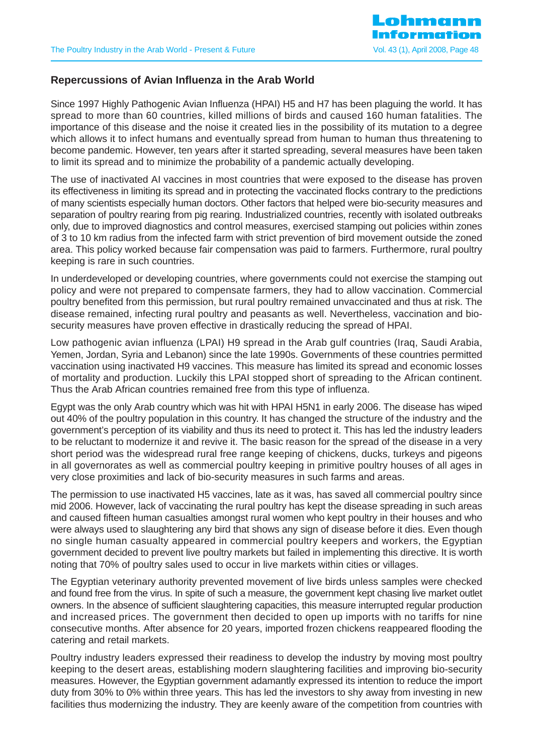## Repercussions of Avian Influenza in the Arab World

Since 1997 Highly Pathogenic Avian Influenza (HPAI) H5 and H7 has been plaguing the world. It has spread to more than 60 countries, killed millions of birds and caused 160 human fatalities. The importance of this disease and the noise it created lies in the possibility of its mutation to a degree which allows it to infect humans and eventually spread from human to human thus threatening to become pandemic. However, ten years after it started spreading, several measures have been taken to limit its spread and to minimize the probability of a pandemic actually developing.

The use of inactivated AI vaccines in most countries that were exposed to the disease has proven its effectiveness in limiting its spread and in protecting the vaccinated flocks contrary to the predictions of many scientists especially human doctors. Other factors that helped were bio-security measures and separation of poultry rearing from pig rearing. Industrialized countries, recently with isolated outbreaks only, due to improved diagnostics and control measures, exercised stamping out policies within zones of 3 to 10 km radius from the infected farm with strict prevention of bird movement outside the zoned area. This policy worked because fair compensation was paid to farmers. Furthermore, rural poultry keeping is rare in such countries.

In underdeveloped or developing countries, where governments could not exercise the stamping out policy and were not prepared to compensate farmers, they had to allow vaccination. Commercial poultry benefited from this permission, but rural poultry remained unvaccinated and thus at risk. The disease remained, infecting rural poultry and peasants as well. Nevertheless, vaccination and bio-security measures have proven effective in drastically reducing the spread of HPAI.

Low pathogenic avian influenza (LPAI) H9 spread in the Arab gulf countries (Iraq, Saudi Arabia, Yemen, Jordan, Syria and Lebanon) since the late 1990s. Governments of these countries permitted vaccination using inactivated H9 vaccines. This measure has limited its spread and economic losses of mortality and production. Luckily this LPAI stopped short of spreading to the African continent. Thus the Arab African countries remained free from this type of influenza.

Egypt was the only Arab country which was hit with HPAI H5N1 in early 2006. The disease has wiped out 40% of the poultry population in this country. It has changed the structure of the industry and the government's perception of its viability and thus its need to protect it. This has led the industry leaders to be reluctant to modernize it and revive it. The basic reason for the spread of the disease in a very short period was the widespread rural free range keeping of chickens, ducks, turkeys and pigeons in all governorates as well as commercial poultry keeping in primitive poultry houses of all ages in very close proximities and lack of bio-security measures in such farms and areas.

The permission to use inactivated H5 vaccines, late as it was, has saved all commercial poultry since mid 2006. However, lack of vaccinating the rural poultry has kept the disease spreading in such areas and caused fifteen human casualties amongst rural women who kept poultry in their houses and who were always used to slaughtering any bird that shows any sign of disease before it dies. Even though no single human casualty appeared in commercial poultry keepers and workers, the Egyptian government decided to prevent live poultry markets but failed in implementing this directive. It is worth noting that 70% of poultry sales used to occur in live markets within cities or villages.

The Egyptian veterinary authority prevented movement of live birds unless samples were checked and found free from the virus. In spite of such a measure, the government kept chasing live market outlet owners. In the absence of sufficient slaughtering capacities, this measure interrupted regular production and increased prices. The government then decided to open up imports with no tariffs for nine consecutive months. After absence for 20 years, imported frozen chickens reappeared flooding the catering and retail markets.

Poultry industry leaders expressed their readiness to develop the industry by moving most poultry keeping to the desert areas, establishing modern slaughtering facilities and improving bio-security measures. However, the Egyptian government adamantly expressed its intention to reduce the import duty from 30% to 0% within three years. This has led the investors to shy away from investing in new facilities thus modernizing the industry. They are keenly aware of the competition from countries with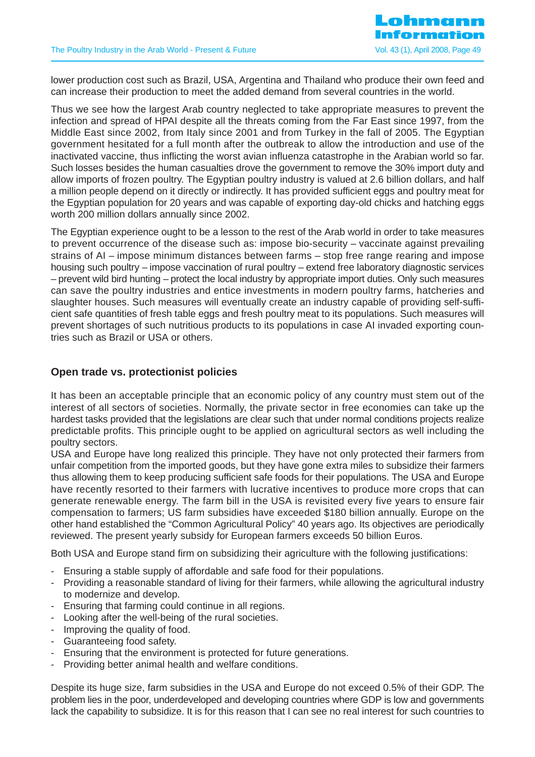lower production cost such as Brazil, USA, Argentina and Thailand who produce their own feed and can increase their production to meet the added demand from several countries in the world.

Thus we see how the largest Arab country neglected to take appropriate measures to prevent the infection and spread of HPAI despite all the threats coming from the Far East since 1997, from the Middle East since 2002, from Italy since 2001 and from Turkey in the fall of 2005. The Egyptian government hesitated for a full month after the outbreak to allow the introduction and use of the inactivated vaccine, thus inflicting the worst avian influenza catastrophe in the Arabian world so far. Such losses besides the human casualties drove the government to remove the 30% import duty and allow imports of frozen poultry. The Egyptian poultry industry is valued at 2.6 billion dollars, and half a million people depend on it directly or indirectly. It has provided sufficient eggs and poultry meat for the Egyptian population for 20 years and was capable of exporting day-old chicks and hatching eggs worth 200 million dollars annually since 2002.

The Egyptian experience ought to be a lesson to the rest of the Arab world in order to take measures to prevent occurrence of the disease such as: impose bio-security – vaccinate against prevailing strains of AI – impose minimum distances between farms – stop free range rearing and impose housing such poultry – impose vaccination of rural poultry – extend free laboratory diagnostic services – prevent wild bird hunting – protect the local industry by appropriate import duties. Only such measures can save the poultry industries and entice investments in modern poultry farms, hatcheries and slaughter houses. Such measures will eventually create an industry capable of providing self-sufficient safe quantities of fresh table eggs and fresh poultry meat to its populations. Such measures will prevent shortages of such nutritious products to its populations in case AI invaded exporting countries such as Brazil or USA or others.

## Open trade vs. protectionist policies

It has been an acceptable principle that an economic policy of any country must stem out of the interest of all sectors of societies. Normally, the private sector in free economies can take up the hardest tasks provided that the legislations are clear such that under normal conditions projects realize predictable profits. This principle ought to be applied on agricultural sectors as well including the poultry sectors.

USA and Europe have long realized this principle. They have not only protected their farmers from unfair competition from the imported goods, but they have gone extra miles to subsidize their farmers thus allowing them to keep producing sufficient safe foods for their populations. The USA and Europe have recently resorted to their farmers with lucrative incentives to produce more crops that can generate renewable energy. The farm bill in the USA is revisited every five years to ensure fair compensation to farmers; US farm subsidies have exceeded $180 billion annually. Europe on the other hand established the "Common Agricultural Policy" 40 years ago. Its objectives are periodically reviewed. The present yearly subsidy for European farmers exceeds 50 billion Euros.

Both USA and Europe stand firm on subsidizing their agriculture with the following justifications:

- Ensuring a stable supply of affordable and safe food for their populations.
- Providing a reasonable standard of living for their farmers, while allowing the agricultural industry to modernize and develop.
- Ensuring that farming could continue in all regions.
- Looking after the well-being of the rural societies.
- Improving the quality of food.
- Guaranteeing food safety.
- Ensuring that the environment is protected for future generations.
- Providing better animal health and welfare conditions.

Despite its huge size, farm subsidies in the USA and Europe do not exceed 0.5% of their GDP. The problem lies in the poor, underdeveloped and developing countries where GDP is low and governments lack the capability to subsidize. It is for this reason that I can see no real interest for such countries to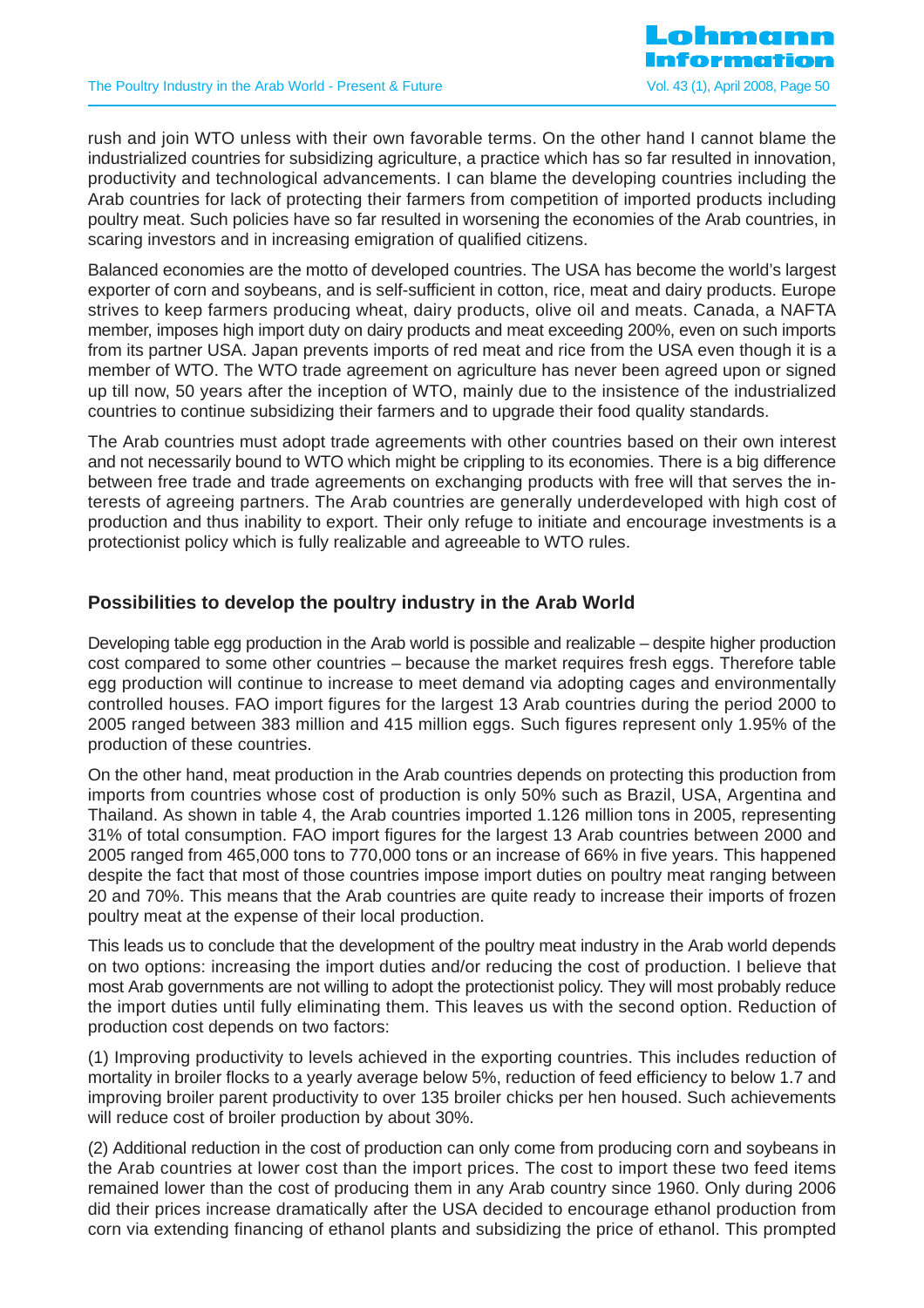rush and join WTO unless with their own favorable terms. On the other hand I cannot blame the industrialized countries for subsidizing agriculture, a practice which has so far resulted in innovation, productivity and technological advancements. I can blame the developing countries including the Arab countries for lack of protecting their farmers from competition of imported products including poultry meat. Such policies have so far resulted in worsening the economies of the Arab countries, in scaring investors and in increasing emigration of qualified citizens.

Balanced economies are the motto of developed countries. The USA has become the world's largest exporter of corn and soybeans, and is self-sufficient in cotton, rice, meat and dairy products. Europe strives to keep farmers producing wheat, dairy products, olive oil and meats. Canada, a NAFTA member, imposes high import duty on dairy products and meat exceeding 200%, even on such imports from its partner USA. Japan prevents imports of red meat and rice from the USA even though it is a member of WTO. The WTO trade agreement on agriculture has never been agreed upon or signed up till now, 50 years after the inception of WTO, mainly due to the insistence of the industrialized countries to continue subsidizing their farmers and to upgrade their food quality standards.

The Arab countries must adopt trade agreements with other countries based on their own interest and not necessarily bound to WTO which might be crippling to its economies. There is a big difference between free trade and trade agreements on exchanging products with free will that serves the interests of agreeing partners. The Arab countries are generally underdeveloped with high cost of production and thus inability to export. Their only refuge to initiate and encourage investments is a protectionist policy which is fully realizable and agreeable to WTO rules.

## Possibilities to develop the poultry industry in the Arab World

Developing table egg production in the Arab world is possible and realizable – despite higher production cost compared to some other countries – because the market requires fresh eggs. Therefore table egg production will continue to increase to meet demand via adopting cages and environmentally controlled houses. FAO import figures for the largest 13 Arab countries during the period 2000 to 2005 ranged between 383 million and 415 million eggs. Such figures represent only 1.95% of the production of these countries.

On the other hand, meat production in the Arab countries depends on protecting this production from imports from countries whose cost of production is only 50% such as Brazil, USA, Argentina and Thailand. As shown in table 4, the Arab countries imported 1.126 million tons in 2005, representing 31% of total consumption. FAO import figures for the largest 13 Arab countries between 2000 and 2005 ranged from 465,000 tons to 770,000 tons or an increase of 66% in five years. This happened despite the fact that most of those countries impose import duties on poultry meat ranging between 20 and 70%. This means that the Arab countries are quite ready to increase their imports of frozen poultry meat at the expense of their local production.

This leads us to conclude that the development of the poultry meat industry in the Arab world depends on two options: increasing the import duties and/or reducing the cost of production. I believe that most Arab governments are not willing to adopt the protectionist policy. They will most probably reduce the import duties until fully eliminating them. This leaves us with the second option. Reduction of production cost depends on two factors:

(1) Improving productivity to levels achieved in the exporting countries. This includes reduction of mortality in broiler flocks to a yearly average below 5%, reduction of feed efficiency to below 1.7 and improving broiler parent productivity to over 135 broiler chicks per hen housed. Such achievements will reduce cost of broiler production by about 30%.

(2) Additional reduction in the cost of production can only come from producing corn and soybeans in the Arab countries at lower cost than the import prices. The cost to import these two feed items remained lower than the cost of producing them in any Arab country since 1960. Only during 2006 did their prices increase dramatically after the USA decided to encourage ethanol production from corn via extending financing of ethanol plants and subsidizing the price of ethanol. This prompted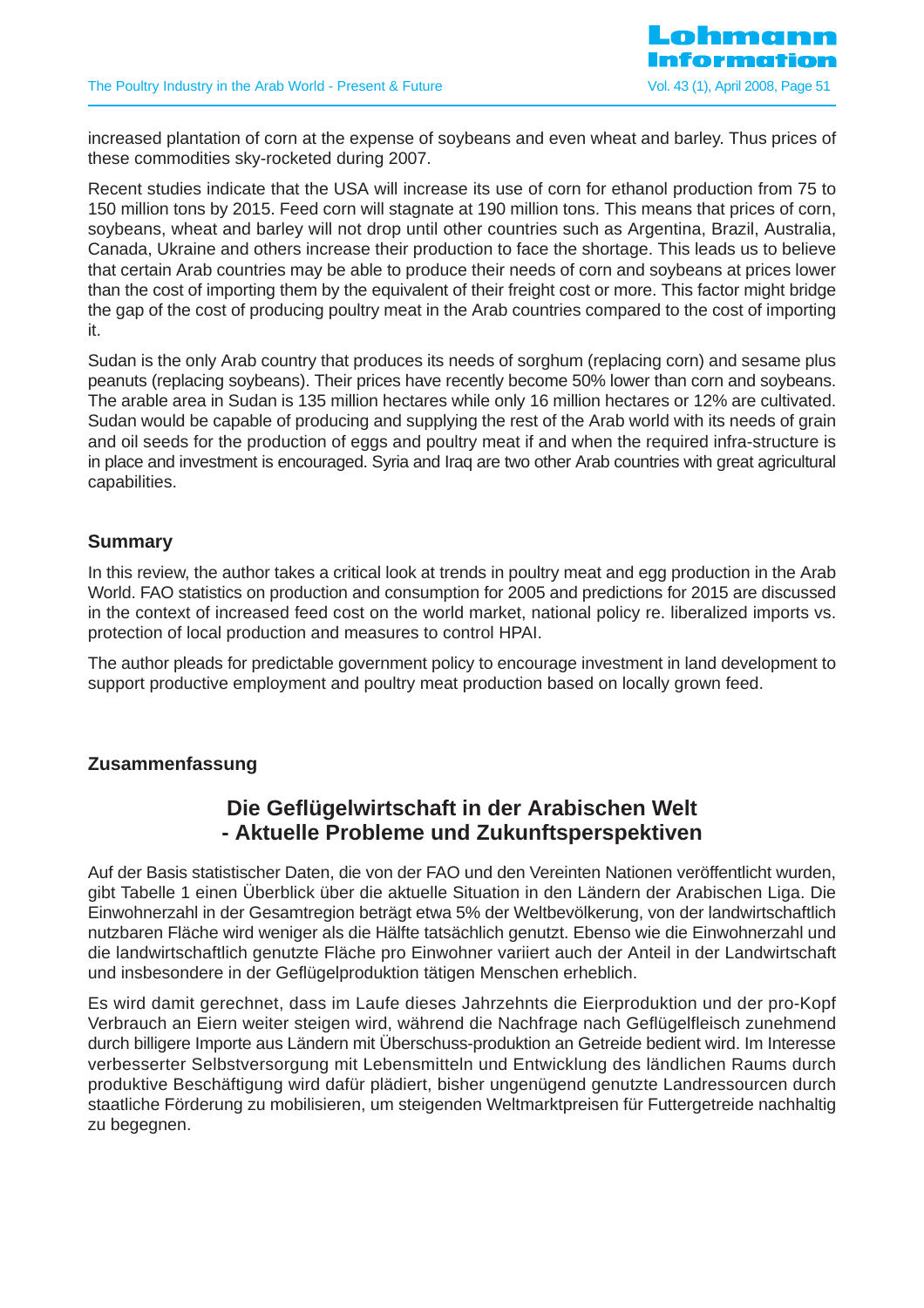increased plantation of corn at the expense of soybeans and even wheat and barley. Thus prices of these commodities sky-rocketed during 2007.

Recent studies indicate that the USA will increase its use of corn for ethanol production from 75 to 150 million tons by 2015. Feed corn will stagnate at 190 million tons. This means that prices of corn, soybeans, wheat and barley will not drop until other countries such as Argentina, Brazil, Australia, Canada, Ukraine and others increase their production to face the shortage. This leads us to believe that certain Arab countries may be able to produce their needs of corn and soybeans at prices lower than the cost of importing them by the equivalent of their freight cost or more. This factor might bridge the gap of the cost of producing poultry meat in the Arab countries compared to the cost of importing it.

Sudan is the only Arab country that produces its needs of sorghum (replacing corn) and sesame plus peanuts (replacing soybeans). Their prices have recently become 50% lower than corn and soybeans. The arable area in Sudan is 135 million hectares while only 16 million hectares or 12% are cultivated. Sudan would be capable of producing and supplying the rest of the Arab world with its needs of grain and oil seeds for the production of eggs and poultry meat if and when the required infra-structure is in place and investment is encouraged. Syria and Iraq are two other Arab countries with great agricultural capabilities.

## Summary

In this review, the author takes a critical look at trends in poultry meat and egg production in the Arab World. FAO statistics on production and consumption for 2005 and predictions for 2015 are discussed in the context of increased feed cost on the world market, national policy re. liberalized imports vs. protection of local production and measures to control HPAI.

The author pleads for predictable government policy to encourage investment in land development to support productive employment and poultry meat production based on locally grown feed.

## Zusammenfassung

### Die Geflügelwirtschaft in der Arabischen Welt - Aktuelle Probleme und Zukunftsperspektiven

Auf der Basis statistischer Daten, die von der FAO und den Vereinten Nationen veröffentlicht wurden, gibt Tabelle 1 einen Überblick über die aktuelle Situation in den Ländern der Arabischen Liga. Die Einwohnerzahl in der Gesamtregion beträgt etwa 5% der Weltbevölkerung, von der landwirtschaftlich nutzbaren Fläche wird weniger als die Hälfte tatsächlich genutzt. Ebenso wie die Einwohnerzahl und die landwirtschaftlich genutzte Fläche pro Einwohner variiert auch der Anteil in der Landwirtschaft und insbesondere in der Geflügelproduktion tätigen Menschen erheblich.

Es wird damit gerechnet, dass im Laufe dieses Jahrzehnts die Eierproduktion und der pro-Kopf Verbrauch an Eiern weiter steigen wird, während die Nachfrage nach Geflügelfleisch zunehmend durch billigere Importe aus Ländern mit Überschuss-produktion an Getreide bedient wird. Im Interesse verbesserter Selbstversorgung mit Lebensmitteln und Entwicklung des ländlichen Raums durch produktive Beschäftigung wird dafür plädiert, bisher ungenügend genutzte Landressourcen durch staatliche Förderung zu mobilisieren, um steigenden Weltmarktpreisen für Futtergetreide nachhaltig zu begegnen.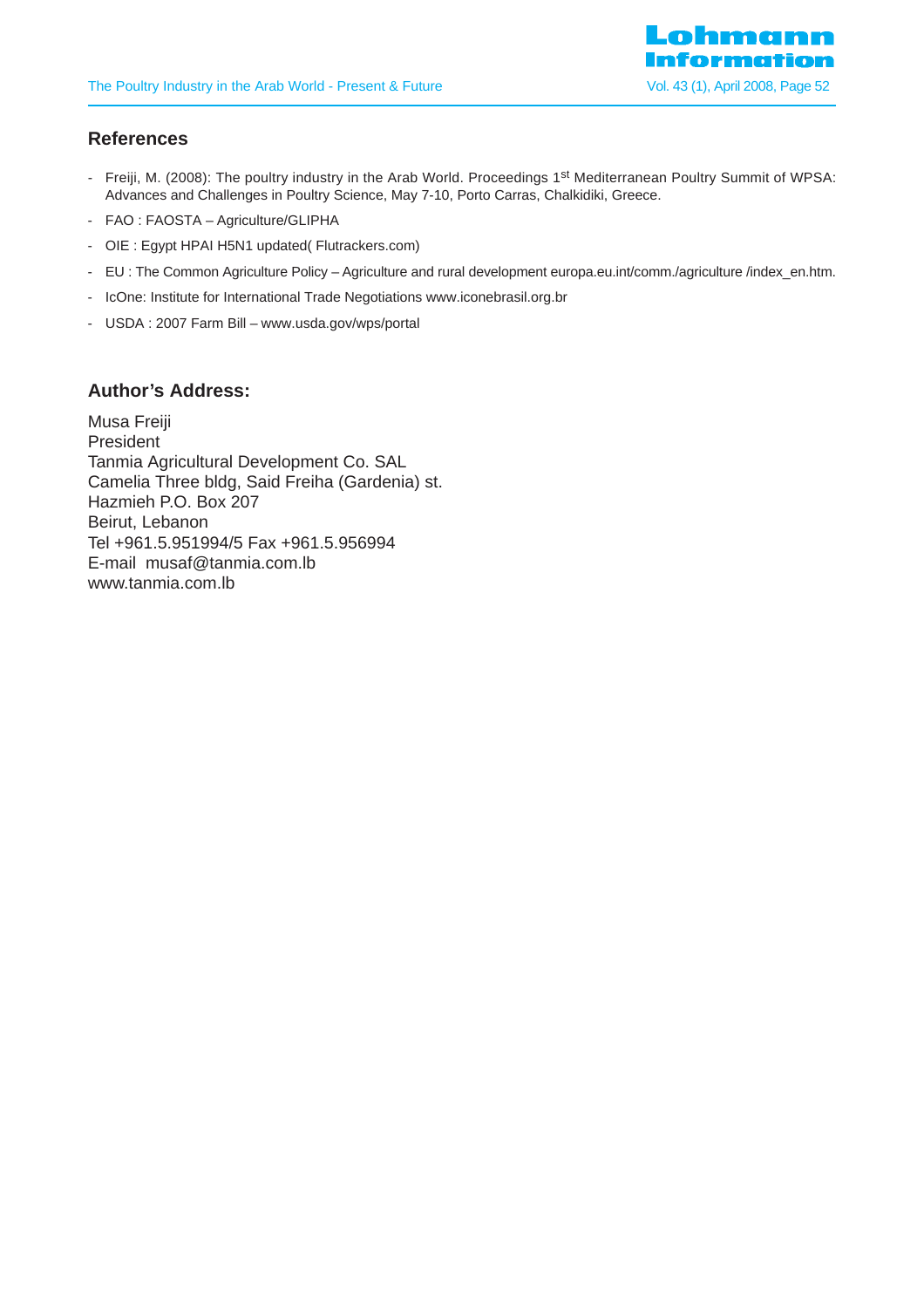## References

- Freiji, M. (2008): The poultry industry in the Arab World. Proceedings 1st Mediterranean Poultry Summit of WPSA: Advances and Challenges in Poultry Science, May 7-10, Porto Carras, Chalkidiki, Greece.
- FAO : FAOSTA – Agriculture/GLIPHA
- OIE : Egypt HPAI H5N1 updated( Flutrackers.com)
- EU : The Common Agriculture Policy – Agriculture and rural development europa.eu.int/comm./agriculture /index_en.htm.
- IcOne: Institute for International Trade Negotiations www.iconebrasil.org.br
- USDA : 2007 Farm Bill – www.usda.gov/wps/portal

## Author's Address:

Musa Freiji
President
Tanmia Agricultural Development Co. SAL
Camelia Three bldg, Said Freiha (Gardenia) st.
Hazmieh P.O. Box 207
Beirut, Lebanon
Tel +961.5.951994/5 Fax +961.5.956994
E-mail musaf@tanmia.com.lb
www.tanmia.com.lb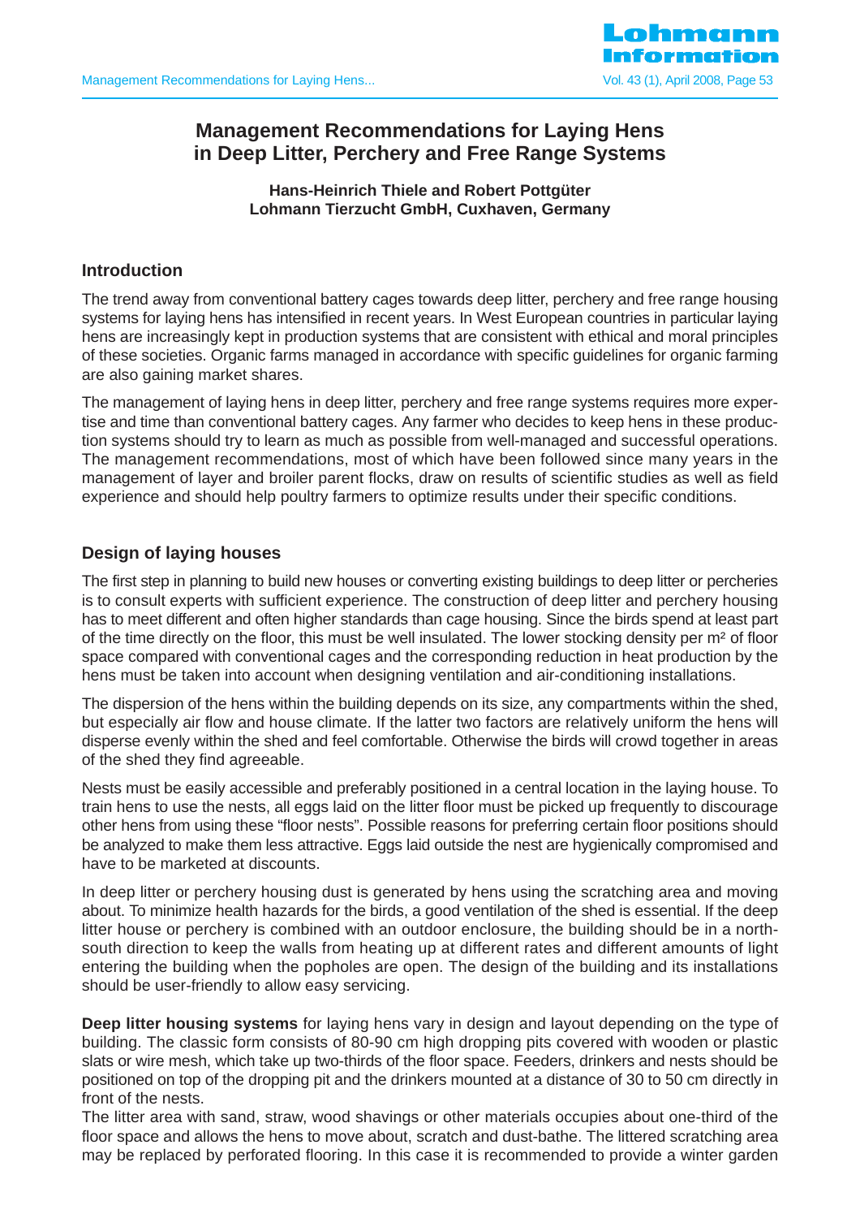# Management Recommendations for Laying Hens in Deep Litter, Perchery and Free Range Systems

**Hans-Heinrich Thiele and Robert Pottgüter**
**Lohmann Tierzucht GmbH, Cuxhaven, Germany**

## Introduction

The trend away from conventional battery cages towards deep litter, perchery and free range housing systems for laying hens has intensified in recent years. In West European countries in particular laying hens are increasingly kept in production systems that are consistent with ethical and moral principles of these societies. Organic farms managed in accordance with specific guidelines for organic farming are also gaining market shares.

The management of laying hens in deep litter, perchery and free range systems requires more expertise and time than conventional battery cages. Any farmer who decides to keep hens in these production systems should try to learn as much as possible from well-managed and successful operations. The management recommendations, most of which have been followed since many years in the management of layer and broiler parent flocks, draw on results of scientific studies as well as field experience and should help poultry farmers to optimize results under their specific conditions.

## Design of laying houses

The first step in planning to build new houses or converting existing buildings to deep litter or percheries is to consult experts with sufficient experience. The construction of deep litter and perchery housing has to meet different and often higher standards than cage housing. Since the birds spend at least part of the time directly on the floor, this must be well insulated. The lower stocking density per m² of floor space compared with conventional cages and the corresponding reduction in heat production by the hens must be taken into account when designing ventilation and air-conditioning installations.

The dispersion of the hens within the building depends on its size, any compartments within the shed, but especially air flow and house climate. If the latter two factors are relatively uniform the hens will disperse evenly within the shed and feel comfortable. Otherwise the birds will crowd together in areas of the shed they find agreeable.

Nests must be easily accessible and preferably positioned in a central location in the laying house. To train hens to use the nests, all eggs laid on the litter floor must be picked up frequently to discourage other hens from using these "floor nests". Possible reasons for preferring certain floor positions should be analyzed to make them less attractive. Eggs laid outside the nest are hygienically compromised and have to be marketed at discounts.

In deep litter or perchery housing dust is generated by hens using the scratching area and moving about. To minimize health hazards for the birds, a good ventilation of the shed is essential. If the deep litter house or perchery is combined with an outdoor enclosure, the building should be in a north-south direction to keep the walls from heating up at different rates and different amounts of light entering the building when the popholes are open. The design of the building and its installations should be user-friendly to allow easy servicing.

**Deep litter housing systems** for laying hens vary in design and layout depending on the type of building. The classic form consists of 80-90 cm high dropping pits covered with wooden or plastic slats or wire mesh, which take up two-thirds of the floor space. Feeders, drinkers and nests should be positioned on top of the dropping pit and the drinkers mounted at a distance of 30 to 50 cm directly in front of the nests.

The litter area with sand, straw, wood shavings or other materials occupies about one-third of the floor space and allows the hens to move about, scratch and dust-bathe. The littered scratching area may be replaced by perforated flooring. In this case it is recommended to provide a winter garden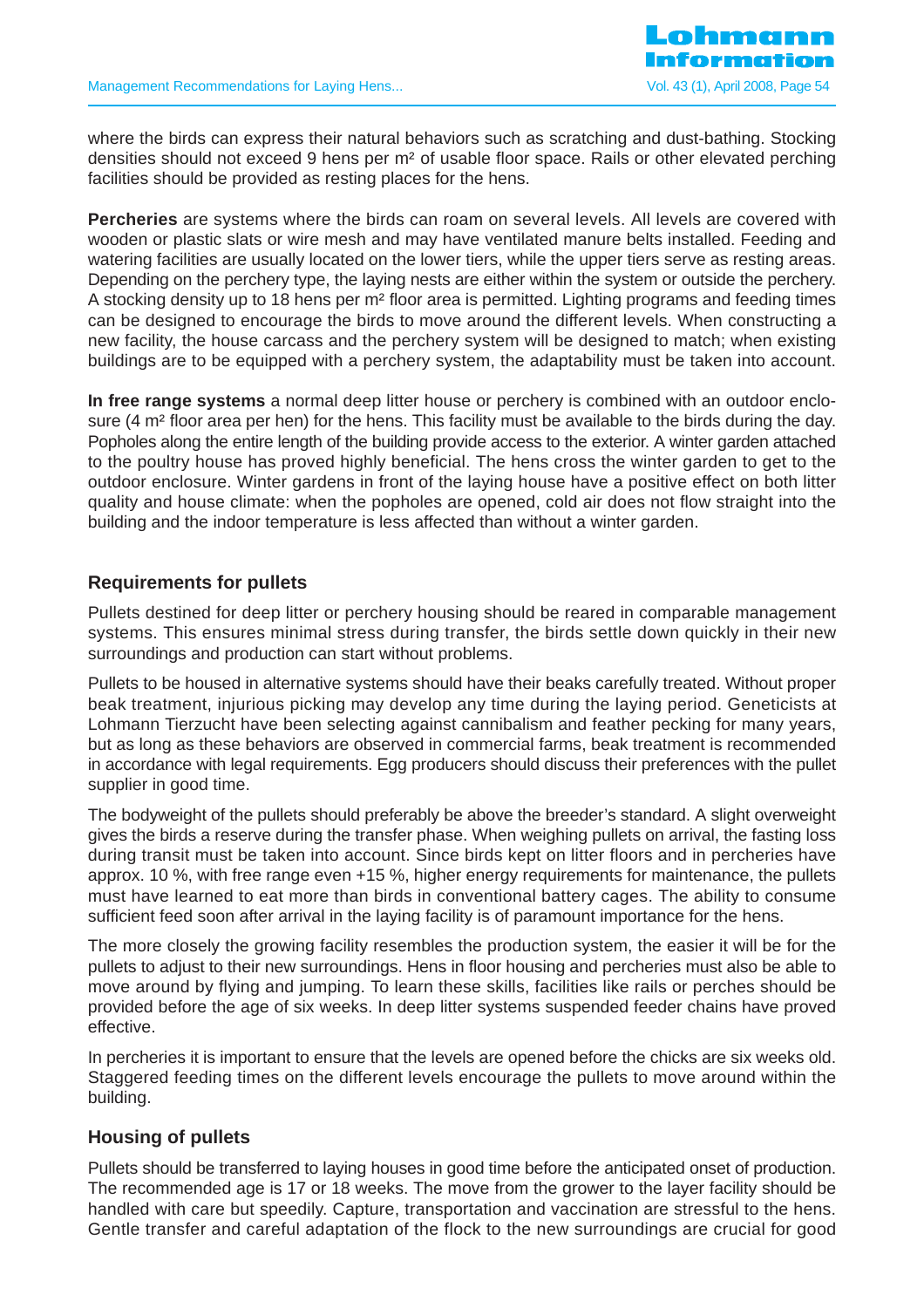where the birds can express their natural behaviors such as scratching and dust-bathing. Stocking densities should not exceed 9 hens per m² of usable floor space. Rails or other elevated perching facilities should be provided as resting places for the hens.

**Percheries** are systems where the birds can roam on several levels. All levels are covered with wooden or plastic slats or wire mesh and may have ventilated manure belts installed. Feeding and watering facilities are usually located on the lower tiers, while the upper tiers serve as resting areas. Depending on the perchery type, the laying nests are either within the system or outside the perchery. A stocking density up to 18 hens per m² floor area is permitted. Lighting programs and feeding times can be designed to encourage the birds to move around the different levels. When constructing a new facility, the house carcass and the perchery system will be designed to match; when existing buildings are to be equipped with a perchery system, the adaptability must be taken into account.

**In free range systems** a normal deep litter house or perchery is combined with an outdoor enclosure (4 m² floor area per hen) for the hens. This facility must be available to the birds during the day. Popholes along the entire length of the building provide access to the exterior. A winter garden attached to the poultry house has proved highly beneficial. The hens cross the winter garden to get to the outdoor enclosure. Winter gardens in front of the laying house have a positive effect on both litter quality and house climate: when the popholes are opened, cold air does not flow straight into the building and the indoor temperature is less affected than without a winter garden.

### Requirements for pullets

Pullets destined for deep litter or perchery housing should be reared in comparable management systems. This ensures minimal stress during transfer, the birds settle down quickly in their new surroundings and production can start without problems.

Pullets to be housed in alternative systems should have their beaks carefully treated. Without proper beak treatment, injurious picking may develop any time during the laying period. Geneticists at Lohmann Tierzucht have been selecting against cannibalism and feather pecking for many years, but as long as these behaviors are observed in commercial farms, beak treatment is recommended in accordance with legal requirements. Egg producers should discuss their preferences with the pullet supplier in good time.

The bodyweight of the pullets should preferably be above the breeder's standard. A slight overweight gives the birds a reserve during the transfer phase. When weighing pullets on arrival, the fasting loss during transit must be taken into account. Since birds kept on litter floors and in percheries have approx. 10 %, with free range even +15 %, higher energy requirements for maintenance, the pullets must have learned to eat more than birds in conventional battery cages. The ability to consume sufficient feed soon after arrival in the laying facility is of paramount importance for the hens.

The more closely the growing facility resembles the production system, the easier it will be for the pullets to adjust to their new surroundings. Hens in floor housing and percheries must also be able to move around by flying and jumping. To learn these skills, facilities like rails or perches should be provided before the age of six weeks. In deep litter systems suspended feeder chains have proved effective.

In percheries it is important to ensure that the levels are opened before the chicks are six weeks old. Staggered feeding times on the different levels encourage the pullets to move around within the building.

### Housing of pullets

Pullets should be transferred to laying houses in good time before the anticipated onset of production. The recommended age is 17 or 18 weeks. The move from the grower to the layer facility should be handled with care but speedily. Capture, transportation and vaccination are stressful to the hens. Gentle transfer and careful adaptation of the flock to the new surroundings are crucial for good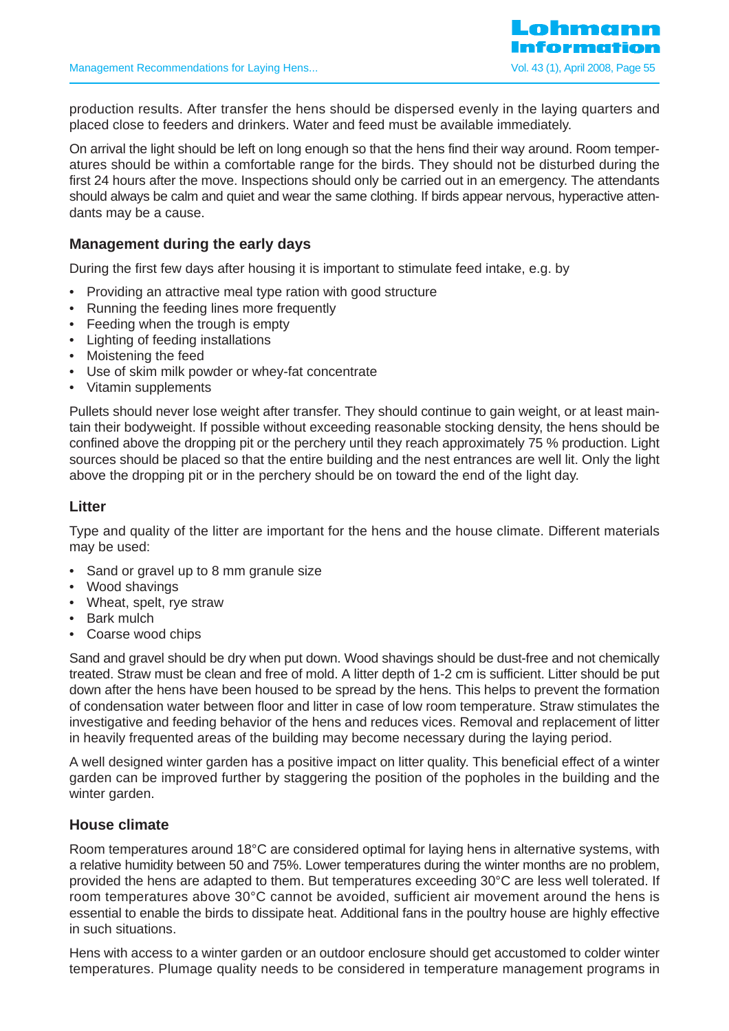production results. After transfer the hens should be dispersed evenly in the laying quarters and placed close to feeders and drinkers. Water and feed must be available immediately.

On arrival the light should be left on long enough so that the hens find their way around. Room temperatures should be within a comfortable range for the birds. They should not be disturbed during the first 24 hours after the move. Inspections should only be carried out in an emergency. The attendants should always be calm and quiet and wear the same clothing. If birds appear nervous, hyperactive attendants may be a cause.

### Management during the early days

During the first few days after housing it is important to stimulate feed intake, e.g. by

- Providing an attractive meal type ration with good structure
- Running the feeding lines more frequently
- Feeding when the trough is empty
- Lighting of feeding installations
- Moistening the feed
- Use of skim milk powder or whey-fat concentrate
- Vitamin supplements

Pullets should never lose weight after transfer. They should continue to gain weight, or at least maintain their bodyweight. If possible without exceeding reasonable stocking density, the hens should be confined above the dropping pit or the perchery until they reach approximately 75 % production. Light sources should be placed so that the entire building and the nest entrances are well lit. Only the light above the dropping pit or in the perchery should be on toward the end of the light day.

### Litter

Type and quality of the litter are important for the hens and the house climate. Different materials may be used:

- Sand or gravel up to 8 mm granule size
- Wood shavings
- Wheat, spelt, rye straw
- Bark mulch
- Coarse wood chips

Sand and gravel should be dry when put down. Wood shavings should be dust-free and not chemically treated. Straw must be clean and free of mold. A litter depth of 1-2 cm is sufficient. Litter should be put down after the hens have been housed to be spread by the hens. This helps to prevent the formation of condensation water between floor and litter in case of low room temperature. Straw stimulates the investigative and feeding behavior of the hens and reduces vices. Removal and replacement of litter in heavily frequented areas of the building may become necessary during the laying period.

A well designed winter garden has a positive impact on litter quality. This beneficial effect of a winter garden can be improved further by staggering the position of the popholes in the building and the winter garden.

### House climate

Room temperatures around 18°C are considered optimal for laying hens in alternative systems, with a relative humidity between 50 and 75%. Lower temperatures during the winter months are no problem, provided the hens are adapted to them. But temperatures exceeding 30°C are less well tolerated. If room temperatures above 30°C cannot be avoided, sufficient air movement around the hens is essential to enable the birds to dissipate heat. Additional fans in the poultry house are highly effective in such situations.

Hens with access to a winter garden or an outdoor enclosure should get accustomed to colder winter temperatures. Plumage quality needs to be considered in temperature management programs in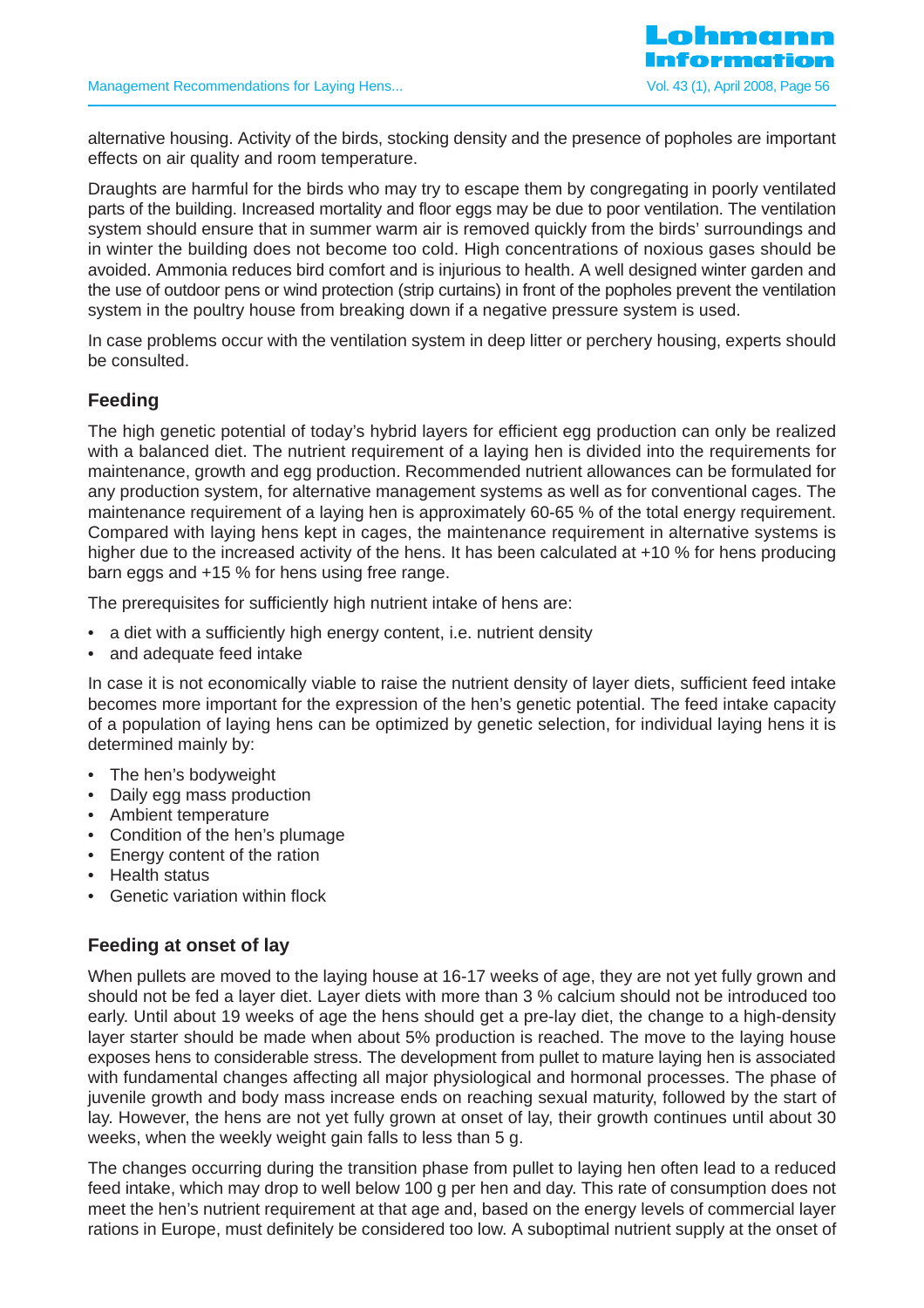alternative housing. Activity of the birds, stocking density and the presence of popholes are important effects on air quality and room temperature.

Draughts are harmful for the birds who may try to escape them by congregating in poorly ventilated parts of the building. Increased mortality and floor eggs may be due to poor ventilation. The ventilation system should ensure that in summer warm air is removed quickly from the birds' surroundings and in winter the building does not become too cold. High concentrations of noxious gases should be avoided. Ammonia reduces bird comfort and is injurious to health. A well designed winter garden and the use of outdoor pens or wind protection (strip curtains) in front of the popholes prevent the ventilation system in the poultry house from breaking down if a negative pressure system is used.

In case problems occur with the ventilation system in deep litter or perchery housing, experts should be consulted.

## Feeding

The high genetic potential of today's hybrid layers for efficient egg production can only be realized with a balanced diet. The nutrient requirement of a laying hen is divided into the requirements for maintenance, growth and egg production. Recommended nutrient allowances can be formulated for any production system, for alternative management systems as well as for conventional cages. The maintenance requirement of a laying hen is approximately 60-65 % of the total energy requirement. Compared with laying hens kept in cages, the maintenance requirement in alternative systems is higher due to the increased activity of the hens. It has been calculated at +10 % for hens producing barn eggs and +15 % for hens using free range.

The prerequisites for sufficiently high nutrient intake of hens are:

- a diet with a sufficiently high energy content, i.e. nutrient density
- and adequate feed intake

In case it is not economically viable to raise the nutrient density of layer diets, sufficient feed intake becomes more important for the expression of the hen's genetic potential. The feed intake capacity of a population of laying hens can be optimized by genetic selection, for individual laying hens it is determined mainly by:

- The hen's bodyweight
- Daily egg mass production
- Ambient temperature
- Condition of the hen's plumage
- Energy content of the ration
- Health status
- Genetic variation within flock

## Feeding at onset of lay

When pullets are moved to the laying house at 16-17 weeks of age, they are not yet fully grown and should not be fed a layer diet. Layer diets with more than 3 % calcium should not be introduced too early. Until about 19 weeks of age the hens should get a pre-lay diet, the change to a high-density layer starter should be made when about 5% production is reached. The move to the laying house exposes hens to considerable stress. The development from pullet to mature laying hen is associated with fundamental changes affecting all major physiological and hormonal processes. The phase of juvenile growth and body mass increase ends on reaching sexual maturity, followed by the start of lay. However, the hens are not yet fully grown at onset of lay, their growth continues until about 30 weeks, when the weekly weight gain falls to less than 5 g.

The changes occurring during the transition phase from pullet to laying hen often lead to a reduced feed intake, which may drop to well below 100 g per hen and day. This rate of consumption does not meet the hen's nutrient requirement at that age and, based on the energy levels of commercial layer rations in Europe, must definitely be considered too low. A suboptimal nutrient supply at the onset of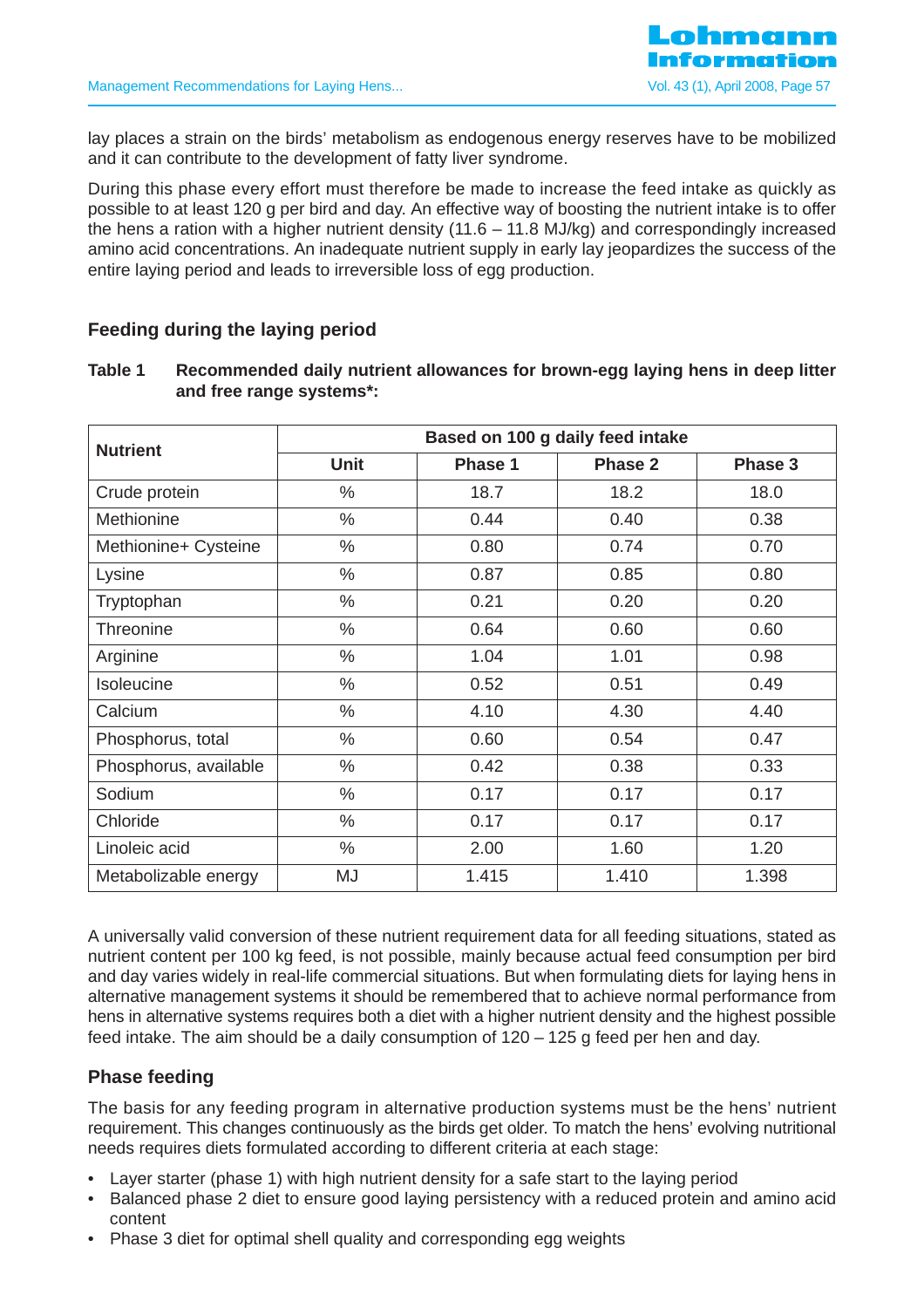lay places a strain on the birds' metabolism as endogenous energy reserves have to be mobilized and it can contribute to the development of fatty liver syndrome.

During this phase every effort must therefore be made to increase the feed intake as quickly as possible to at least 120 g per bird and day. An effective way of boosting the nutrient intake is to offer the hens a ration with a higher nutrient density (11.6 – 11.8 MJ/kg) and correspondingly increased amino acid concentrations. An inadequate nutrient supply in early lay jeopardizes the success of the entire laying period and leads to irreversible loss of egg production.

## Feeding during the laying period

**Table 1 Recommended daily nutrient allowances for brown-egg laying hens in deep litter and free range systems\*:**

| Nutrient | Based on 100 g daily feed intake | | | |
|---|---|---|---|---|
| | Unit | Phase 1 | Phase 2 | Phase 3 |
| Crude protein | % | 18.7 | 18.2 | 18.0 |
| Methionine | % | 0.44 | 0.40 | 0.38 |
| Methionine+ Cysteine | % | 0.80 | 0.74 | 0.70 |
| Lysine | % | 0.87 | 0.85 | 0.80 |
| Tryptophan | % | 0.21 | 0.20 | 0.20 |
| Threonine | % | 0.64 | 0.60 | 0.60 |
| Arginine | % | 1.04 | 1.01 | 0.98 |
| Isoleucine | % | 0.52 | 0.51 | 0.49 |
| Calcium | % | 4.10 | 4.30 | 4.40 |
| Phosphorus, total | % | 0.60 | 0.54 | 0.47 |
| Phosphorus, available | % | 0.42 | 0.38 | 0.33 |
| Sodium | % | 0.17 | 0.17 | 0.17 |
| Chloride | % | 0.17 | 0.17 | 0.17 |
| Linoleic acid | % | 2.00 | 1.60 | 1.20 |
| Metabolizable energy | MJ | 1.415 | 1.410 | 1.398 |

A universally valid conversion of these nutrient requirement data for all feeding situations, stated as nutrient content per 100 kg feed, is not possible, mainly because actual feed consumption per bird and day varies widely in real-life commercial situations. But when formulating diets for laying hens in alternative management systems it should be remembered that to achieve normal performance from hens in alternative systems requires both a diet with a higher nutrient density and the highest possible feed intake. The aim should be a daily consumption of 120 – 125 g feed per hen and day.

### Phase feeding

The basis for any feeding program in alternative production systems must be the hens' nutrient requirement. This changes continuously as the birds get older. To match the hens' evolving nutritional needs requires diets formulated according to different criteria at each stage:

- Layer starter (phase 1) with high nutrient density for a safe start to the laying period
- Balanced phase 2 diet to ensure good laying persistency with a reduced protein and amino acid content
- Phase 3 diet for optimal shell quality and corresponding egg weights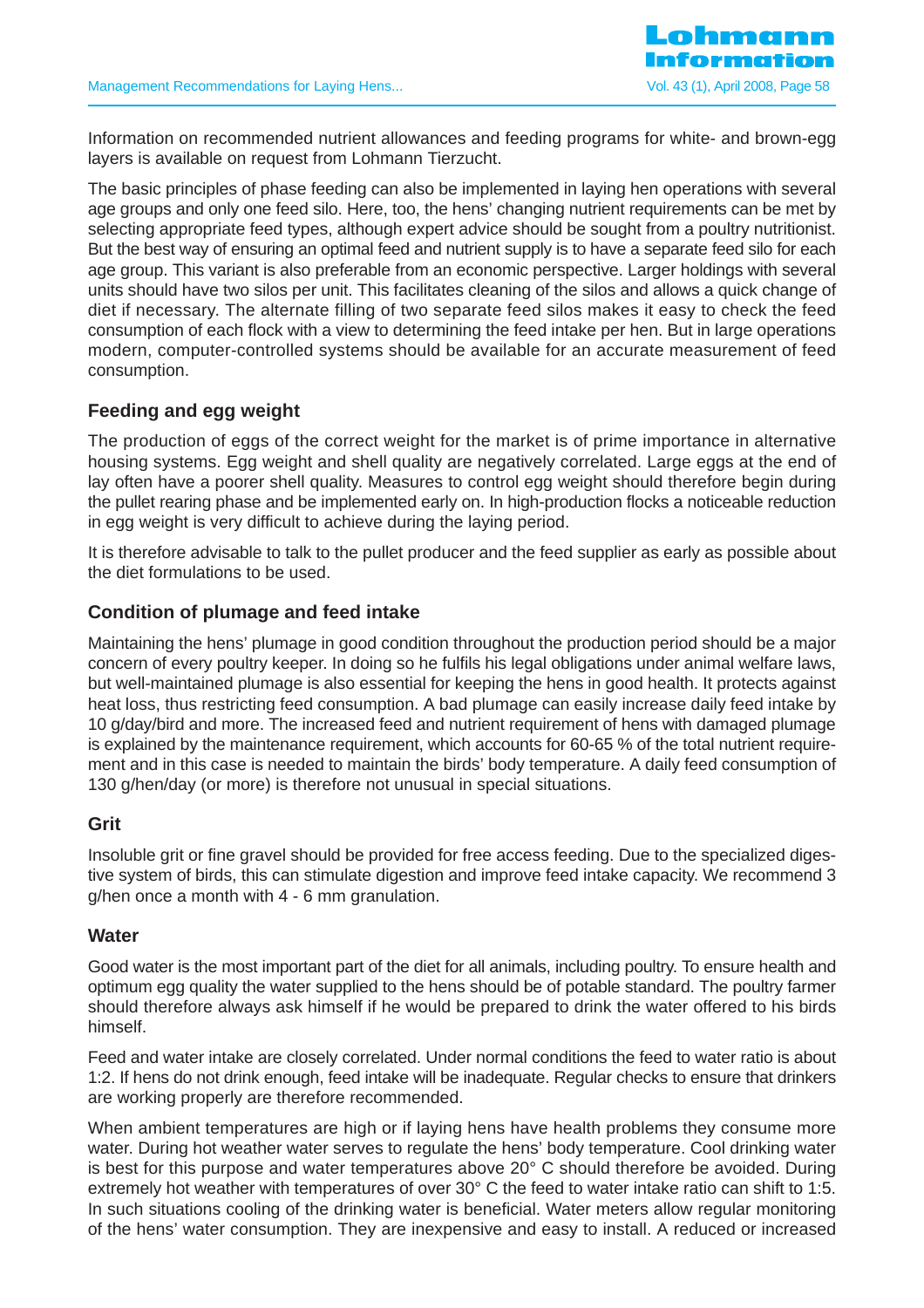Information on recommended nutrient allowances and feeding programs for white- and brown-egg layers is available on request from Lohmann Tierzucht.

The basic principles of phase feeding can also be implemented in laying hen operations with several age groups and only one feed silo. Here, too, the hens' changing nutrient requirements can be met by selecting appropriate feed types, although expert advice should be sought from a poultry nutritionist. But the best way of ensuring an optimal feed and nutrient supply is to have a separate feed silo for each age group. This variant is also preferable from an economic perspective. Larger holdings with several units should have two silos per unit. This facilitates cleaning of the silos and allows a quick change of diet if necessary. The alternate filling of two separate feed silos makes it easy to check the feed consumption of each flock with a view to determining the feed intake per hen. But in large operations modern, computer-controlled systems should be available for an accurate measurement of feed consumption.

### Feeding and egg weight

The production of eggs of the correct weight for the market is of prime importance in alternative housing systems. Egg weight and shell quality are negatively correlated. Large eggs at the end of lay often have a poorer shell quality. Measures to control egg weight should therefore begin during the pullet rearing phase and be implemented early on. In high-production flocks a noticeable reduction in egg weight is very difficult to achieve during the laying period.

It is therefore advisable to talk to the pullet producer and the feed supplier as early as possible about the diet formulations to be used.

### Condition of plumage and feed intake

Maintaining the hens' plumage in good condition throughout the production period should be a major concern of every poultry keeper. In doing so he fulfils his legal obligations under animal welfare laws, but well-maintained plumage is also essential for keeping the hens in good health. It protects against heat loss, thus restricting feed consumption. A bad plumage can easily increase daily feed intake by 10 g/day/bird and more. The increased feed and nutrient requirement of hens with damaged plumage is explained by the maintenance requirement, which accounts for 60-65 % of the total nutrient requirement and in this case is needed to maintain the birds' body temperature. A daily feed consumption of 130 g/hen/day (or more) is therefore not unusual in special situations.

### Grit

Insoluble grit or fine gravel should be provided for free access feeding. Due to the specialized digestive system of birds, this can stimulate digestion and improve feed intake capacity. We recommend 3 g/hen once a month with 4 - 6 mm granulation.

### Water

Good water is the most important part of the diet for all animals, including poultry. To ensure health and optimum egg quality the water supplied to the hens should be of potable standard. The poultry farmer should therefore always ask himself if he would be prepared to drink the water offered to his birds himself.

Feed and water intake are closely correlated. Under normal conditions the feed to water ratio is about 1:2. If hens do not drink enough, feed intake will be inadequate. Regular checks to ensure that drinkers are working properly are therefore recommended.

When ambient temperatures are high or if laying hens have health problems they consume more water. During hot weather water serves to regulate the hens' body temperature. Cool drinking water is best for this purpose and water temperatures above 20° C should therefore be avoided. During extremely hot weather with temperatures of over 30° C the feed to water intake ratio can shift to 1:5. In such situations cooling of the drinking water is beneficial. Water meters allow regular monitoring of the hens' water consumption. They are inexpensive and easy to install. A reduced or increased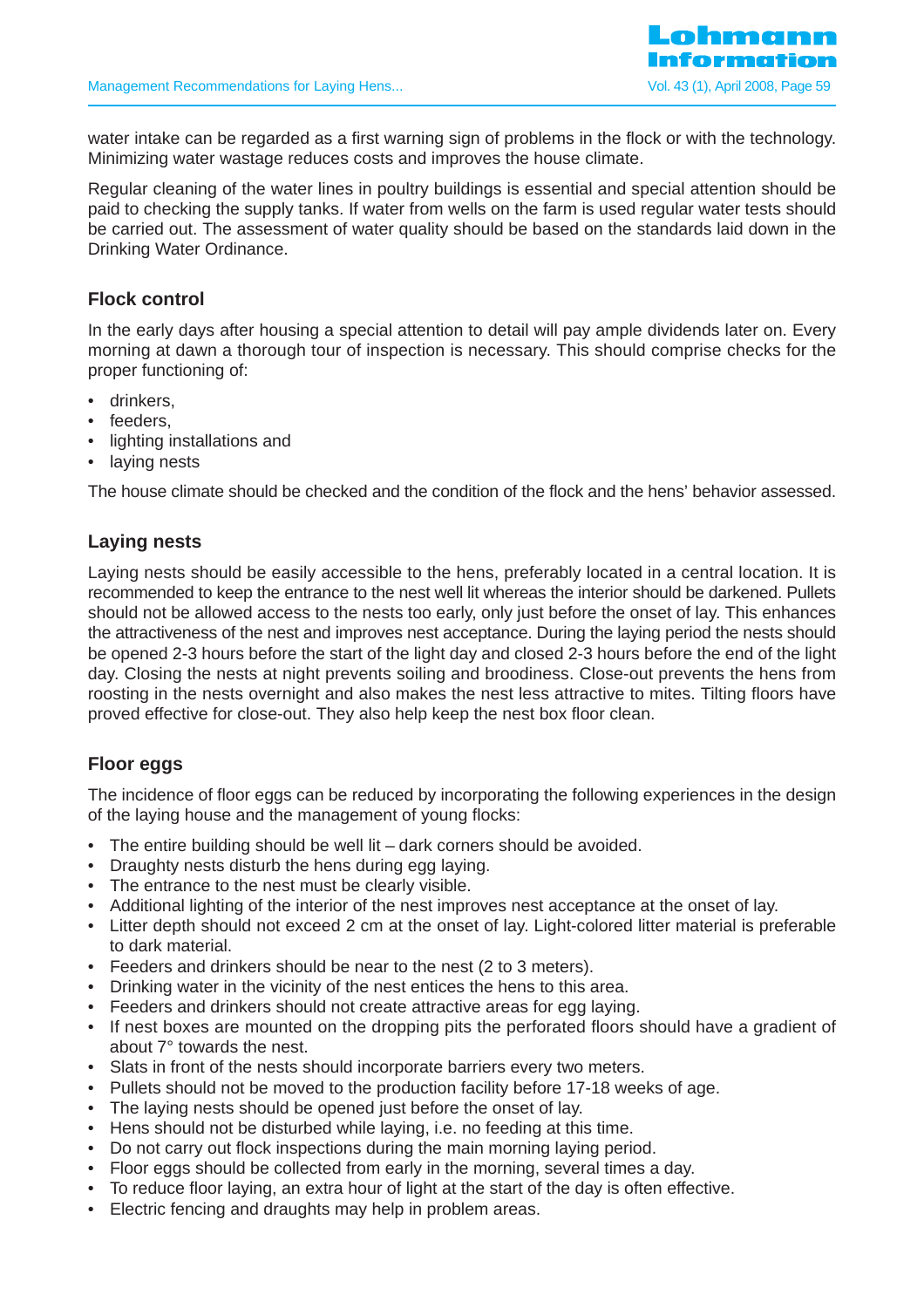water intake can be regarded as a first warning sign of problems in the flock or with the technology. Minimizing water wastage reduces costs and improves the house climate.

Regular cleaning of the water lines in poultry buildings is essential and special attention should be paid to checking the supply tanks. If water from wells on the farm is used regular water tests should be carried out. The assessment of water quality should be based on the standards laid down in the Drinking Water Ordinance.

## Flock control

In the early days after housing a special attention to detail will pay ample dividends later on. Every morning at dawn a thorough tour of inspection is necessary. This should comprise checks for the proper functioning of:

- drinkers,
- feeders,
- lighting installations and
- laying nests

The house climate should be checked and the condition of the flock and the hens' behavior assessed.

## Laying nests

Laying nests should be easily accessible to the hens, preferably located in a central location. It is recommended to keep the entrance to the nest well lit whereas the interior should be darkened. Pullets should not be allowed access to the nests too early, only just before the onset of lay. This enhances the attractiveness of the nest and improves nest acceptance. During the laying period the nests should be opened 2-3 hours before the start of the light day and closed 2-3 hours before the end of the light day. Closing the nests at night prevents soiling and broodiness. Close-out prevents the hens from roosting in the nests overnight and also makes the nest less attractive to mites. Tilting floors have proved effective for close-out. They also help keep the nest box floor clean.

## Floor eggs

The incidence of floor eggs can be reduced by incorporating the following experiences in the design of the laying house and the management of young flocks:

- The entire building should be well lit – dark corners should be avoided.
- Draughty nests disturb the hens during egg laying.
- The entrance to the nest must be clearly visible.
- Additional lighting of the interior of the nest improves nest acceptance at the onset of lay.
- Litter depth should not exceed 2 cm at the onset of lay. Light-colored litter material is preferable to dark material.
- Feeders and drinkers should be near to the nest (2 to 3 meters).
- Drinking water in the vicinity of the nest entices the hens to this area.
- Feeders and drinkers should not create attractive areas for egg laying.
- If nest boxes are mounted on the dropping pits the perforated floors should have a gradient of about 7° towards the nest.
- Slats in front of the nests should incorporate barriers every two meters.
- Pullets should not be moved to the production facility before 17-18 weeks of age.
- The laying nests should be opened just before the onset of lay.
- Hens should not be disturbed while laying, i.e. no feeding at this time.
- Do not carry out flock inspections during the main morning laying period.
- Floor eggs should be collected from early in the morning, several times a day.
- To reduce floor laying, an extra hour of light at the start of the day is often effective.
- Electric fencing and draughts may help in problem areas.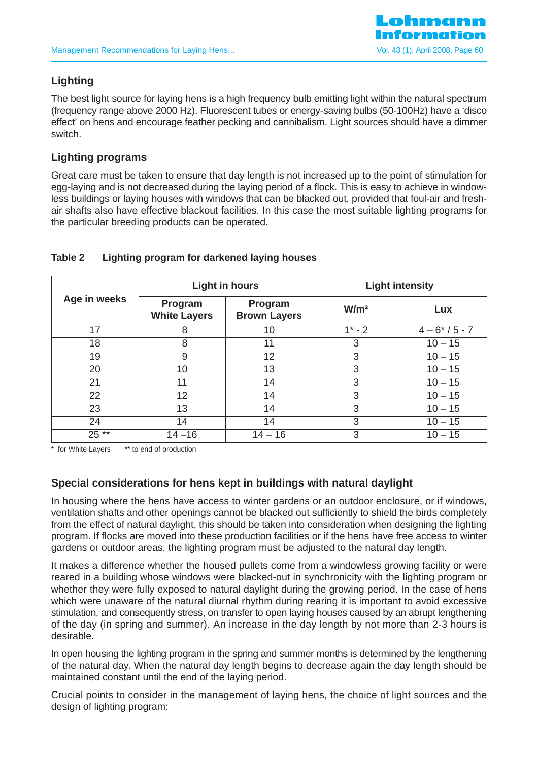## Lighting

The best light source for laying hens is a high frequency bulb emitting light within the natural spectrum (frequency range above 2000 Hz). Fluorescent tubes or energy-saving bulbs (50-100Hz) have a 'disco effect' on hens and encourage feather pecking and cannibalism. Light sources should have a dimmer switch.

## Lighting programs

Great care must be taken to ensure that day length is not increased up to the point of stimulation for egg-laying and is not decreased during the laying period of a flock. This is easy to achieve in windowless buildings or laying houses with windows that can be blacked out, provided that foul-air and fresh-air shafts also have effective blackout facilities. In this case the most suitable lighting programs for the particular breeding products can be operated.

**Table 2 Lighting program for darkened laying houses**

| Age in weeks | Light in hours | | Light intensity | |
|---|---|---|---|---|
| | Program White Layers | Program Brown Layers | W/m² | Lux |
| 17 | 8 | 10 | 1* - 2 | 4 – 6* / 5 - 7 |
| 18 | 8 | 11 | 3 | 10 – 15 |
| 19 | 9 | 12 | 3 | 10 – 15 |
| 20 | 10 | 13 | 3 | 10 – 15 |
| 21 | 11 | 14 | 3 | 10 – 15 |
| 22 | 12 | 14 | 3 | 10 – 15 |
| 23 | 13 | 14 | 3 | 10 – 15 |
| 24 | 14 | 14 | 3 | 10 – 15 |
| 25 ** | 14 –16 | 14 – 16 | 3 | 10 – 15 |

\* for White Layers ** to end of production

## Special considerations for hens kept in buildings with natural daylight

In housing where the hens have access to winter gardens or an outdoor enclosure, or if windows, ventilation shafts and other openings cannot be blacked out sufficiently to shield the birds completely from the effect of natural daylight, this should be taken into consideration when designing the lighting program. If flocks are moved into these production facilities or if the hens have free access to winter gardens or outdoor areas, the lighting program must be adjusted to the natural day length.

It makes a difference whether the housed pullets come from a windowless growing facility or were reared in a building whose windows were blacked-out in synchronicity with the lighting program or whether they were fully exposed to natural daylight during the growing period. In the case of hens which were unaware of the natural diurnal rhythm during rearing it is important to avoid excessive stimulation, and consequently stress, on transfer to open laying houses caused by an abrupt lengthening of the day (in spring and summer). An increase in the day length by not more than 2-3 hours is desirable.

In open housing the lighting program in the spring and summer months is determined by the lengthening of the natural day. When the natural day length begins to decrease again the day length should be maintained constant until the end of the laying period.

Crucial points to consider in the management of laying hens, the choice of light sources and the design of lighting program: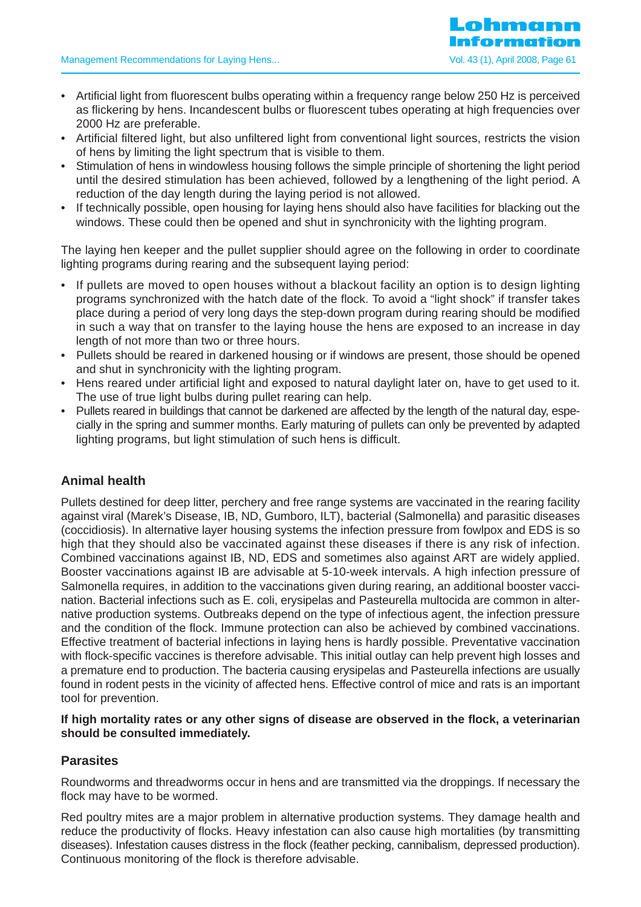- Artificial light from fluorescent bulbs operating within a frequency range below 250 Hz is perceived as flickering by hens. Incandescent bulbs or fluorescent tubes operating at high frequencies over 2000 Hz are preferable.
- Artificial filtered light, but also unfiltered light from conventional light sources, restricts the vision of hens by limiting the light spectrum that is visible to them.
- Stimulation of hens in windowless housing follows the simple principle of shortening the light period until the desired stimulation has been achieved, followed by a lengthening of the light period. A reduction of the day length during the laying period is not allowed.
- If technically possible, open housing for laying hens should also have facilities for blacking out the windows. These could then be opened and shut in synchronicity with the lighting program.

The laying hen keeper and the pullet supplier should agree on the following in order to coordinate lighting programs during rearing and the subsequent laying period:

- If pullets are moved to open houses without a blackout facility an option is to design lighting programs synchronized with the hatch date of the flock. To avoid a "light shock" if transfer takes place during a period of very long days the step-down program during rearing should be modified in such a way that on transfer to the laying house the hens are exposed to an increase in day length of not more than two or three hours.
- Pullets should be reared in darkened housing or if windows are present, those should be opened and shut in synchronicity with the lighting program.
- Hens reared under artificial light and exposed to natural daylight later on, have to get used to it. The use of true light bulbs during pullet rearing can help.
- Pullets reared in buildings that cannot be darkened are affected by the length of the natural day, especially in the spring and summer months. Early maturing of pullets can only be prevented by adapted lighting programs, but light stimulation of such hens is difficult.

## Animal health

Pullets destined for deep litter, perchery and free range systems are vaccinated in the rearing facility against viral (Marek's Disease, IB, ND, Gumboro, ILT), bacterial (Salmonella) and parasitic diseases (coccidiosis). In alternative layer housing systems the infection pressure from fowlpox and EDS is so high that they should also be vaccinated against these diseases if there is any risk of infection. Combined vaccinations against IB, ND, EDS and sometimes also against ART are widely applied. Booster vaccinations against IB are advisable at 5-10-week intervals. A high infection pressure of Salmonella requires, in addition to the vaccinations given during rearing, an additional booster vaccination. Bacterial infections such as E. coli, erysipelas and Pasteurella multocida are common in alternative production systems. Outbreaks depend on the type of infectious agent, the infection pressure and the condition of the flock. Immune protection can also be achieved by combined vaccinations. Effective treatment of bacterial infections in laying hens is hardly possible. Preventative vaccination with flock-specific vaccines is therefore advisable. This initial outlay can help prevent high losses and a premature end to production. The bacteria causing erysipelas and Pasteurella infections are usually found in rodent pests in the vicinity of affected hens. Effective control of mice and rats is an important tool for prevention.

**If high mortality rates or any other signs of disease are observed in the flock, a veterinarian should be consulted immediately.**

## Parasites

Roundworms and threadworms occur in hens and are transmitted via the droppings. If necessary the flock may have to be wormed.

Red poultry mites are a major problem in alternative production systems. They damage health and reduce the productivity of flocks. Heavy infestation can also cause high mortalities (by transmitting diseases). Infestation causes distress in the flock (feather pecking, cannibalism, depressed production). Continuous monitoring of the flock is therefore advisable.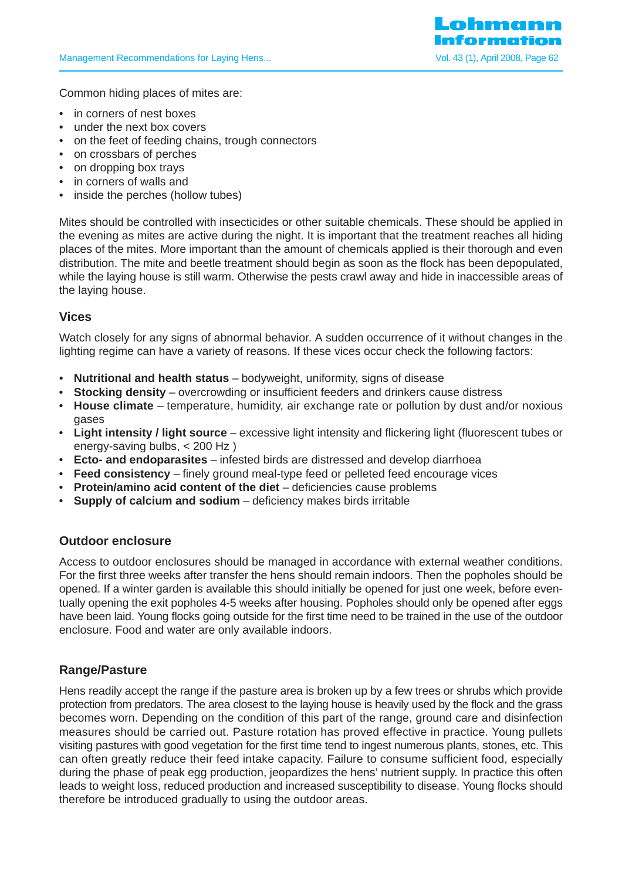Common hiding places of mites are:

- in corners of nest boxes
- under the next box covers
- on the feet of feeding chains, trough connectors
- on crossbars of perches
- on dropping box trays
- in corners of walls and
- inside the perches (hollow tubes)

Mites should be controlled with insecticides or other suitable chemicals. These should be applied in the evening as mites are active during the night. It is important that the treatment reaches all hiding places of the mites. More important than the amount of chemicals applied is their thorough and even distribution. The mite and beetle treatment should begin as soon as the flock has been depopulated, while the laying house is still warm. Otherwise the pests crawl away and hide in inaccessible areas of the laying house.

### Vices

Watch closely for any signs of abnormal behavior. A sudden occurrence of it without changes in the lighting regime can have a variety of reasons. If these vices occur check the following factors:

- **Nutritional and health status** – bodyweight, uniformity, signs of disease
- **Stocking density** – overcrowding or insufficient feeders and drinkers cause distress
- **House climate** – temperature, humidity, air exchange rate or pollution by dust and/or noxious gases
- **Light intensity / light source** – excessive light intensity and flickering light (fluorescent tubes or energy-saving bulbs, < 200 Hz )
- **Ecto- and endoparasites** – infested birds are distressed and develop diarrhoea
- **Feed consistency** – finely ground meal-type feed or pelleted feed encourage vices
- **Protein/amino acid content of the diet** – deficiencies cause problems
- **Supply of calcium and sodium** – deficiency makes birds irritable

### Outdoor enclosure

Access to outdoor enclosures should be managed in accordance with external weather conditions. For the first three weeks after transfer the hens should remain indoors. Then the popholes should be opened. If a winter garden is available this should initially be opened for just one week, before eventually opening the exit popholes 4-5 weeks after housing. Popholes should only be opened after eggs have been laid. Young flocks going outside for the first time need to be trained in the use of the outdoor enclosure. Food and water are only available indoors.

### Range/Pasture

Hens readily accept the range if the pasture area is broken up by a few trees or shrubs which provide protection from predators. The area closest to the laying house is heavily used by the flock and the grass becomes worn. Depending on the condition of this part of the range, ground care and disinfection measures should be carried out. Pasture rotation has proved effective in practice. Young pullets visiting pastures with good vegetation for the first time tend to ingest numerous plants, stones, etc. This can often greatly reduce their feed intake capacity. Failure to consume sufficient food, especially during the phase of peak egg production, jeopardizes the hens' nutrient supply. In practice this often leads to weight loss, reduced production and increased susceptibility to disease. Young flocks should therefore be introduced gradually to using the outdoor areas.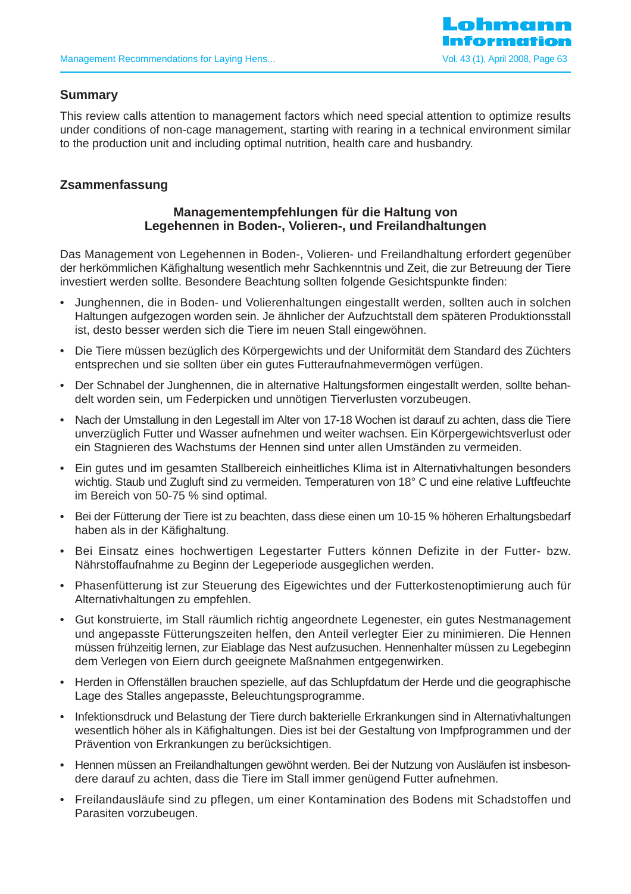## Summary

This review calls attention to management factors which need special attention to optimize results under conditions of non-cage management, starting with rearing in a technical environment similar to the production unit and including optimal nutrition, health care and husbandry.

## Zsammenfassung

### Managementempfehlungen für die Haltung von Legehennen in Boden-, Volieren-, und Freilandhaltungen

Das Management von Legehennen in Boden-, Volieren- und Freilandhaltung erfordert gegenüber der herkömmlichen Käfighaltung wesentlich mehr Sachkenntnis und Zeit, die zur Betreuung der Tiere investiert werden sollte. Besondere Beachtung sollten folgende Gesichtspunkte finden:

- Junghennen, die in Boden- und Volierenhaltungen eingestallt werden, sollten auch in solchen Haltungen aufgezogen worden sein. Je ähnlicher der Aufzuchtstall dem späteren Produktionsstall ist, desto besser werden sich die Tiere im neuen Stall eingewöhnen.
- Die Tiere müssen bezüglich des Körpergewichts und der Uniformität dem Standard des Züchters entsprechen und sie sollten über ein gutes Futteraufnahmevermögen verfügen.
- Der Schnabel der Junghennen, die in alternative Haltungsformen eingestallt werden, sollte behandelt worden sein, um Federpicken und unnötigen Tierverlusten vorzubeugen.
- Nach der Umstallung in den Legestall im Alter von 17-18 Wochen ist darauf zu achten, dass die Tiere unverzüglich Futter und Wasser aufnehmen und weiter wachsen. Ein Körpergewichtsverlust oder ein Stagnieren des Wachstums der Hennen sind unter allen Umständen zu vermeiden.
- Ein gutes und im gesamten Stallbereich einheitliches Klima ist in Alternativhaltungen besonders wichtig. Staub und Zugluft sind zu vermeiden. Temperaturen von 18° C und eine relative Luftfeuchte im Bereich von 50-75 % sind optimal.
- Bei der Fütterung der Tiere ist zu beachten, dass diese einen um 10-15 % höheren Erhaltungsbedarf haben als in der Käfighaltung.
- Bei Einsatz eines hochwertigen Legestarter Futters können Defizite in der Futter- bzw. Nährstoffaufnahme zu Beginn der Legeperiode ausgeglichen werden.
- Phasenfütterung ist zur Steuerung des Eigewichtes und der Futterkostenoptimierung auch für Alternativhaltungen zu empfehlen.
- Gut konstruierte, im Stall räumlich richtig angeordnete Legenester, ein gutes Nestmanagement und angepasste Fütterungszeiten helfen, den Anteil verlegter Eier zu minimieren. Die Hennen müssen frühzeitig lernen, zur Eiablage das Nest aufzusuchen. Hennenhalter müssen zu Legebeginn dem Verlegen von Eiern durch geeignete Maßnahmen entgegenwirken.
- Herden in Offenställen brauchen spezielle, auf das Schlupfdatum der Herde und die geographische Lage des Stalles angepasste, Beleuchtungsprogramme.
- Infektionsdruck und Belastung der Tiere durch bakterielle Erkrankungen sind in Alternativhaltungen wesentlich höher als in Käfighaltungen. Dies ist bei der Gestaltung von Impfprogrammen und der Prävention von Erkrankungen zu berücksichtigen.
- Hennen müssen an Freilandhaltungen gewöhnt werden. Bei der Nutzung von Ausläufen ist insbesondere darauf zu achten, dass die Tiere im Stall immer genügend Futter aufnehmen.
- Freilandausläufe sind zu pflegen, um einer Kontamination des Bodens mit Schadstoffen und Parasiten vorzubeugen.